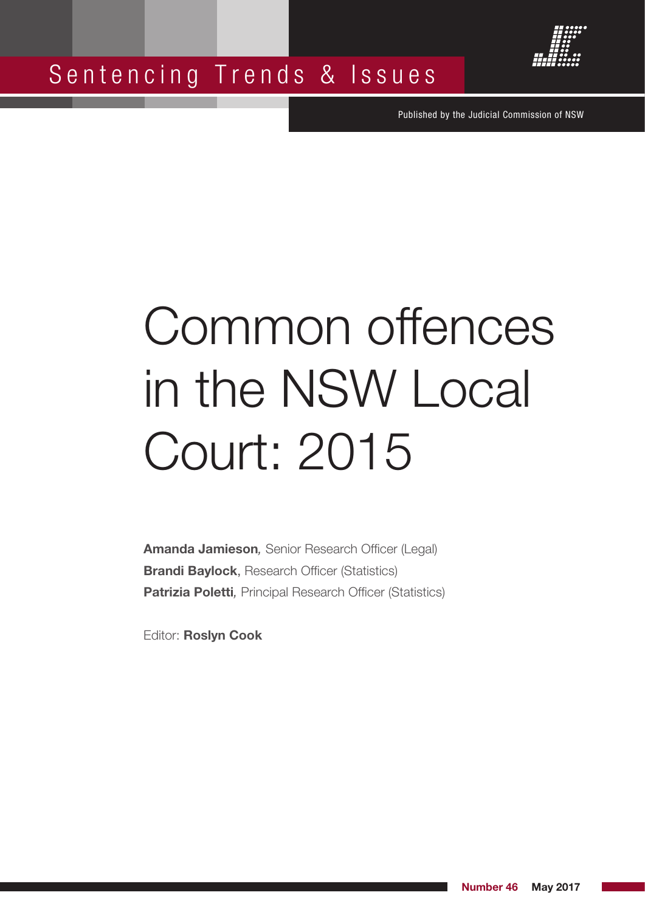Sentencing Trends & Issues

Published by the Judicial Commission of NSW

# Common offences in the NSW Local Court: 2015

**Amanda Jamieson**, Senior Research Officer (Legal)
**Brandi Baylock**, Research Officer (Statistics)
**Patrizia Poletti**, Principal Research Officer (Statistics)

Editor: **Roslyn Cook**

**Number 46** **May 2017**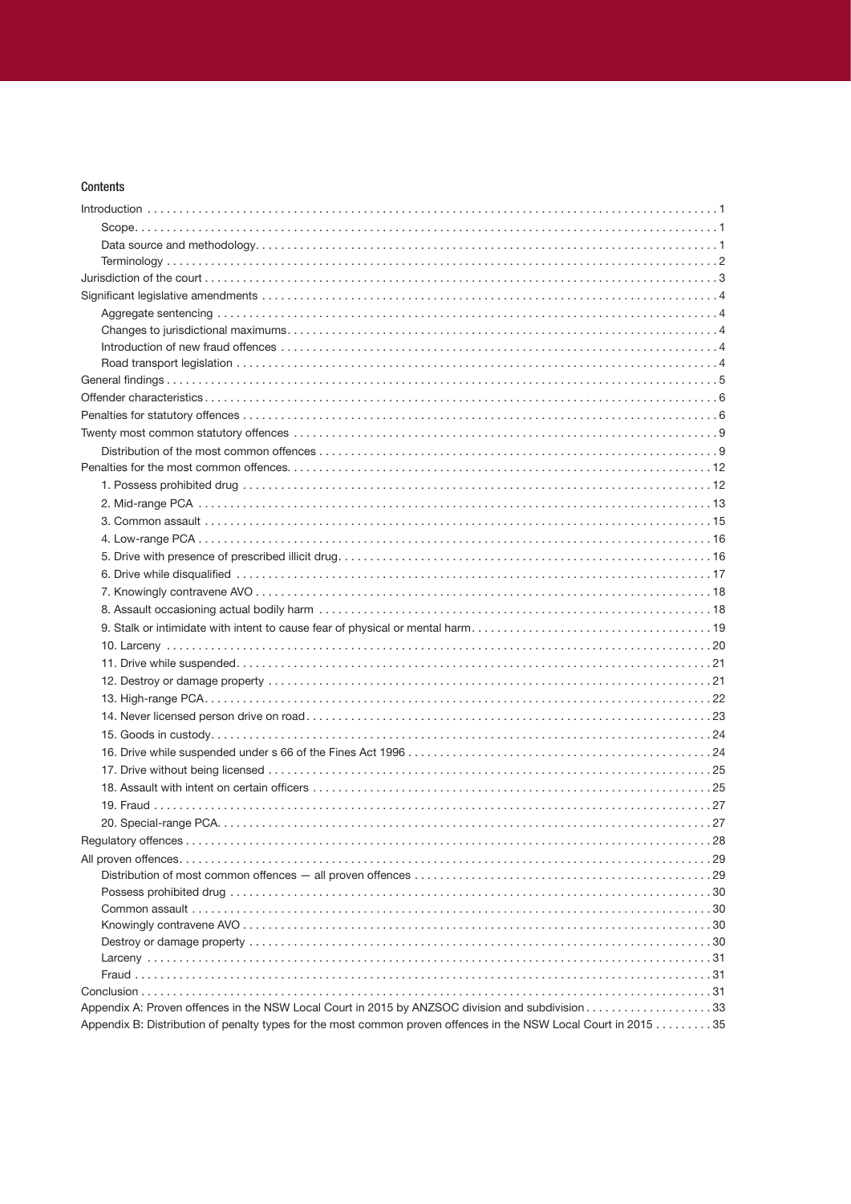## Contents

- Introduction ... 1
  - Scope ... 1
  - Data source and methodology ... 1
  - Terminology ... 2
- Jurisdiction of the court ... 3
- Significant legislative amendments ... 4
  - Aggregate sentencing ... 4
  - Changes to jurisdictional maximums ... 4
  - Introduction of new fraud offences ... 4
  - Road transport legislation ... 4
- General findings ... 5
- Offender characteristics ... 6
- Penalties for statutory offences ... 6
- Twenty most common statutory offences ... 9
  - Distribution of the most common offences ... 9
- Penalties for the most common offences ... 12
  - 1. Possess prohibited drug ... 12
  - 2. Mid-range PCA ... 13
  - 3. Common assault ... 15
  - 4. Low-range PCA ... 16
  - 5. Drive with presence of prescribed illicit drug ... 16
  - 6. Drive while disqualified ... 17
  - 7. Knowingly contravene AVO ... 18
  - 8. Assault occasioning actual bodily harm ... 18
  - 9. Stalk or intimidate with intent to cause fear of physical or mental harm ... 19
  - 10. Larceny ... 20
  - 11. Drive while suspended ... 21
  - 12. Destroy or damage property ... 21
  - 13. High-range PCA ... 22
  - 14. Never licensed person drive on road ... 23
  - 15. Goods in custody ... 24
  - 16. Drive while suspended under s 66 of the Fines Act 1996 ... 24
  - 17. Drive without being licensed ... 25
  - 18. Assault with intent on certain officers ... 25
  - 19. Fraud ... 27
  - 20. Special-range PCA ... 27
- Regulatory offences ... 28
- All proven offences ... 29
  - Distribution of most common offences — all proven offences ... 29
  - Possess prohibited drug ... 30
  - Common assault ... 30
  - Knowingly contravene AVO ... 30
  - Destroy or damage property ... 30
  - Larceny ... 31
  - Fraud ... 31
- Conclusion ... 31
- Appendix A: Proven offences in the NSW Local Court in 2015 by ANZSOC division and subdivision ... 33
- Appendix B: Distribution of penalty types for the most common proven offences in the NSW Local Court in 2015 ... 35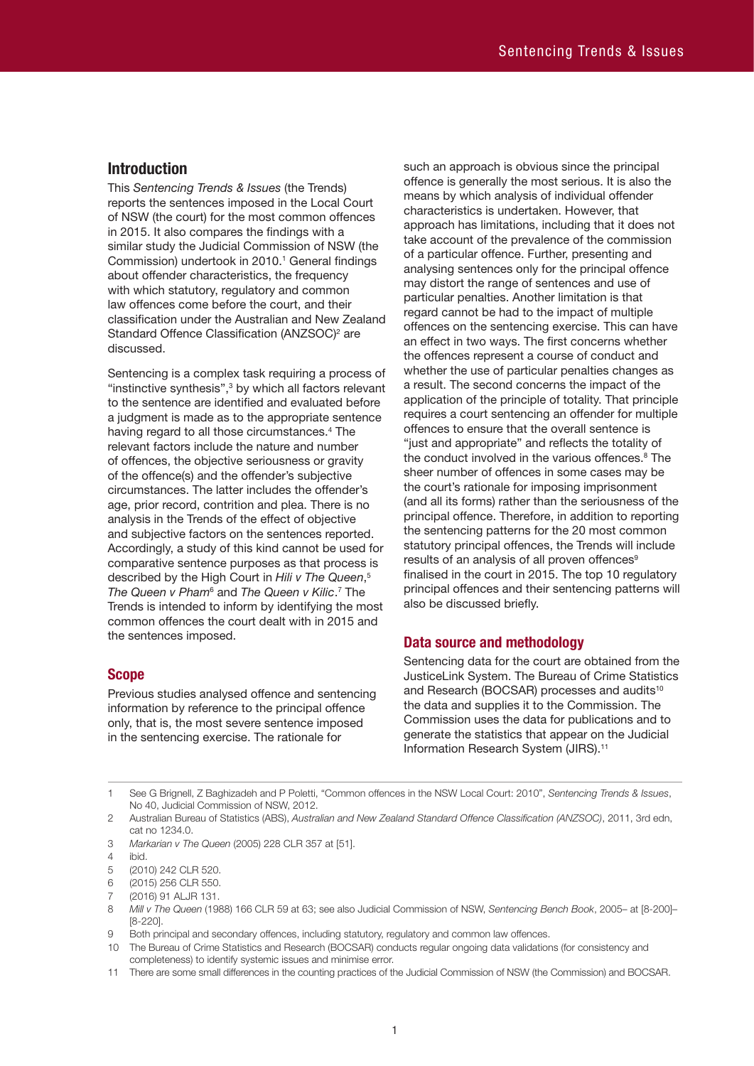## Introduction

This *Sentencing Trends & Issues* (the Trends) reports the sentences imposed in the Local Court of NSW (the court) for the most common offences in 2015. It also compares the findings with a similar study the Judicial Commission of NSW (the Commission) undertook in 2010.[1] General findings about offender characteristics, the frequency with which statutory, regulatory and common law offences come before the court, and their classification under the Australian and New Zealand Standard Offence Classification (ANZSOC)[2] are discussed.

Sentencing is a complex task requiring a process of "instinctive synthesis",[3] by which all factors relevant to the sentence are identified and evaluated before a judgment is made as to the appropriate sentence having regard to all those circumstances.[4] The relevant factors include the nature and number of offences, the objective seriousness or gravity of the offence(s) and the offender's subjective circumstances. The latter includes the offender's age, prior record, contrition and plea. There is no analysis in the Trends of the effect of objective and subjective factors on the sentences reported. Accordingly, a study of this kind cannot be used for comparative sentence purposes as that process is described by the High Court in *Hili v The Queen*,[5] *The Queen v Pham*[6] and *The Queen v Kilic*.[7] The Trends is intended to inform by identifying the most common offences the court dealt with in 2015 and the sentences imposed.

## Scope

Previous studies analysed offence and sentencing information by reference to the principal offence only, that is, the most severe sentence imposed in the sentencing exercise. The rationale for such an approach is obvious since the principal offence is generally the most serious. It is also the means by which analysis of individual offender characteristics is undertaken. However, that approach has limitations, including that it does not take account of the prevalence of the commission of a particular offence. Further, presenting and analysing sentences only for the principal offence may distort the range of sentences and use of particular penalties. Another limitation is that regard cannot be had to the impact of multiple offences on the sentencing exercise. This can have an effect in two ways. The first concerns whether the offences represent a course of conduct and whether the use of particular penalties changes as a result. The second concerns the impact of the application of the principle of totality. That principle requires a court sentencing an offender for multiple offences to ensure that the overall sentence is "just and appropriate" and reflects the totality of the conduct involved in the various offences.[8] The sheer number of offences in some cases may be the court's rationale for imposing imprisonment (and all its forms) rather than the seriousness of the principal offence. Therefore, in addition to reporting the sentencing patterns for the 20 most common statutory principal offences, the Trends will include results of an analysis of all proven offences[9] finalised in the court in 2015. The top 10 regulatory principal offences and their sentencing patterns will also be discussed briefly.

## Data source and methodology

Sentencing data for the court are obtained from the JusticeLink System. The Bureau of Crime Statistics and Research (BOCSAR) processes and audits[10] the data and supplies it to the Commission. The Commission uses the data for publications and to generate the statistics that appear on the Judicial Information Research System (JIRS).[11]

---

1 See G Brignell, Z Baghizadeh and P Poletti, "Common offences in the NSW Local Court: 2010", *Sentencing Trends & Issues*, No 40, Judicial Commission of NSW, 2012.

2 Australian Bureau of Statistics (ABS), *Australian and New Zealand Standard Offence Classification (ANZSOC)*, 2011, 3rd edn, cat no 1234.0.

3 *Markarian v The Queen* (2005) 228 CLR 357 at [51].

4 ibid.

5 (2010) 242 CLR 520.

6 (2015) 256 CLR 550.

7 (2016) 91 ALJR 131.

8 *Mill v The Queen* (1988) 166 CLR 59 at 63; see also Judicial Commission of NSW, *Sentencing Bench Book*, 2005– at [8-200]–[8-220].

9 Both principal and secondary offences, including statutory, regulatory and common law offences.

10 The Bureau of Crime Statistics and Research (BOCSAR) conducts regular ongoing data validations (for consistency and completeness) to identify systemic issues and minimise error.

11 There are some small differences in the counting practices of the Judicial Commission of NSW (the Commission) and BOCSAR.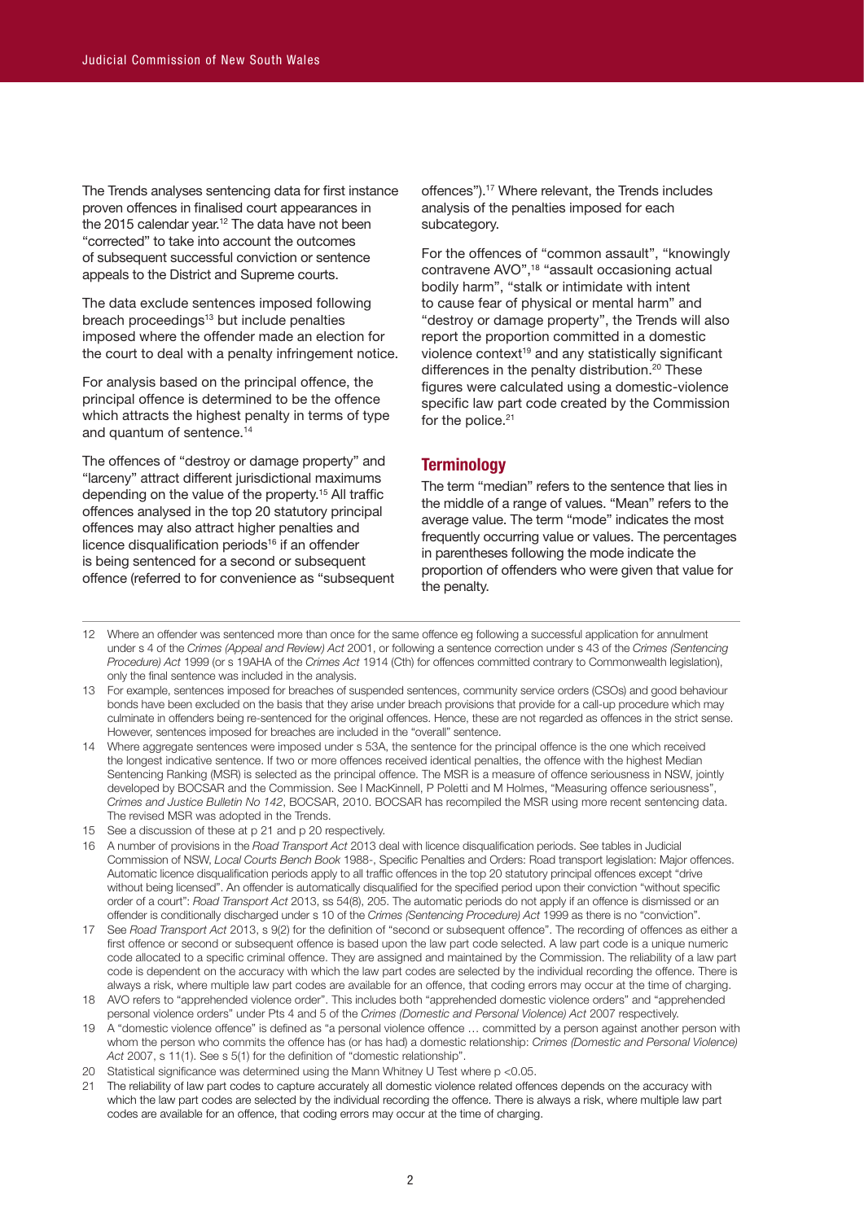The Trends analyses sentencing data for first instance proven offences in finalised court appearances in the 2015 calendar year.[12] The data have not been "corrected" to take into account the outcomes of subsequent successful conviction or sentence appeals to the District and Supreme courts.

The data exclude sentences imposed following breach proceedings[13] but include penalties imposed where the offender made an election for the court to deal with a penalty infringement notice.

For analysis based on the principal offence, the principal offence is determined to be the offence which attracts the highest penalty in terms of type and quantum of sentence.[14]

The offences of "destroy or damage property" and "larceny" attract different jurisdictional maximums depending on the value of the property.[15] All traffic offences analysed in the top 20 statutory principal offences may also attract higher penalties and licence disqualification periods[16] if an offender is being sentenced for a second or subsequent offence (referred to for convenience as "subsequent offences").[17] Where relevant, the Trends includes analysis of the penalties imposed for each subcategory.

For the offences of "common assault", "knowingly contravene AVO",[18] "assault occasioning actual bodily harm", "stalk or intimidate with intent to cause fear of physical or mental harm" and "destroy or damage property", the Trends will also report the proportion committed in a domestic violence context[19] and any statistically significant differences in the penalty distribution.[20] These figures were calculated using a domestic-violence specific law part code created by the Commission for the police.[21]

## Terminology

The term "median" refers to the sentence that lies in the middle of a range of values. "Mean" refers to the average value. The term "mode" indicates the most frequently occurring value or values. The percentages in parentheses following the mode indicate the proportion of offenders who were given that value for the penalty.

---

12 Where an offender was sentenced more than once for the same offence eg following a successful application for annulment under s 4 of the *Crimes (Appeal and Review) Act* 2001, or following a sentence correction under s 43 of the *Crimes (Sentencing Procedure) Act* 1999 (or s 19AHA of the *Crimes Act* 1914 (Cth) for offences committed contrary to Commonwealth legislation), only the final sentence was included in the analysis.

13 For example, sentences imposed for breaches of suspended sentences, community service orders (CSOs) and good behaviour bonds have been excluded on the basis that they arise under breach provisions that provide for a call-up procedure which may culminate in offenders being re-sentenced for the original offences. Hence, these are not regarded as offences in the strict sense. However, sentences imposed for breaches are included in the "overall" sentence.

14 Where aggregate sentences were imposed under s 53A, the sentence for the principal offence is the one which received the longest indicative sentence. If two or more offences received identical penalties, the offence with the highest Median Sentencing Ranking (MSR) is selected as the principal offence. The MSR is a measure of offence seriousness in NSW, jointly developed by BOCSAR and the Commission. See I MacKinnell, P Poletti and M Holmes, "Measuring offence seriousness", *Crimes and Justice Bulletin No 142*, BOCSAR, 2010. BOCSAR has recompiled the MSR using more recent sentencing data. The revised MSR was adopted in the Trends.

15 See a discussion of these at p 21 and p 20 respectively.

16 A number of provisions in the *Road Transport Act* 2013 deal with licence disqualification periods. See tables in Judicial Commission of NSW, *Local Courts Bench Book* 1988-, Specific Penalties and Orders: Road transport legislation: Major offences. Automatic licence disqualification periods apply to all traffic offences in the top 20 statutory principal offences except "drive without being licensed". An offender is automatically disqualified for the specified period upon their conviction "without specific order of a court": *Road Transport Act* 2013, ss 54(8), 205. The automatic periods do not apply if an offence is dismissed or an offender is conditionally discharged under s 10 of the *Crimes (Sentencing Procedure) Act* 1999 as there is no "conviction".

17 See *Road Transport Act* 2013, s 9(2) for the definition of "second or subsequent offence". The recording of offences as either a first offence or second or subsequent offence is based upon the law part code selected. A law part code is a unique numeric code allocated to a specific criminal offence. They are assigned and maintained by the Commission. The reliability of a law part code is dependent on the accuracy with which the law part codes are selected by the individual recording the offence. There is always a risk, where multiple law part codes are available for an offence, that coding errors may occur at the time of charging.

18 AVO refers to "apprehended violence order". This includes both "apprehended domestic violence orders" and "apprehended personal violence orders" under Pts 4 and 5 of the *Crimes (Domestic and Personal Violence) Act* 2007 respectively.

19 A "domestic violence offence" is defined as "a personal violence offence … committed by a person against another person with whom the person who commits the offence has (or has had) a domestic relationship: *Crimes (Domestic and Personal Violence) Act* 2007, s 11(1). See s 5(1) for the definition of "domestic relationship".

20 Statistical significance was determined using the Mann Whitney U Test where $p < 0.05$.

21 The reliability of law part codes to capture accurately all domestic violence related offences depends on the accuracy with which the law part codes are selected by the individual recording the offence. There is always a risk, where multiple law part codes are available for an offence, that coding errors may occur at the time of charging.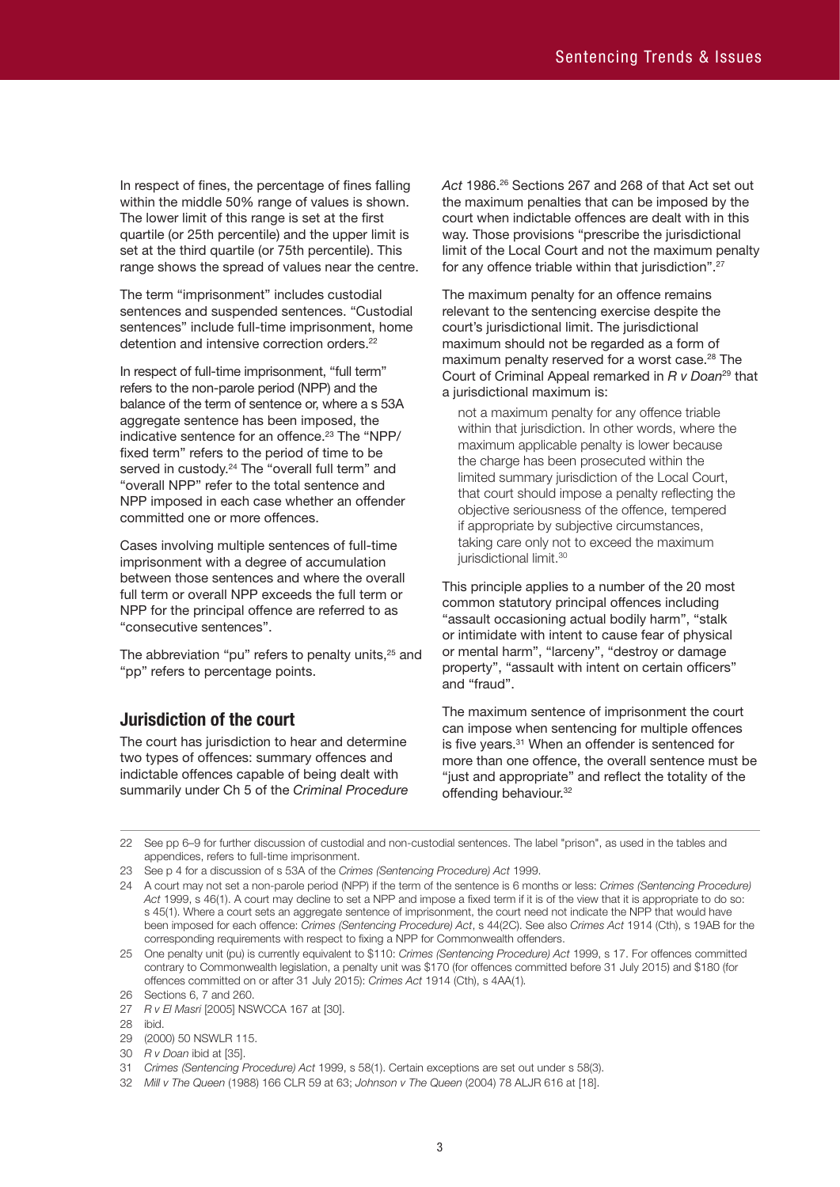In respect of fines, the percentage of fines falling within the middle 50% range of values is shown. The lower limit of this range is set at the first quartile (or 25th percentile) and the upper limit is set at the third quartile (or 75th percentile). This range shows the spread of values near the centre.

The term "imprisonment" includes custodial sentences and suspended sentences. "Custodial sentences" include full-time imprisonment, home detention and intensive correction orders.[22]

In respect of full-time imprisonment, "full term" refers to the non-parole period (NPP) and the balance of the term of sentence or, where a s 53A aggregate sentence has been imposed, the indicative sentence for an offence.[23] The "NPP/fixed term" refers to the period of time to be served in custody.[24] The "overall full term" and "overall NPP" refer to the total sentence and NPP imposed in each case whether an offender committed one or more offences.

Cases involving multiple sentences of full-time imprisonment with a degree of accumulation between those sentences and where the overall full term or overall NPP exceeds the full term or NPP for the principal offence are referred to as "consecutive sentences".

The abbreviation "pu" refers to penalty units,[25] and "pp" refers to percentage points.

## Jurisdiction of the court

The court has jurisdiction to hear and determine two types of offences: summary offences and indictable offences capable of being dealt with summarily under Ch 5 of the *Criminal Procedure Act* 1986.[26] Sections 267 and 268 of that Act set out the maximum penalties that can be imposed by the court when indictable offences are dealt with in this way. Those provisions "prescribe the jurisdictional limit of the Local Court and not the maximum penalty for any offence triable within that jurisdiction".[27]

The maximum penalty for an offence remains relevant to the sentencing exercise despite the court's jurisdictional limit. The jurisdictional maximum should not be regarded as a form of maximum penalty reserved for a worst case.[28] The Court of Criminal Appeal remarked in *R v Doan*[29] that a jurisdictional maximum is:

> not a maximum penalty for any offence triable within that jurisdiction. In other words, where the maximum applicable penalty is lower because the charge has been prosecuted within the limited summary jurisdiction of the Local Court, that court should impose a penalty reflecting the objective seriousness of the offence, tempered if appropriate by subjective circumstances, taking care only not to exceed the maximum jurisdictional limit.[30]

This principle applies to a number of the 20 most common statutory principal offences including "assault occasioning actual bodily harm", "stalk or intimidate with intent to cause fear of physical or mental harm", "larceny", "destroy or damage property", "assault with intent on certain officers" and "fraud".

The maximum sentence of imprisonment the court can impose when sentencing for multiple offences is five years.[31] When an offender is sentenced for more than one offence, the overall sentence must be "just and appropriate" and reflect the totality of the offending behaviour.[32]

---

22 See pp 6–9 for further discussion of custodial and non-custodial sentences. The label "prison", as used in the tables and appendices, refers to full-time imprisonment.

23 See p 4 for a discussion of s 53A of the *Crimes (Sentencing Procedure) Act* 1999.

24 A court may not set a non-parole period (NPP) if the term of the sentence is 6 months or less: *Crimes (Sentencing Procedure) Act* 1999, s 46(1). A court may decline to set a NPP and impose a fixed term if it is of the view that it is appropriate to do so: s 45(1). Where a court sets an aggregate sentence of imprisonment, the court need not indicate the NPP that would have been imposed for each offence: *Crimes (Sentencing Procedure) Act*, s 44(2C). See also *Crimes Act* 1914 (Cth), s 19AB for the corresponding requirements with respect to fixing a NPP for Commonwealth offenders.

25 One penalty unit (pu) is currently equivalent to $110: *Crimes (Sentencing Procedure) Act* 1999, s 17. For offences committed contrary to Commonwealth legislation, a penalty unit was $170 (for offences committed before 31 July 2015) and $180 (for offences committed on or after 31 July 2015): *Crimes Act* 1914 (Cth), s 4AA(1).

26 Sections 6, 7 and 260.

27 *R v El Masri* [2005] NSWCCA 167 at [30].

28 ibid.

29 (2000) 50 NSWLR 115.

30 *R v Doan* ibid at [35].

31 *Crimes (Sentencing Procedure) Act* 1999, s 58(1). Certain exceptions are set out under s 58(3).

32 *Mill v The Queen* (1988) 166 CLR 59 at 63; *Johnson v The Queen* (2004) 78 ALJR 616 at [18].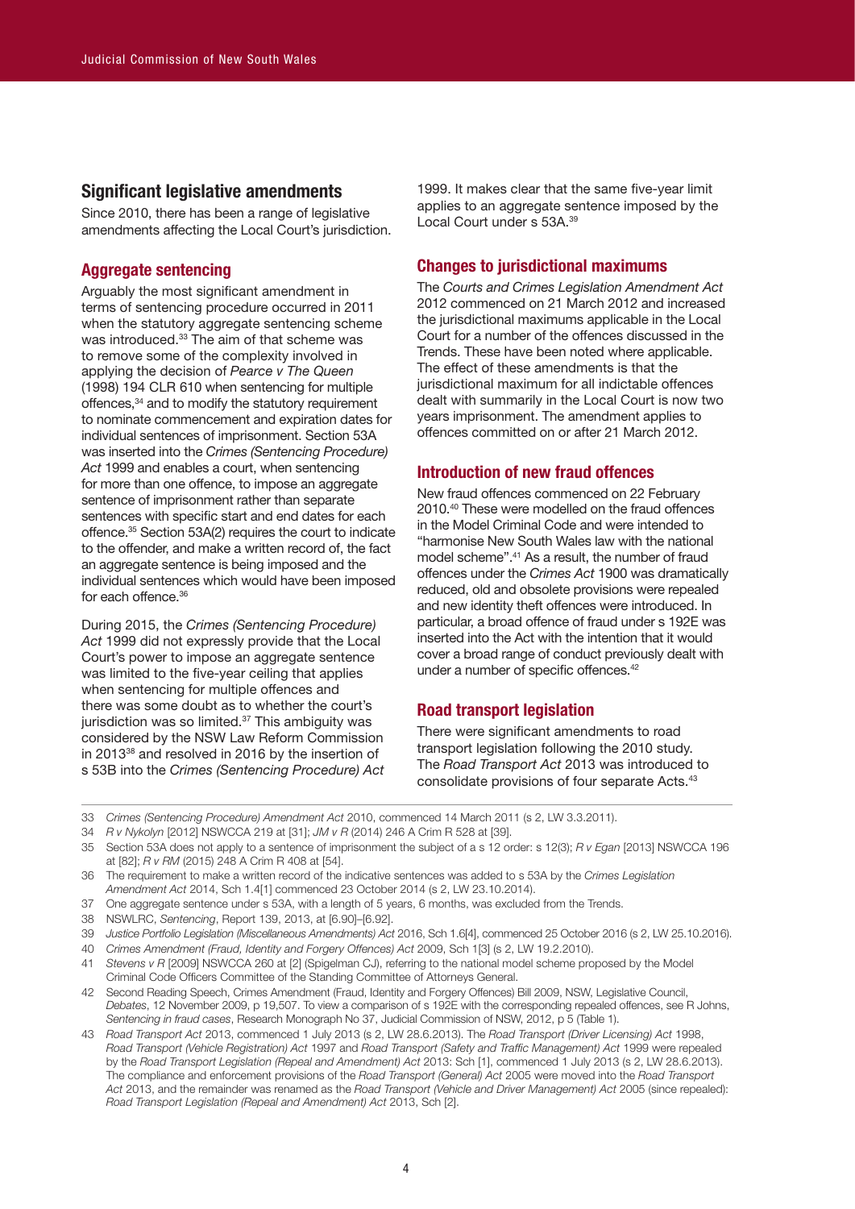## Significant legislative amendments

Since 2010, there has been a range of legislative amendments affecting the Local Court's jurisdiction.

### Aggregate sentencing

Arguably the most significant amendment in terms of sentencing procedure occurred in 2011 when the statutory aggregate sentencing scheme was introduced.[33] The aim of that scheme was to remove some of the complexity involved in applying the decision of *Pearce v The Queen* (1998) 194 CLR 610 when sentencing for multiple offences,[34] and to modify the statutory requirement to nominate commencement and expiration dates for individual sentences of imprisonment. Section 53A was inserted into the *Crimes (Sentencing Procedure) Act* 1999 and enables a court, when sentencing for more than one offence, to impose an aggregate sentence of imprisonment rather than separate sentences with specific start and end dates for each offence.[35] Section 53A(2) requires the court to indicate to the offender, and make a written record of, the fact an aggregate sentence is being imposed and the individual sentences which would have been imposed for each offence.[36]

During 2015, the *Crimes (Sentencing Procedure) Act* 1999 did not expressly provide that the Local Court's power to impose an aggregate sentence was limited to the five-year ceiling that applies when sentencing for multiple offences and there was some doubt as to whether the court's jurisdiction was so limited.[37] This ambiguity was considered by the NSW Law Reform Commission in 2013[38] and resolved in 2016 by the insertion of s 53B into the *Crimes (Sentencing Procedure) Act* 1999. It makes clear that the same five-year limit applies to an aggregate sentence imposed by the Local Court under s 53A.[39]

### Changes to jurisdictional maximums

The *Courts and Crimes Legislation Amendment Act* 2012 commenced on 21 March 2012 and increased the jurisdictional maximums applicable in the Local Court for a number of the offences discussed in the Trends. These have been noted where applicable. The effect of these amendments is that the jurisdictional maximum for all indictable offences dealt with summarily in the Local Court is now two years imprisonment. The amendment applies to offences committed on or after 21 March 2012.

### Introduction of new fraud offences

New fraud offences commenced on 22 February 2010.[40] These were modelled on the fraud offences in the Model Criminal Code and were intended to "harmonise New South Wales law with the national model scheme".[41] As a result, the number of fraud offences under the *Crimes Act* 1900 was dramatically reduced, old and obsolete provisions were repealed and new identity theft offences were introduced. In particular, a broad offence of fraud under s 192E was inserted into the Act with the intention that it would cover a broad range of conduct previously dealt with under a number of specific offences.[42]

### Road transport legislation

There were significant amendments to road transport legislation following the 2010 study. The *Road Transport Act* 2013 was introduced to consolidate provisions of four separate Acts.[43]

---

33 *Crimes (Sentencing Procedure) Amendment Act* 2010, commenced 14 March 2011 (s 2, LW 3.3.2011).

34 *R v Nykolyn* [2012] NSWCCA 219 at [31]; *JM v R* (2014) 246 A Crim R 528 at [39].

35 Section 53A does not apply to a sentence of imprisonment the subject of a s 12 order: s 12(3); *R v Egan* [2013] NSWCCA 196 at [82]; *R v RM* (2015) 248 A Crim R 408 at [54].

36 The requirement to make a written record of the indicative sentences was added to s 53A by the *Crimes Legislation Amendment Act* 2014, Sch 1.4[1] commenced 23 October 2014 (s 2, LW 23.10.2014).

37 One aggregate sentence under s 53A, with a length of 5 years, 6 months, was excluded from the Trends.

38 NSWLRC, *Sentencing*, Report 139, 2013, at [6.90]–[6.92].

39 *Justice Portfolio Legislation (Miscellaneous Amendments) Act* 2016, Sch 1.6[4], commenced 25 October 2016 (s 2, LW 25.10.2016).

40 *Crimes Amendment (Fraud, Identity and Forgery Offences) Act* 2009, Sch 1[3] (s 2, LW 19.2.2010).

41 *Stevens v R* [2009] NSWCCA 260 at [2] (Spigelman CJ), referring to the national model scheme proposed by the Model Criminal Code Officers Committee of the Standing Committee of Attorneys General.

42 Second Reading Speech, Crimes Amendment (Fraud, Identity and Forgery Offences) Bill 2009, NSW, Legislative Council, *Debates*, 12 November 2009, p 19,507. To view a comparison of s 192E with the corresponding repealed offences, see R Johns, *Sentencing in fraud cases*, Research Monograph No 37, Judicial Commission of NSW, 2012, p 5 (Table 1).

43 *Road Transport Act* 2013, commenced 1 July 2013 (s 2, LW 28.6.2013). The *Road Transport (Driver Licensing) Act* 1998, *Road Transport (Vehicle Registration) Act* 1997 and *Road Transport (Safety and Traffic Management) Act* 1999 were repealed by the *Road Transport Legislation (Repeal and Amendment) Act* 2013: Sch [1], commenced 1 July 2013 (s 2, LW 28.6.2013). The compliance and enforcement provisions of the *Road Transport (General) Act* 2005 were moved into the *Road Transport Act* 2013, and the remainder was renamed as the *Road Transport (Vehicle and Driver Management) Act* 2005 (since repealed): *Road Transport Legislation (Repeal and Amendment) Act* 2013, Sch [2].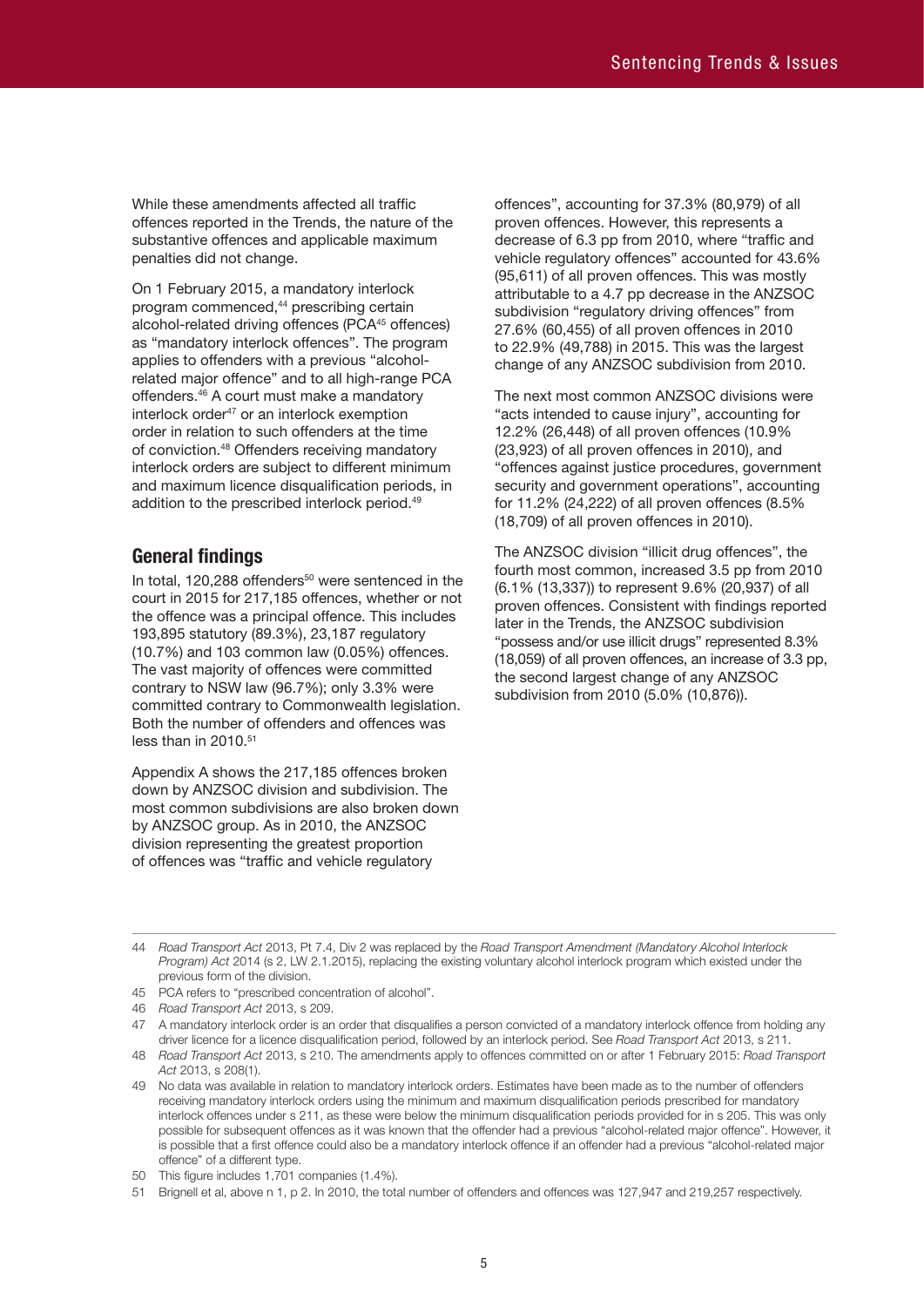While these amendments affected all traffic offences reported in the Trends, the nature of the substantive offences and applicable maximum penalties did not change.

On 1 February 2015, a mandatory interlock program commenced,[44] prescribing certain alcohol-related driving offences (PCA[45] offences) as "mandatory interlock offences". The program applies to offenders with a previous "alcohol-related major offence" and to all high-range PCA offenders.[46] A court must make a mandatory interlock order[47] or an interlock exemption order in relation to such offenders at the time of conviction.[48] Offenders receiving mandatory interlock orders are subject to different minimum and maximum licence disqualification periods, in addition to the prescribed interlock period.[49]

## General findings

In total, 120,288 offenders[50] were sentenced in the court in 2015 for 217,185 offences, whether or not the offence was a principal offence. This includes 193,895 statutory (89.3%), 23,187 regulatory (10.7%) and 103 common law (0.05%) offences. The vast majority of offences were committed contrary to NSW law (96.7%); only 3.3% were committed contrary to Commonwealth legislation. Both the number of offenders and offences was less than in 2010.[51]

Appendix A shows the 217,185 offences broken down by ANZSOC division and subdivision. The most common subdivisions are also broken down by ANZSOC group. As in 2010, the ANZSOC division representing the greatest proportion of offences was "traffic and vehicle regulatory offences", accounting for 37.3% (80,979) of all proven offences. However, this represents a decrease of 6.3 pp from 2010, where "traffic and vehicle regulatory offences" accounted for 43.6% (95,611) of all proven offences. This was mostly attributable to a 4.7 pp decrease in the ANZSOC subdivision "regulatory driving offences" from 27.6% (60,455) of all proven offences in 2010 to 22.9% (49,788) in 2015. This was the largest change of any ANZSOC subdivision from 2010.

The next most common ANZSOC divisions were "acts intended to cause injury", accounting for 12.2% (26,448) of all proven offences (10.9% (23,923) of all proven offences in 2010), and "offences against justice procedures, government security and government operations", accounting for 11.2% (24,222) of all proven offences (8.5% (18,709) of all proven offences in 2010).

The ANZSOC division "illicit drug offences", the fourth most common, increased 3.5 pp from 2010 (6.1% (13,337)) to represent 9.6% (20,937) of all proven offences. Consistent with findings reported later in the Trends, the ANZSOC subdivision "possess and/or use illicit drugs" represented 8.3% (18,059) of all proven offences, an increase of 3.3 pp, the second largest change of any ANZSOC subdivision from 2010 (5.0% (10,876)).

---

44 *Road Transport Act* 2013, Pt 7.4, Div 2 was replaced by the *Road Transport Amendment (Mandatory Alcohol Interlock Program) Act* 2014 (s 2, LW 2.1.2015), replacing the existing voluntary alcohol interlock program which existed under the previous form of the division.

45 PCA refers to "prescribed concentration of alcohol".

46 *Road Transport Act* 2013, s 209.

47 A mandatory interlock order is an order that disqualifies a person convicted of a mandatory interlock offence from holding any driver licence for a licence disqualification period, followed by an interlock period. See *Road Transport Act* 2013, s 211.

48 *Road Transport Act* 2013, s 210. The amendments apply to offences committed on or after 1 February 2015: *Road Transport Act* 2013, s 208(1).

49 No data was available in relation to mandatory interlock orders. Estimates have been made as to the number of offenders receiving mandatory interlock orders using the minimum and maximum disqualification periods prescribed for mandatory interlock offences under s 211, as these were below the minimum disqualification periods provided for in s 205. This was only possible for subsequent offences as it was known that the offender had a previous "alcohol-related major offence". However, it is possible that a first offence could also be a mandatory interlock offence if an offender had a previous "alcohol-related major offence" of a different type.

50 This figure includes 1,701 companies (1.4%).

51 Brignell et al, above n 1, p 2. In 2010, the total number of offenders and offences was 127,947 and 219,257 respectively.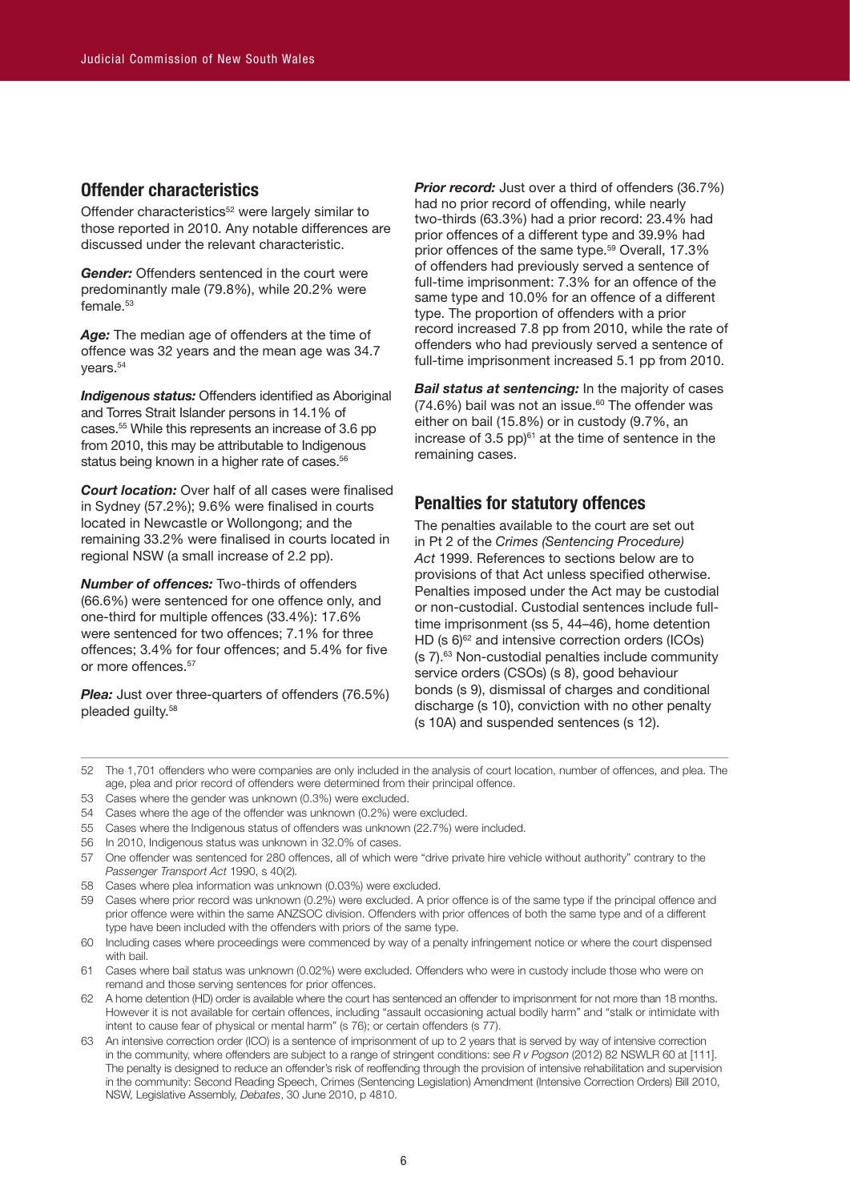## Offender characteristics

Offender characteristics[52] were largely similar to those reported in 2010. Any notable differences are discussed under the relevant characteristic.

***Gender:*** Offenders sentenced in the court were predominantly male (79.8%), while 20.2% were female.[53]

***Age:*** The median age of offenders at the time of offence was 32 years and the mean age was 34.7 years.[54]

***Indigenous status:*** Offenders identified as Aboriginal and Torres Strait Islander persons in 14.1% of cases.[55] While this represents an increase of 3.6 pp from 2010, this may be attributable to Indigenous status being known in a higher rate of cases.[56]

***Court location:*** Over half of all cases were finalised in Sydney (57.2%); 9.6% were finalised in courts located in Newcastle or Wollongong; and the remaining 33.2% were finalised in courts located in regional NSW (a small increase of 2.2 pp).

***Number of offences:*** Two-thirds of offenders (66.6%) were sentenced for one offence only, and one-third for multiple offences (33.4%): 17.6% were sentenced for two offences; 7.1% for three offences; 3.4% for four offences; and 5.4% for five or more offences.[57]

***Plea:*** Just over three-quarters of offenders (76.5%) pleaded guilty.[58]

***Prior record:*** Just over a third of offenders (36.7%) had no prior record of offending, while nearly two-thirds (63.3%) had a prior record: 23.4% had prior offences of a different type and 39.9% had prior offences of the same type.[59] Overall, 17.3% of offenders had previously served a sentence of full-time imprisonment: 7.3% for an offence of the same type and 10.0% for an offence of a different type. The proportion of offenders with a prior record increased 7.8 pp from 2010, while the rate of offenders who had previously served a sentence of full-time imprisonment increased 5.1 pp from 2010.

***Bail status at sentencing:*** In the majority of cases (74.6%) bail was not an issue.[60] The offender was either on bail (15.8%) or in custody (9.7%, an increase of 3.5 pp)[61] at the time of sentence in the remaining cases.

## Penalties for statutory offences

The penalties available to the court are set out in Pt 2 of the *Crimes (Sentencing Procedure) Act* 1999. References to sections below are to provisions of that Act unless specified otherwise. Penalties imposed under the Act may be custodial or non-custodial. Custodial sentences include full-time imprisonment (ss 5, 44–46), home detention HD (s 6)[62] and intensive correction orders (ICOs) (s 7).[63] Non-custodial penalties include community service orders (CSOs) (s 8), good behaviour bonds (s 9), dismissal of charges and conditional discharge (s 10), conviction with no other penalty (s 10A) and suspended sentences (s 12).

---

52 The 1,701 offenders who were companies are only included in the analysis of court location, number of offences, and plea. The age, plea and prior record of offenders were determined from their principal offence.

53 Cases where the gender was unknown (0.3%) were excluded.

54 Cases where the age of the offender was unknown (0.2%) were excluded.

55 Cases where the Indigenous status of offenders was unknown (22.7%) were included.

56 In 2010, Indigenous status was unknown in 32.0% of cases.

57 One offender was sentenced for 280 offences, all of which were "drive private hire vehicle without authority" contrary to the *Passenger Transport Act* 1990, s 40(2).

58 Cases where plea information was unknown (0.03%) were excluded.

59 Cases where prior record was unknown (0.2%) were excluded. A prior offence is of the same type if the principal offence and prior offence were within the same ANZSOC division. Offenders with prior offences of both the same type and of a different type have been included with the offenders with priors of the same type.

60 Including cases where proceedings were commenced by way of a penalty infringement notice or where the court dispensed with bail.

61 Cases where bail status was unknown (0.02%) were excluded. Offenders who were in custody include those who were on remand and those serving sentences for prior offences.

62 A home detention (HD) order is available where the court has sentenced an offender to imprisonment for not more than 18 months. However it is not available for certain offences, including "assault occasioning actual bodily harm" and "stalk or intimidate with intent to cause fear of physical or mental harm" (s 76); or certain offenders (s 77).

63 An intensive correction order (ICO) is a sentence of imprisonment of up to 2 years that is served by way of intensive correction in the community, where offenders are subject to a range of stringent conditions: see *R v Pogson* (2012) 82 NSWLR 60 at [111]. The penalty is designed to reduce an offender's risk of reoffending through the provision of intensive rehabilitation and supervision in the community: Second Reading Speech, Crimes (Sentencing Legislation) Amendment (Intensive Correction Orders) Bill 2010, NSW, Legislative Assembly, *Debates*, 30 June 2010, p 4810.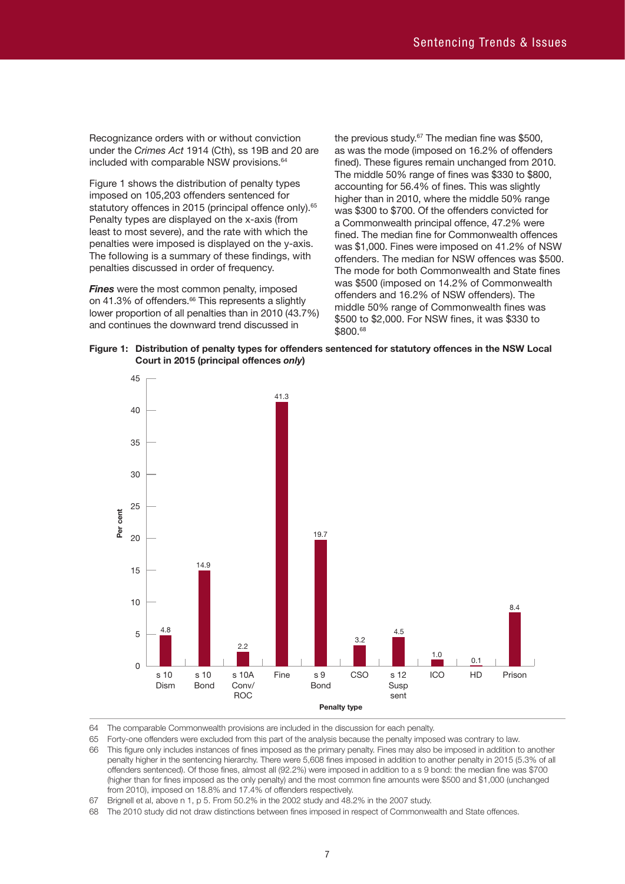Recognizance orders with or without conviction under the *Crimes Act* 1914 (Cth), ss 19B and 20 are included with comparable NSW provisions.[64]

Figure 1 shows the distribution of penalty types imposed on 105,203 offenders sentenced for statutory offences in 2015 (principal offence only).[65] Penalty types are displayed on the x-axis (from least to most severe), and the rate with which the penalties were imposed is displayed on the y-axis. The following is a summary of these findings, with penalties discussed in order of frequency.

***Fines*** were the most common penalty, imposed on 41.3% of offenders.[66] This represents a slightly lower proportion of all penalties than in 2010 (43.7%) and continues the downward trend discussed in the previous study.[67] The median fine was $500, as was the mode (imposed on 16.2% of offenders fined). These figures remain unchanged from 2010. The middle 50% range of fines was $330 to $800, accounting for 56.4% of fines. This was slightly higher than in 2010, where the middle 50% range was $300 to $700. Of the offenders convicted for a Commonwealth principal offence, 47.2% were fined. The median fine for Commonwealth offences was $1,000. Fines were imposed on 41.2% of NSW offenders. The median for NSW offences was $500. The mode for both Commonwealth and State fines was $500 (imposed on 14.2% of Commonwealth offenders and 16.2% of NSW offenders). The middle 50% range of Commonwealth fines was $500 to $2,000. For NSW fines, it was $330 to $800.[68]

**Figure 1: Distribution of penalty types for offenders sentenced for statutory offences in the NSW Local Court in 2015 (principal offences *only*)**

| Penalty type | Per cent |
|---|---|
| s 10 Dism | 4.8 |
| s 10 Bond | 14.9 |
| s 10A Conv/ROC | 2.2 |
| Fine | 41.3 |
| s 9 Bond | 19.7 |
| CSO | 3.2 |
| s 12 Susp sent | 4.5 |
| ICO | 1.0 |
| HD | 0.1 |
| Prison | 8.4 |

64 The comparable Commonwealth provisions are included in the discussion for each penalty.

65 Forty-one offenders were excluded from this part of the analysis because the penalty imposed was contrary to law.

66 This figure only includes instances of fines imposed as the primary penalty. Fines may also be imposed in addition to another penalty higher in the sentencing hierarchy. There were 5,608 fines imposed in addition to another penalty in 2015 (5.3% of all offenders sentenced). Of those fines, almost all (92.2%) were imposed in addition to a s 9 bond: the median fine was $700 (higher than for fines imposed as the only penalty) and the most common fine amounts were $500 and $1,000 (unchanged from 2010), imposed on 18.8% and 17.4% of offenders respectively.

67 Brignell et al, above n 1, p 5. From 50.2% in the 2002 study and 48.2% in the 2007 study.

68 The 2010 study did not draw distinctions between fines imposed in respect of Commonwealth and State offences.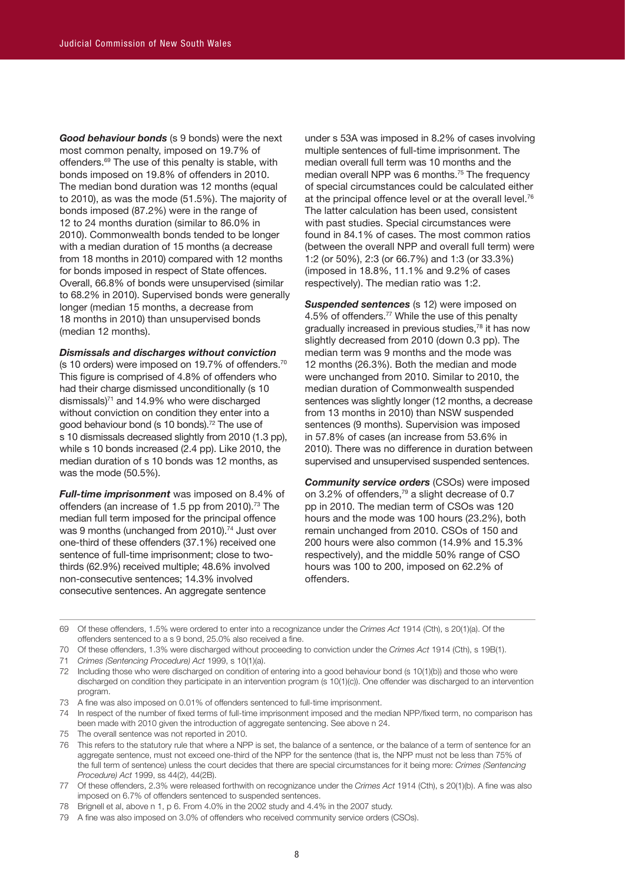***Good behaviour bonds*** (s 9 bonds) were the next most common penalty, imposed on 19.7% of offenders.[69] The use of this penalty is stable, with bonds imposed on 19.8% of offenders in 2010. The median bond duration was 12 months (equal to 2010), as was the mode (51.5%). The majority of bonds imposed (87.2%) were in the range of 12 to 24 months duration (similar to 86.0% in 2010). Commonwealth bonds tended to be longer with a median duration of 15 months (a decrease from 18 months in 2010) compared with 12 months for bonds imposed in respect of State offences. Overall, 66.8% of bonds were unsupervised (similar to 68.2% in 2010). Supervised bonds were generally longer (median 15 months, a decrease from 18 months in 2010) than unsupervised bonds (median 12 months).

***Dismissals and discharges without conviction*** (s 10 orders) were imposed on 19.7% of offenders.[70] This figure is comprised of 4.8% of offenders who had their charge dismissed unconditionally (s 10 dismissals)[71] and 14.9% who were discharged without conviction on condition they enter into a good behaviour bond (s 10 bonds).[72] The use of s 10 dismissals decreased slightly from 2010 (1.3 pp), while s 10 bonds increased (2.4 pp). Like 2010, the median duration of s 10 bonds was 12 months, as was the mode (50.5%).

***Full-time imprisonment*** was imposed on 8.4% of offenders (an increase of 1.5 pp from 2010).[73] The median full term imposed for the principal offence was 9 months (unchanged from 2010).[74] Just over one-third of these offenders (37.1%) received one sentence of full-time imprisonment; close to two-thirds (62.9%) received multiple; 48.6% involved non-consecutive sentences; 14.3% involved consecutive sentences. An aggregate sentence under s 53A was imposed in 8.2% of cases involving multiple sentences of full-time imprisonment. The median overall full term was 10 months and the median overall NPP was 6 months.[75] The frequency of special circumstances could be calculated either at the principal offence level or at the overall level.[76] The latter calculation has been used, consistent with past studies. Special circumstances were found in 84.1% of cases. The most common ratios (between the overall NPP and overall full term) were 1:2 (or 50%), 2:3 (or 66.7%) and 1:3 (or 33.3%) (imposed in 18.8%, 11.1% and 9.2% of cases respectively). The median ratio was 1:2.

***Suspended sentences*** (s 12) were imposed on 4.5% of offenders.[77] While the use of this penalty gradually increased in previous studies,[78] it has now slightly decreased from 2010 (down 0.3 pp). The median term was 9 months and the mode was 12 months (26.3%). Both the median and mode were unchanged from 2010. Similar to 2010, the median duration of Commonwealth suspended sentences was slightly longer (12 months, a decrease from 13 months in 2010) than NSW suspended sentences (9 months). Supervision was imposed in 57.8% of cases (an increase from 53.6% in 2010). There was no difference in duration between supervised and unsupervised suspended sentences.

***Community service orders*** (CSOs) were imposed on 3.2% of offenders,[79] a slight decrease of 0.7 pp in 2010. The median term of CSOs was 120 hours and the mode was 100 hours (23.2%), both remain unchanged from 2010. CSOs of 150 and 200 hours were also common (14.9% and 15.3% respectively), and the middle 50% range of CSO hours was 100 to 200, imposed on 62.2% of offenders.

---

69 Of these offenders, 1.5% were ordered to enter into a recognizance under the *Crimes Act* 1914 (Cth), s 20(1)(a). Of the offenders sentenced to a s 9 bond, 25.0% also received a fine.

70 Of these offenders, 1.3% were discharged without proceeding to conviction under the *Crimes Act* 1914 (Cth), s 19B(1).

71 *Crimes (Sentencing Procedure) Act* 1999, s 10(1)(a).

72 Including those who were discharged on condition of entering into a good behaviour bond (s 10(1)(b)) and those who were discharged on condition they participate in an intervention program (s 10(1)(c)). One offender was discharged to an intervention program.

73 A fine was also imposed on 0.01% of offenders sentenced to full-time imprisonment.

74 In respect of the number of fixed terms of full-time imprisonment imposed and the median NPP/fixed term, no comparison has been made with 2010 given the introduction of aggregate sentencing. See above n 24.

75 The overall sentence was not reported in 2010.

76 This refers to the statutory rule that where a NPP is set, the balance of a sentence, or the balance of a term of sentence for an aggregate sentence, must not exceed one-third of the NPP for the sentence (that is, the NPP must not be less than 75% of the full term of sentence) unless the court decides that there are special circumstances for it being more: *Crimes (Sentencing Procedure) Act* 1999, ss 44(2), 44(2B).

77 Of these offenders, 2.3% were released forthwith on recognizance under the *Crimes Act* 1914 (Cth), s 20(1)(b). A fine was also imposed on 6.7% of offenders sentenced to suspended sentences.

78 Brignell et al, above n 1, p 6. From 4.0% in the 2002 study and 4.4% in the 2007 study.

79 A fine was also imposed on 3.0% of offenders who received community service orders (CSOs).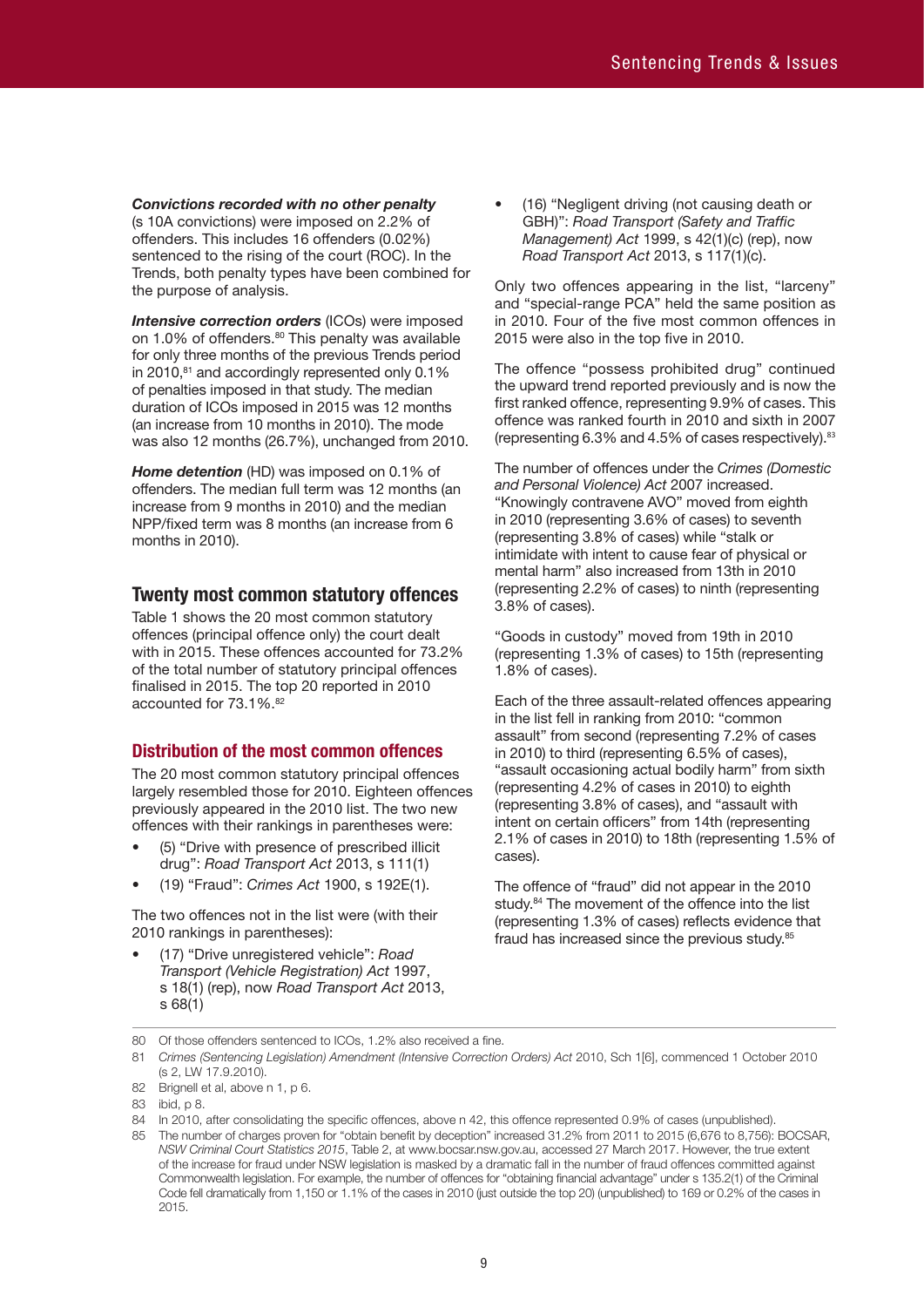***Convictions recorded with no other penalty*** (s 10A convictions) were imposed on 2.2% of offenders. This includes 16 offenders (0.02%) sentenced to the rising of the court (ROC). In the Trends, both penalty types have been combined for the purpose of analysis.

***Intensive correction orders*** (ICOs) were imposed on 1.0% of offenders.[80] This penalty was available for only three months of the previous Trends period in 2010,[81] and accordingly represented only 0.1% of penalties imposed in that study. The median duration of ICOs imposed in 2015 was 12 months (an increase from 10 months in 2010). The mode was also 12 months (26.7%), unchanged from 2010.

***Home detention*** (HD) was imposed on 0.1% of offenders. The median full term was 12 months (an increase from 9 months in 2010) and the median NPP/fixed term was 8 months (an increase from 6 months in 2010).

## Twenty most common statutory offences

Table 1 shows the 20 most common statutory offences (principal offence only) the court dealt with in 2015. These offences accounted for 73.2% of the total number of statutory principal offences finalised in 2015. The top 20 reported in 2010 accounted for 73.1%.[82]

### Distribution of the most common offences

The 20 most common statutory principal offences largely resembled those for 2010. Eighteen offences previously appeared in the 2010 list. The two new offences with their rankings in parentheses were:

- (5) "Drive with presence of prescribed illicit drug": *Road Transport Act* 2013, s 111(1)
- (19) "Fraud": *Crimes Act* 1900, s 192E(1).

The two offences not in the list were (with their 2010 rankings in parentheses):

- (17) "Drive unregistered vehicle": *Road Transport (Vehicle Registration) Act* 1997, s 18(1) (rep), now *Road Transport Act* 2013, s 68(1)
- (16) "Negligent driving (not causing death or GBH)": *Road Transport (Safety and Traffic Management) Act* 1999, s 42(1)(c) (rep), now *Road Transport Act* 2013, s 117(1)(c).

Only two offences appearing in the list, "larceny" and "special-range PCA" held the same position as in 2010. Four of the five most common offences in 2015 were also in the top five in 2010.

The offence "possess prohibited drug" continued the upward trend reported previously and is now the first ranked offence, representing 9.9% of cases. This offence was ranked fourth in 2010 and sixth in 2007 (representing 6.3% and 4.5% of cases respectively).[83]

The number of offences under the *Crimes (Domestic and Personal Violence) Act* 2007 increased. "Knowingly contravene AVO" moved from eighth in 2010 (representing 3.6% of cases) to seventh (representing 3.8% of cases) while "stalk or intimidate with intent to cause fear of physical or mental harm" also increased from 13th in 2010 (representing 2.2% of cases) to ninth (representing 3.8% of cases).

"Goods in custody" moved from 19th in 2010 (representing 1.3% of cases) to 15th (representing 1.8% of cases).

Each of the three assault-related offences appearing in the list fell in ranking from 2010: "common assault" from second (representing 7.2% of cases in 2010) to third (representing 6.5% of cases), "assault occasioning actual bodily harm" from sixth (representing 4.2% of cases in 2010) to eighth (representing 3.8% of cases), and "assault with intent on certain officers" from 14th (representing 2.1% of cases in 2010) to 18th (representing 1.5% of cases).

The offence of "fraud" did not appear in the 2010 study.[84] The movement of the offence into the list (representing 1.3% of cases) reflects evidence that fraud has increased since the previous study.[85]

---

80 Of those offenders sentenced to ICOs, 1.2% also received a fine.

81 *Crimes (Sentencing Legislation) Amendment (Intensive Correction Orders) Act* 2010, Sch 1[6], commenced 1 October 2010 (s 2, LW 17.9.2010).

82 Brignell et al, above n 1, p 6.

83 ibid, p 8.

84 In 2010, after consolidating the specific offences, above n 42, this offence represented 0.9% of cases (unpublished).

85 The number of charges proven for "obtain benefit by deception" increased 31.2% from 2011 to 2015 (6,676 to 8,756): BOCSAR, *NSW Criminal Court Statistics 2015*, Table 2, at www.bocsar.nsw.gov.au, accessed 27 March 2017. However, the true extent of the increase for fraud under NSW legislation is masked by a dramatic fall in the number of fraud offences committed against Commonwealth legislation. For example, the number of offences for "obtaining financial advantage" under s 135.2(1) of the Criminal Code fell dramatically from 1,150 or 1.1% of the cases in 2010 (just outside the top 20) (unpublished) to 169 or 0.2% of the cases in 2015.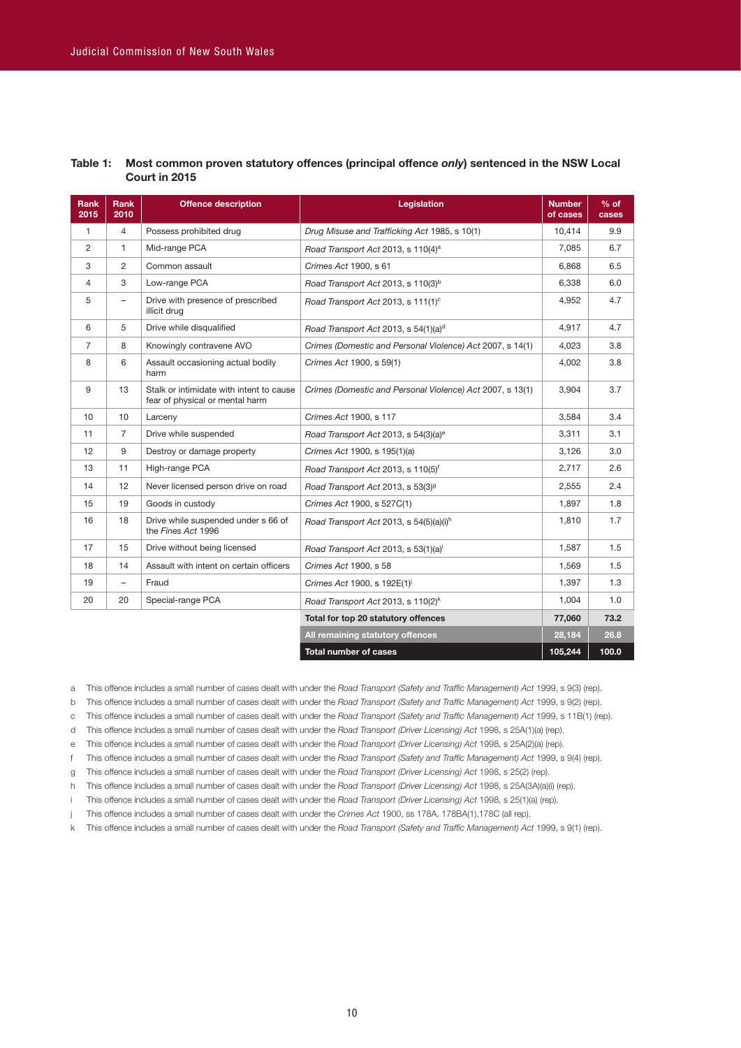**Table 1: Most common proven statutory offences (principal offence *only*) sentenced in the NSW Local Court in 2015**

| Rank 2015 | Rank 2010 | Offence description | Legislation | Number of cases | % of cases |
|---|---|---|---|---|---|
| 1 | 4 | Possess prohibited drug | *Drug Misuse and Trafficking Act* 1985, s 10(1) | 10,414 | 9.9 |
| 2 | 1 | Mid-range PCA | *Road Transport Act* 2013, s 110(4)[a] | 7,085 | 6.7 |
| 3 | 2 | Common assault | *Crimes Act* 1900, s 61 | 6,868 | 6.5 |
| 4 | 3 | Low-range PCA | *Road Transport Act* 2013, s 110(3)[b] | 6,338 | 6.0 |
| 5 | – | Drive with presence of prescribed illicit drug | *Road Transport Act* 2013, s 111(1)[c] | 4,952 | 4.7 |
| 6 | 5 | Drive while disqualified | *Road Transport Act* 2013, s 54(1)(a)[d] | 4,917 | 4.7 |
| 7 | 8 | Knowingly contravene AVO | *Crimes (Domestic and Personal Violence) Act* 2007, s 14(1) | 4,023 | 3.8 |
| 8 | 6 | Assault occasioning actual bodily harm | *Crimes Act* 1900, s 59(1) | 4,002 | 3.8 |
| 9 | 13 | Stalk or intimidate with intent to cause fear of physical or mental harm | *Crimes (Domestic and Personal Violence) Act* 2007, s 13(1) | 3,904 | 3.7 |
| 10 | 10 | Larceny | *Crimes Act* 1900, s 117 | 3,584 | 3.4 |
| 11 | 7 | Drive while suspended | *Road Transport Act* 2013, s 54(3)(a)[e] | 3,311 | 3.1 |
| 12 | 9 | Destroy or damage property | *Crimes Act* 1900, s 195(1)(a) | 3,126 | 3.0 |
| 13 | 11 | High-range PCA | *Road Transport Act* 2013, s 110(5)[f] | 2,717 | 2.6 |
| 14 | 12 | Never licensed person drive on road | *Road Transport Act* 2013, s 53(3)[g] | 2,555 | 2.4 |
| 15 | 19 | Goods in custody | *Crimes Act* 1900, s 527C(1) | 1,897 | 1.8 |
| 16 | 18 | Drive while suspended under s 66 of the *Fines Act* 1996 | *Road Transport Act* 2013, s 54(5)(a)(i)[h] | 1,810 | 1.7 |
| 17 | 15 | Drive without being licensed | *Road Transport Act* 2013, s 53(1)(a)[i] | 1,587 | 1.5 |
| 18 | 14 | Assault with intent on certain officers | *Crimes Act* 1900, s 58 | 1,569 | 1.5 |
| 19 | – | Fraud | *Crimes Act* 1900, s 192E(1)[j] | 1,397 | 1.3 |
| 20 | 20 | Special-range PCA | *Road Transport Act* 2013, s 110(2)[k] | 1,004 | 1.0 |
| | | | **Total for top 20 statutory offences** | **77,060** | **73.2** |
| | | | **All remaining statutory offences** | **28,184** | **26.8** |
| | | | **Total number of cases** | **105,244** | **100.0** |

a This offence includes a small number of cases dealt with under the *Road Transport (Safety and Traffic Management) Act* 1999, s 9(3) (rep).

b This offence includes a small number of cases dealt with under the *Road Transport (Safety and Traffic Management) Act* 1999, s 9(2) (rep).

c This offence includes a small number of cases dealt with under the *Road Transport (Safety and Traffic Management) Act* 1999, s 11B(1) (rep).

d This offence includes a small number of cases dealt with under the *Road Transport (Driver Licensing) Act* 1998, s 25A(1)(a) (rep).

e This offence includes a small number of cases dealt with under the *Road Transport (Driver Licensing) Act* 1998, s 25A(2)(a) (rep).

f This offence includes a small number of cases dealt with under the *Road Transport (Safety and Traffic Management) Act* 1999, s 9(4) (rep).

g This offence includes a small number of cases dealt with under the *Road Transport (Driver Licensing) Act* 1998, s 25(2) (rep).

h This offence includes a small number of cases dealt with under the *Road Transport (Driver Licensing) Act* 1998, s 25A(3A)(a)(i) (rep).

i This offence includes a small number of cases dealt with under the *Road Transport (Driver Licensing) Act* 1998, s 25(1)(a) (rep).

j This offence includes a small number of cases dealt with under the *Crimes Act* 1900, ss 178A, 178BA(1),178C (all rep).

k This offence includes a small number of cases dealt with under the *Road Transport (Safety and Traffic Management) Act* 1999, s 9(1) (rep).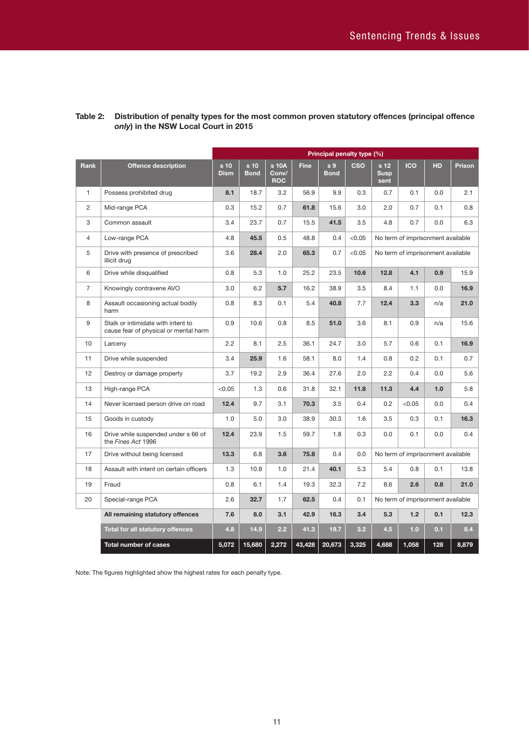**Table 2: Distribution of penalty types for the most common proven statutory offences (principal offence *only*) in the NSW Local Court in 2015**

| Rank | Offence description | Principal penalty type (%) | | | | | | | | | |
|---|---|---|---|---|---|---|---|---|---|---|---|
| | | s 10 Dism | s 10 Bond | s 10A Conv/ ROC | Fine | s 9 Bond | CSO | s 12 Susp sent | ICO | HD | Prison |
| 1 | Possess prohibited drug | **8.1** | 18.7 | 3.2 | 56.9 | 9.9 | 0.3 | 0.7 | 0.1 | 0.0 | 2.1 |
| 2 | Mid-range PCA | 0.3 | 15.2 | 0.7 | **61.8** | 15.6 | 3.0 | 2.0 | 0.7 | 0.1 | 0.8 |
| 3 | Common assault | 3.4 | 23.7 | 0.7 | 15.5 | **41.5** | 3.5 | 4.8 | 0.7 | 0.0 | 6.3 |
| 4 | Low-range PCA | 4.8 | **45.5** | 0.5 | 48.8 | 0.4 | <0.05 | No term of imprisonment available | | | |
| 5 | Drive with presence of prescribed illicit drug | 3.6 | **28.4** | 2.0 | **65.3** | 0.7 | <0.05 | No term of imprisonment available | | | |
| 6 | Drive while disqualified | 0.8 | 5.3 | 1.0 | 25.2 | 23.5 | **10.6** | **12.8** | **4.1** | **0.9** | 15.9 |
| 7 | Knowingly contravene AVO | 3.0 | 6.2 | **5.7** | 16.2 | 38.9 | 3.5 | 8.4 | 1.1 | 0.0 | **16.9** |
| 8 | Assault occasioning actual bodily harm | 0.8 | 8.3 | 0.1 | 5.4 | **40.8** | 7.7 | **12.4** | **3.3** | n/a | **21.0** |
| 9 | Stalk or intimidate with intent to cause fear of physical or mental harm | 0.9 | 10.6 | 0.8 | 8.5 | **51.0** | 3.6 | 8.1 | 0.9 | n/a | 15.6 |
| 10 | Larceny | 2.2 | 8.1 | 2.5 | 36.1 | 24.7 | 3.0 | 5.7 | 0.6 | 0.1 | **16.9** |
| 11 | Drive while suspended | 3.4 | **25.9** | 1.6 | 58.1 | 8.0 | 1.4 | 0.8 | 0.2 | 0.1 | 0.7 |
| 12 | Destroy or damage property | 3.7 | 19.2 | 2.9 | 36.4 | 27.6 | 2.0 | 2.2 | 0.4 | 0.0 | 5.6 |
| 13 | High-range PCA | <0.05 | 1.3 | 0.6 | 31.8 | 32.1 | **11.8** | **11.3** | **4.4** | **1.0** | 5.8 |
| 14 | Never licensed person drive on road | **12.4** | 9.7 | 3.1 | **70.3** | 3.5 | 0.4 | 0.2 | <0.05 | 0.0 | 0.4 |
| 15 | Goods in custody | 1.0 | 5.0 | 3.0 | 38.9 | 30.3 | 1.6 | 3.5 | 0.3 | 0.1 | **16.3** |
| 16 | Drive while suspended under s 66 of the *Fines Act* 1996 | **12.4** | 23.9 | 1.5 | 59.7 | 1.8 | 0.3 | 0.0 | 0.1 | 0.0 | 0.4 |
| 17 | Drive without being licensed | **13.3** | 6.8 | **3.6** | **75.8** | 0.4 | 0.0 | No term of imprisonment available | | | |
| 18 | Assault with intent on certain officers | 1.3 | 10.8 | 1.0 | 21.4 | **40.1** | 5.3 | 5.4 | 0.8 | 0.1 | 13.8 |
| 19 | Fraud | 0.8 | 6.1 | 1.4 | 19.3 | 32.3 | 7.2 | 8.6 | **2.6** | **0.8** | **21.0** |
| 20 | Special-range PCA | 2.6 | **32.7** | 1.7 | **62.5** | 0.4 | 0.1 | No term of imprisonment available | | | |
| | **All remaining statutory offences** | **7.6** | **8.0** | **3.1** | **42.9** | **16.3** | **3.4** | **5.3** | **1.2** | **0.1** | **12.3** |
| | **Total for all statutory offences** | **4.8** | **14.9** | **2.2** | **41.3** | **19.7** | **3.2** | **4.5** | **1.0** | **0.1** | **8.4** |
| | **Total number of cases** | **5,072** | **15,680** | **2,272** | **43,428** | **20,673** | **3,325** | **4,688** | **1,058** | **128** | **8,879** |

Note: The figures highlighted show the highest rates for each penalty type.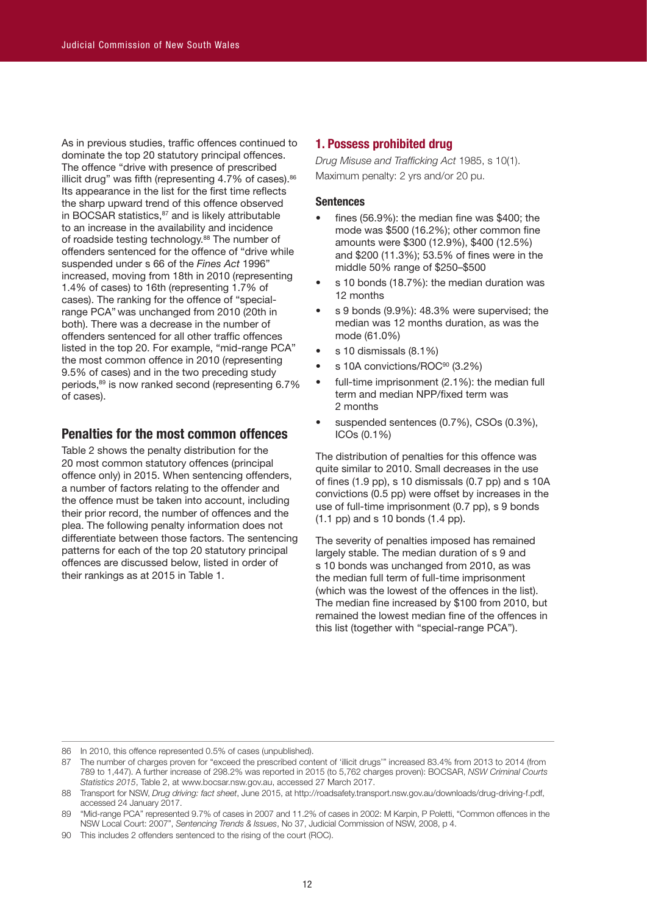As in previous studies, traffic offences continued to dominate the top 20 statutory principal offences. The offence "drive with presence of prescribed illicit drug" was fifth (representing 4.7% of cases).[86] Its appearance in the list for the first time reflects the sharp upward trend of this offence observed in BOCSAR statistics,[87] and is likely attributable to an increase in the availability and incidence of roadside testing technology.[88] The number of offenders sentenced for the offence of "drive while suspended under s 66 of the *Fines Act* 1996" increased, moving from 18th in 2010 (representing 1.4% of cases) to 16th (representing 1.7% of cases). The ranking for the offence of "special-range PCA" was unchanged from 2010 (20th in both). There was a decrease in the number of offenders sentenced for all other traffic offences listed in the top 20. For example, "mid-range PCA" the most common offence in 2010 (representing 9.5% of cases) and in the two preceding study periods,[89] is now ranked second (representing 6.7% of cases).

## Penalties for the most common offences

Table 2 shows the penalty distribution for the 20 most common statutory offences (principal offence only) in 2015. When sentencing offenders, a number of factors relating to the offender and the offence must be taken into account, including their prior record, the number of offences and the plea. The following penalty information does not differentiate between those factors. The sentencing patterns for each of the top 20 statutory principal offences are discussed below, listed in order of their rankings as at 2015 in Table 1.

### 1. Possess prohibited drug

*Drug Misuse and Trafficking Act* 1985, s 10(1).
Maximum penalty: 2 yrs and/or 20 pu.

#### Sentences

- fines (56.9%): the median fine was $400; the mode was $500 (16.2%); other common fine amounts were $300 (12.9%), $400 (12.5%) and $200 (11.3%); 53.5% of fines were in the middle 50% range of $250–$500
- s 10 bonds (18.7%): the median duration was 12 months
- s 9 bonds (9.9%): 48.3% were supervised; the median was 12 months duration, as was the mode (61.0%)
- s 10 dismissals (8.1%)
- s 10A convictions/ROC[90] (3.2%)
- full-time imprisonment (2.1%): the median full term and median NPP/fixed term was 2 months
- suspended sentences (0.7%), CSOs (0.3%), ICOs (0.1%)

The distribution of penalties for this offence was quite similar to 2010. Small decreases in the use of fines (1.9 pp), s 10 dismissals (0.7 pp) and s 10A convictions (0.5 pp) were offset by increases in the use of full-time imprisonment (0.7 pp), s 9 bonds (1.1 pp) and s 10 bonds (1.4 pp).

The severity of penalties imposed has remained largely stable. The median duration of s 9 and s 10 bonds was unchanged from 2010, as was the median full term of full-time imprisonment (which was the lowest of the offences in the list). The median fine increased by $100 from 2010, but remained the lowest median fine of the offences in this list (together with "special-range PCA").

---

86 In 2010, this offence represented 0.5% of cases (unpublished).

87 The number of charges proven for "exceed the prescribed content of 'illicit drugs'" increased 83.4% from 2013 to 2014 (from 789 to 1,447). A further increase of 298.2% was reported in 2015 (to 5,762 charges proven): BOCSAR, *NSW Criminal Courts Statistics 2015*, Table 2, at www.bocsar.nsw.gov.au, accessed 27 March 2017.

88 Transport for NSW, *Drug driving: fact sheet*, June 2015, at http://roadsafety.transport.nsw.gov.au/downloads/drug-driving-f.pdf, accessed 24 January 2017.

89 "Mid-range PCA" represented 9.7% of cases in 2007 and 11.2% of cases in 2002: M Karpin, P Poletti, "Common offences in the NSW Local Court: 2007", *Sentencing Trends & Issues*, No 37, Judicial Commission of NSW, 2008, p 4.

90 This includes 2 offenders sentenced to the rising of the court (ROC).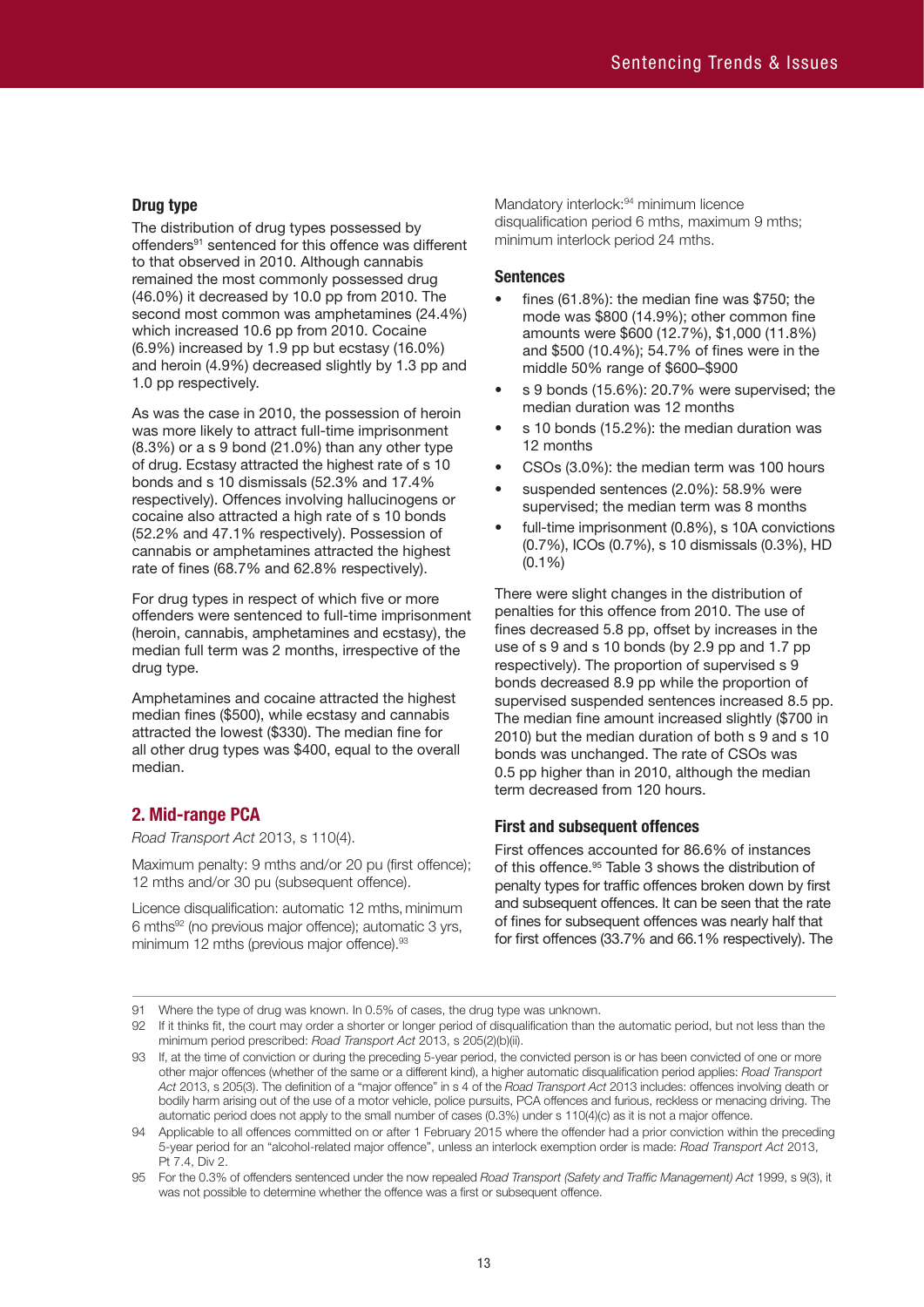### Drug type

The distribution of drug types possessed by offenders[91] sentenced for this offence was different to that observed in 2010. Although cannabis remained the most commonly possessed drug (46.0%) it decreased by 10.0 pp from 2010. The second most common was amphetamines (24.4%) which increased 10.6 pp from 2010. Cocaine (6.9%) increased by 1.9 pp but ecstasy (16.0%) and heroin (4.9%) decreased slightly by 1.3 pp and 1.0 pp respectively.

As was the case in 2010, the possession of heroin was more likely to attract full-time imprisonment (8.3%) or a s 9 bond (21.0%) than any other type of drug. Ecstasy attracted the highest rate of s 10 bonds and s 10 dismissals (52.3% and 17.4% respectively). Offences involving hallucinogens or cocaine also attracted a high rate of s 10 bonds (52.2% and 47.1% respectively). Possession of cannabis or amphetamines attracted the highest rate of fines (68.7% and 62.8% respectively).

For drug types in respect of which five or more offenders were sentenced to full-time imprisonment (heroin, cannabis, amphetamines and ecstasy), the median full term was 2 months, irrespective of the drug type.

Amphetamines and cocaine attracted the highest median fines ($500), while ecstasy and cannabis attracted the lowest ($330). The median fine for all other drug types was $400, equal to the overall median.

## 2. Mid-range PCA

*Road Transport Act* 2013, s 110(4).

Maximum penalty: 9 mths and/or 20 pu (first offence); 12 mths and/or 30 pu (subsequent offence).

Licence disqualification: automatic 12 mths, minimum 6 mths[92] (no previous major offence); automatic 3 yrs, minimum 12 mths (previous major offence).[93]

Mandatory interlock:[94] minimum licence disqualification period 6 mths, maximum 9 mths; minimum interlock period 24 mths.

### Sentences

- fines (61.8%): the median fine was $750; the mode was $800 (14.9%); other common fine amounts were $600 (12.7%), $1,000 (11.8%) and $500 (10.4%); 54.7% of fines were in the middle 50% range of $600–$900
- s 9 bonds (15.6%): 20.7% were supervised; the median duration was 12 months
- s 10 bonds (15.2%): the median duration was 12 months
- CSOs (3.0%): the median term was 100 hours
- suspended sentences (2.0%): 58.9% were supervised; the median term was 8 months
- full-time imprisonment (0.8%), s 10A convictions (0.7%), ICOs (0.7%), s 10 dismissals (0.3%), HD (0.1%)

There were slight changes in the distribution of penalties for this offence from 2010. The use of fines decreased 5.8 pp, offset by increases in the use of s 9 and s 10 bonds (by 2.9 pp and 1.7 pp respectively). The proportion of supervised s 9 bonds decreased 8.9 pp while the proportion of supervised suspended sentences increased 8.5 pp. The median fine amount increased slightly ($700 in 2010) but the median duration of both s 9 and s 10 bonds was unchanged. The rate of CSOs was 0.5 pp higher than in 2010, although the median term decreased from 120 hours.

### First and subsequent offences

First offences accounted for 86.6% of instances of this offence.[95] Table 3 shows the distribution of penalty types for traffic offences broken down by first and subsequent offences. It can be seen that the rate of fines for subsequent offences was nearly half that for first offences (33.7% and 66.1% respectively). The

---

91 Where the type of drug was known. In 0.5% of cases, the drug type was unknown.

92 If it thinks fit, the court may order a shorter or longer period of disqualification than the automatic period, but not less than the minimum period prescribed: *Road Transport Act* 2013, s 205(2)(b)(ii).

93 If, at the time of conviction or during the preceding 5-year period, the convicted person is or has been convicted of one or more other major offences (whether of the same or a different kind), a higher automatic disqualification period applies: *Road Transport Act* 2013, s 205(3). The definition of a "major offence" in s 4 of the *Road Transport Act* 2013 includes: offences involving death or bodily harm arising out of the use of a motor vehicle, police pursuits, PCA offences and furious, reckless or menacing driving. The automatic period does not apply to the small number of cases (0.3%) under s 110(4)(c) as it is not a major offence.

94 Applicable to all offences committed on or after 1 February 2015 where the offender had a prior conviction within the preceding 5-year period for an "alcohol-related major offence", unless an interlock exemption order is made: *Road Transport Act* 2013, Pt 7.4, Div 2.

95 For the 0.3% of offenders sentenced under the now repealed *Road Transport (Safety and Traffic Management) Act* 1999, s 9(3), it was not possible to determine whether the offence was a first or subsequent offence.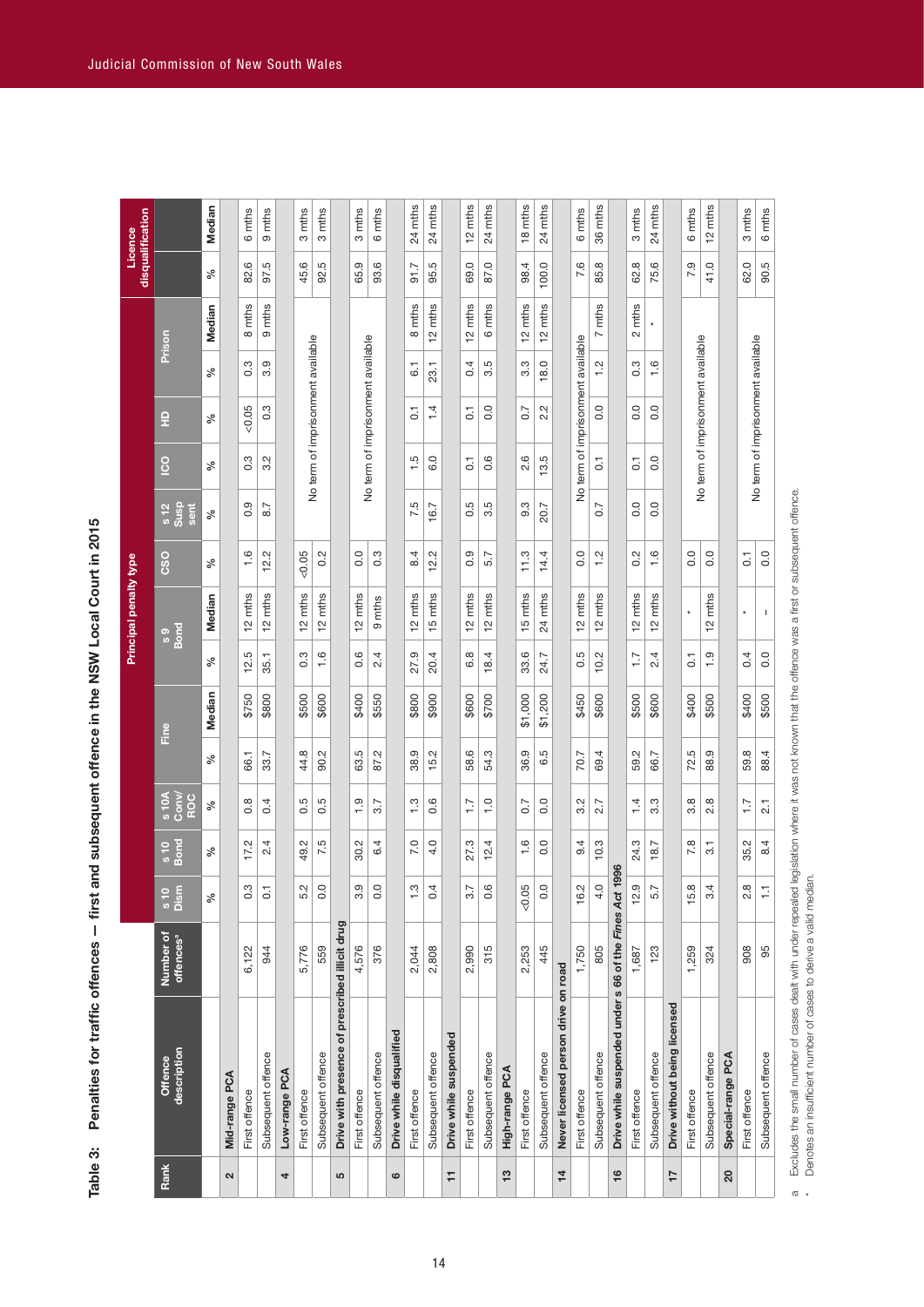## Table 3: Penalties for traffic offences – first and subsequent offence in the NSW Local Court in 2015

| Rank | Offence description | Number of offences[a] | Principal penalty type | | | | | | | | | | | | | Licence disqualification | |
|---|---|---|---|---|---|---|---|---|---|---|---|---|---|---|---|---|---|
| | | | s 10 Dism | s 10 Bond | s 10A Conv/ROC | Fine | | s 9 Bond | | CSO | s 12 Susp sent | ICO | HD | Prison | | | |
| | | | % | % | % | % | Median | % | Median | % | % | % | % | % | Median | % | Median |
| 2 | **Mid-range PCA** | | | | | | | | | | | | | | | | |
| | First offence | 6,122 | 0.3 | 17.2 | 0.8 | 66.1 | $750 | 12.5 | 12 mths | 1.6 | 0.9 | 0.3 | <0.05 | 0.3 | 8 mths | 82.6 | 6 mths |
| | Subsequent offence | 944 | 0.1 | 2.4 | 0.4 | 33.7 | $800 | 35.1 | 12 mths | 12.2 | 8.7 | 3.2 | 0.3 | 3.9 | 9 mths | 97.5 | 9 mths |
| 4 | **Low-range PCA** | | | | | | | | | | | | | | | | |
| | First offence | 5,776 | 5.2 | 49.2 | 0.5 | 44.8 | $500 | 0.3 | 12 mths | <0.05 | No term of imprisonment available | | | | | 45.6 | 3 mths |
| | Subsequent offence | 559 | 0.0 | 7.5 | 0.5 | 90.2 | $600 | 1.6 | 12 mths | 0.2 | | | | | | 92.5 | 3 mths |
| 5 | **Drive with presence of prescribed illicit drug** | | | | | | | | | | | | | | | | |
| | First offence | 4,576 | 3.9 | 30.2 | 1.9 | 63.5 | $400 | 0.6 | 12 mths | 0.0 | No term of imprisonment available | | | | | 65.9 | 3 mths |
| | Subsequent offence | 376 | 0.0 | 6.4 | 3.7 | 87.2 | $550 | 2.4 | 9 mths | 0.3 | | | | | | 93.6 | 6 mths |
| 6 | **Drive while disqualified** | | | | | | | | | | | | | | | | |
| | First offence | 2,044 | 1.3 | 7.0 | 1.3 | 38.9 | $800 | 27.9 | 12 mths | 8.4 | 7.5 | 1.5 | 0.1 | 6.1 | 8 mths | 91.7 | 24 mths |
| | Subsequent offence | 2,808 | 0.4 | 4.0 | 0.6 | 15.2 | $900 | 20.4 | 15 mths | 12.2 | 16.7 | 6.0 | 1.4 | 23.1 | 12 mths | 95.5 | 24 mths |
| 11 | **Drive while suspended** | | | | | | | | | | | | | | | | |
| | First offence | 2,990 | 3.7 | 27.3 | 1.7 | 58.6 | $600 | 6.8 | 12 mths | 0.9 | 0.5 | 0.1 | 0.1 | 0.4 | 12 mths | 69.0 | 12 mths |
| | Subsequent offence | 315 | 0.6 | 12.4 | 1.0 | 54.3 | $700 | 18.4 | 12 mths | 5.7 | 3.5 | 0.6 | 0.0 | 3.5 | 6 mths | 87.0 | 24 mths |
| 13 | **High-range PCA** | | | | | | | | | | | | | | | | |
| | First offence | 2,253 | <0.05 | 1.6 | 0.7 | 36.9 | $1,000 | 33.6 | 15 mths | 11.3 | 9.3 | 2.6 | 0.7 | 3.3 | 12 mths | 98.4 | 18 mths |
| | Subsequent offence | 445 | 0.0 | 0.0 | 0.0 | 6.5 | $1,200 | 24.7 | 24 mths | 14.4 | 20.7 | 13.5 | 2.2 | 18.0 | 12 mths | 100.0 | 24 mths |
| 14 | **Never licensed person drive on road** | | | | | | | | | | | | | | | | |
| | First offence | 1,750 | 16.2 | 9.4 | 3.2 | 70.7 | $450 | 0.5 | 12 mths | 0.0 | No term of imprisonment available | | | | | 7.6 | 6 mths |
| | Subsequent offence | 805 | 4.0 | 10.3 | 2.7 | 69.4 | $600 | 10.2 | 12 mths | 1.2 | 0.7 | 0.1 | 0.0 | 1.2 | 7 mths | 85.8 | 36 mths |
| 16 | **Drive while suspended under s 66 of the *Fines Act 1996*** | | | | | | | | | | | | | | | | |
| | First offence | 1,687 | 12.9 | 24.3 | 1.4 | 59.2 | $500 | 1.7 | 12 mths | 0.2 | 0.0 | 0.1 | 0.0 | 0.3 | 2 mths | 62.8 | 3 mths |
| | Subsequent offence | 123 | 5.7 | 18.7 | 3.3 | 66.7 | $600 | 2.4 | 12 mths | 1.6 | 0.0 | 0.0 | 0.0 | 1.6 | * | 75.6 | 24 mths |
| 17 | **Drive without being licensed** | | | | | | | | | | | | | | | | |
| | First offence | 1,259 | 15.8 | 7.8 | 3.8 | 72.5 | $400 | 0.1 | * | 0.0 | No term of imprisonment available | | | | | 7.9 | 6 mths |
| | Subsequent offence | 324 | 3.4 | 3.1 | 2.8 | 88.9 | $500 | 1.9 | 12 mths | 0.0 | | | | | | 41.0 | 12 mths |
| 20 | **Special-range PCA** | | | | | | | | | | | | | | | | |
| | First offence | 908 | 2.8 | 35.2 | 1.7 | 59.8 | $400 | 0.4 | * | 0.1 | No term of imprisonment available | | | | | 62.0 | 3 mths |
| | Subsequent offence | 95 | 1.1 | 8.4 | 2.1 | 88.4 | $500 | 0.0 | – | 0.0 | | | | | | 90.5 | 6 mths |

a Excludes the small number of cases dealt with under repealed legislation where it was not known that the offence was a first or subsequent offence.

\* Denotes an insufficient number of cases to derive a valid median.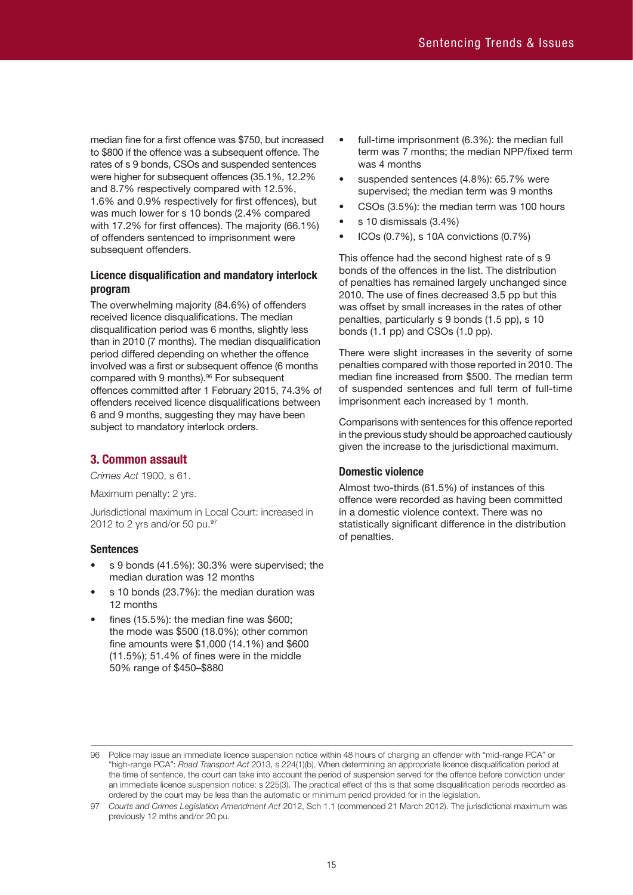median fine for a first offence was $750, but increased to $800 if the offence was a subsequent offence. The rates of s 9 bonds, CSOs and suspended sentences were higher for subsequent offences (35.1%, 12.2% and 8.7% respectively compared with 12.5%, 1.6% and 0.9% respectively for first offences), but was much lower for s 10 bonds (2.4% compared with 17.2% for first offences). The majority (66.1%) of offenders sentenced to imprisonment were subsequent offenders.

#### Licence disqualification and mandatory interlock program

The overwhelming majority (84.6%) of offenders received licence disqualifications. The median disqualification period was 6 months, slightly less than in 2010 (7 months). The median disqualification period differed depending on whether the offence involved was a first or subsequent offence (6 months compared with 9 months).[96] For subsequent offences committed after 1 February 2015, 74.3% of offenders received licence disqualifications between 6 and 9 months, suggesting they may have been subject to mandatory interlock orders.

### 3. Common assault

*Crimes Act* 1900, s 61.

Maximum penalty: 2 yrs.

Jurisdictional maximum in Local Court: increased in 2012 to 2 yrs and/or 50 pu.[97]

#### Sentences

- s 9 bonds (41.5%): 30.3% were supervised; the median duration was 12 months
- s 10 bonds (23.7%): the median duration was 12 months
- fines (15.5%): the median fine was $600; the mode was $500 (18.0%); other common fine amounts were $1,000 (14.1%) and $600 (11.5%); 51.4% of fines were in the middle 50% range of $450–$880
- full-time imprisonment (6.3%): the median full term was 7 months; the median NPP/fixed term was 4 months
- suspended sentences (4.8%): 65.7% were supervised; the median term was 9 months
- CSOs (3.5%): the median term was 100 hours
- s 10 dismissals (3.4%)
- ICOs (0.7%), s 10A convictions (0.7%)

This offence had the second highest rate of s 9 bonds of the offences in the list. The distribution of penalties has remained largely unchanged since 2010. The use of fines decreased 3.5 pp but this was offset by small increases in the rates of other penalties, particularly s 9 bonds (1.5 pp), s 10 bonds (1.1 pp) and CSOs (1.0 pp).

There were slight increases in the severity of some penalties compared with those reported in 2010. The median fine increased from $500. The median term of suspended sentences and full term of full-time imprisonment each increased by 1 month.

Comparisons with sentences for this offence reported in the previous study should be approached cautiously given the increase to the jurisdictional maximum.

#### Domestic violence

Almost two-thirds (61.5%) of instances of this offence were recorded as having been committed in a domestic violence context. There was no statistically significant difference in the distribution of penalties.

---

96 Police may issue an immediate licence suspension notice within 48 hours of charging an offender with "mid-range PCA" or "high-range PCA": *Road Transport Act* 2013, s 224(1)(b). When determining an appropriate licence disqualification period at the time of sentence, the court can take into account the period of suspension served for the offence before conviction under an immediate licence suspension notice: s 225(3). The practical effect of this is that some disqualification periods recorded as ordered by the court may be less than the automatic or minimum period provided for in the legislation.

97 *Courts and Crimes Legislation Amendment Act* 2012, Sch 1.1 (commenced 21 March 2012). The jurisdictional maximum was previously 12 mths and/or 20 pu.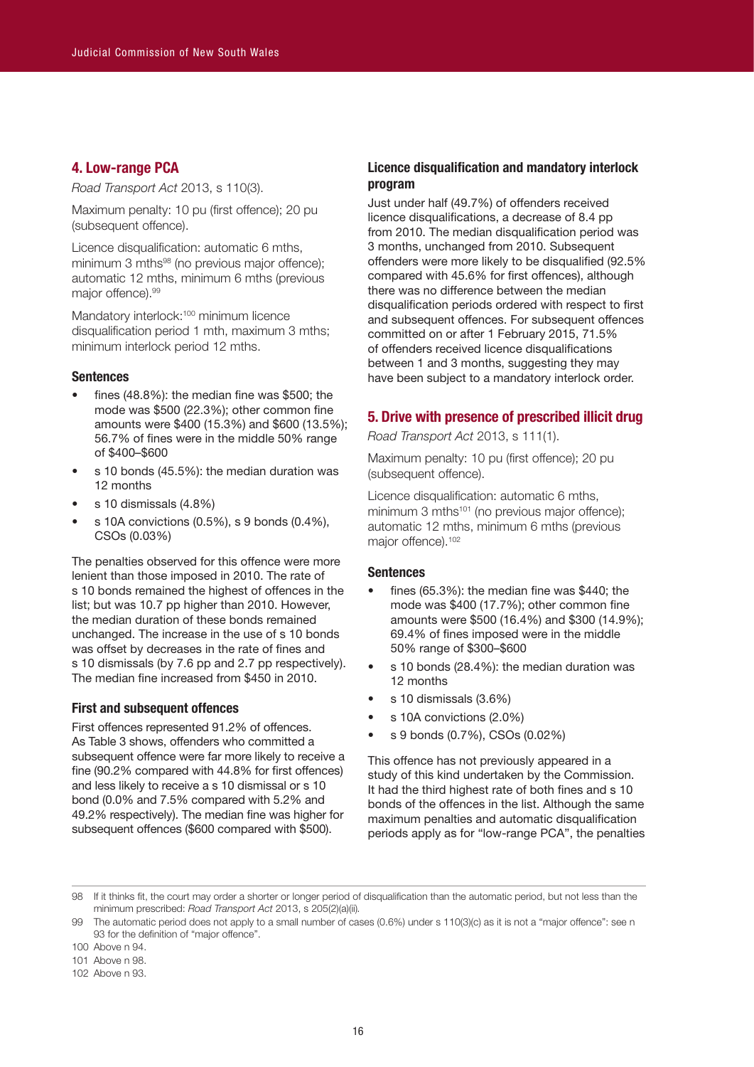## 4. Low-range PCA

*Road Transport Act* 2013, s 110(3).

Maximum penalty: 10 pu (first offence); 20 pu (subsequent offence).

Licence disqualification: automatic 6 mths, minimum 3 mths[98] (no previous major offence); automatic 12 mths, minimum 6 mths (previous major offence).[99]

Mandatory interlock:[100] minimum licence disqualification period 1 mth, maximum 3 mths; minimum interlock period 12 mths.

### Sentences

- fines (48.8%): the median fine was $500; the mode was $500 (22.3%); other common fine amounts were $400 (15.3%) and $600 (13.5%); 56.7% of fines were in the middle 50% range of $400–$600
- s 10 bonds (45.5%): the median duration was 12 months
- s 10 dismissals (4.8%)
- s 10A convictions (0.5%), s 9 bonds (0.4%), CSOs (0.03%)

The penalties observed for this offence were more lenient than those imposed in 2010. The rate of s 10 bonds remained the highest of offences in the list; but was 10.7 pp higher than 2010. However, the median duration of these bonds remained unchanged. The increase in the use of s 10 bonds was offset by decreases in the rate of fines and s 10 dismissals (by 7.6 pp and 2.7 pp respectively). The median fine increased from $450 in 2010.

### First and subsequent offences

First offences represented 91.2% of offences. As Table 3 shows, offenders who committed a subsequent offence were far more likely to receive a fine (90.2% compared with 44.8% for first offences) and less likely to receive a s 10 dismissal or s 10 bond (0.0% and 7.5% compared with 5.2% and 49.2% respectively). The median fine was higher for subsequent offences ($600 compared with $500).

### Licence disqualification and mandatory interlock program

Just under half (49.7%) of offenders received licence disqualifications, a decrease of 8.4 pp from 2010. The median disqualification period was 3 months, unchanged from 2010. Subsequent offenders were more likely to be disqualified (92.5% compared with 45.6% for first offences), although there was no difference between the median disqualification periods ordered with respect to first and subsequent offences. For subsequent offences committed on or after 1 February 2015, 71.5% of offenders received licence disqualifications between 1 and 3 months, suggesting they may have been subject to a mandatory interlock order.

## 5. Drive with presence of prescribed illicit drug

*Road Transport Act* 2013, s 111(1).

Maximum penalty: 10 pu (first offence); 20 pu (subsequent offence).

Licence disqualification: automatic 6 mths, minimum 3 mths[101] (no previous major offence); automatic 12 mths, minimum 6 mths (previous major offence).[102]

### Sentences

- fines (65.3%): the median fine was $440; the mode was $400 (17.7%); other common fine amounts were $500 (16.4%) and $300 (14.9%); 69.4% of fines imposed were in the middle 50% range of $300–$600
- s 10 bonds (28.4%): the median duration was 12 months
- s 10 dismissals (3.6%)
- s 10A convictions (2.0%)
- s 9 bonds (0.7%), CSOs (0.02%)

This offence has not previously appeared in a study of this kind undertaken by the Commission. It had the third highest rate of both fines and s 10 bonds of the offences in the list. Although the same maximum penalties and automatic disqualification periods apply as for "low-range PCA", the penalties

---

98 If it thinks fit, the court may order a shorter or longer period of disqualification than the automatic period, but not less than the minimum prescribed: *Road Transport Act* 2013, s 205(2)(a)(ii).

99 The automatic period does not apply to a small number of cases (0.6%) under s 110(3)(c) as it is not a "major offence": see n 93 for the definition of "major offence".

100 Above n 94.

101 Above n 98.

102 Above n 93.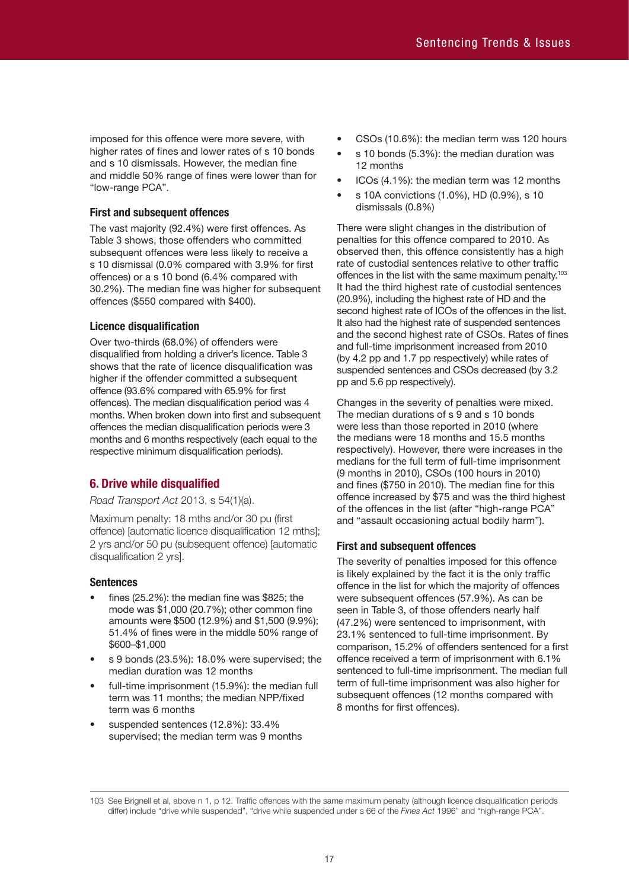imposed for this offence were more severe, with higher rates of fines and lower rates of s 10 bonds and s 10 dismissals. However, the median fine and middle 50% range of fines were lower than for "low-range PCA".

### First and subsequent offences

The vast majority (92.4%) were first offences. As Table 3 shows, those offenders who committed subsequent offences were less likely to receive a s 10 dismissal (0.0% compared with 3.9% for first offences) or a s 10 bond (6.4% compared with 30.2%). The median fine was higher for subsequent offences ($550 compared with $400).

### Licence disqualification

Over two-thirds (68.0%) of offenders were disqualified from holding a driver's licence. Table 3 shows that the rate of licence disqualification was higher if the offender committed a subsequent offence (93.6% compared with 65.9% for first offences). The median disqualification period was 4 months. When broken down into first and subsequent offences the median disqualification periods were 3 months and 6 months respectively (each equal to the respective minimum disqualification periods).

## 6. Drive while disqualified

*Road Transport Act* 2013, s 54(1)(a).

Maximum penalty: 18 mths and/or 30 pu (first offence) [automatic licence disqualification 12 mths]; 2 yrs and/or 50 pu (subsequent offence) [automatic disqualification 2 yrs].

### Sentences

- fines (25.2%): the median fine was $825; the mode was $1,000 (20.7%); other common fine amounts were $500 (12.9%) and $1,500 (9.9%); 51.4% of fines were in the middle 50% range of $600–$1,000
- s 9 bonds (23.5%): 18.0% were supervised; the median duration was 12 months
- full-time imprisonment (15.9%): the median full term was 11 months; the median NPP/fixed term was 6 months
- suspended sentences (12.8%): 33.4% supervised; the median term was 9 months
- CSOs (10.6%): the median term was 120 hours
- s 10 bonds (5.3%): the median duration was 12 months
- ICOs (4.1%): the median term was 12 months
- s 10A convictions (1.0%), HD (0.9%), s 10 dismissals (0.8%)

There were slight changes in the distribution of penalties for this offence compared to 2010. As observed then, this offence consistently has a high rate of custodial sentences relative to other traffic offences in the list with the same maximum penalty.[103] It had the third highest rate of custodial sentences (20.9%), including the highest rate of HD and the second highest rate of ICOs of the offences in the list. It also had the highest rate of suspended sentences and the second highest rate of CSOs. Rates of fines and full-time imprisonment increased from 2010 (by 4.2 pp and 1.7 pp respectively) while rates of suspended sentences and CSOs decreased (by 3.2 pp and 5.6 pp respectively).

Changes in the severity of penalties were mixed. The median durations of s 9 and s 10 bonds were less than those reported in 2010 (where the medians were 18 months and 15.5 months respectively). However, there were increases in the medians for the full term of full-time imprisonment (9 months in 2010), CSOs (100 hours in 2010) and fines ($750 in 2010). The median fine for this offence increased by $75 and was the third highest of the offences in the list (after "high-range PCA" and "assault occasioning actual bodily harm").

### First and subsequent offences

The severity of penalties imposed for this offence is likely explained by the fact it is the only traffic offence in the list for which the majority of offences were subsequent offences (57.9%). As can be seen in Table 3, of those offenders nearly half (47.2%) were sentenced to imprisonment, with 23.1% sentenced to full-time imprisonment. By comparison, 15.2% of offenders sentenced for a first offence received a term of imprisonment with 6.1% sentenced to full-time imprisonment. The median full term of full-time imprisonment was also higher for subsequent offences (12 months compared with 8 months for first offences).

---

103 See Brignell et al, above n 1, p 12. Traffic offences with the same maximum penalty (although licence disqualification periods differ) include "drive while suspended", "drive while suspended under s 66 of the *Fines Act* 1996" and "high-range PCA".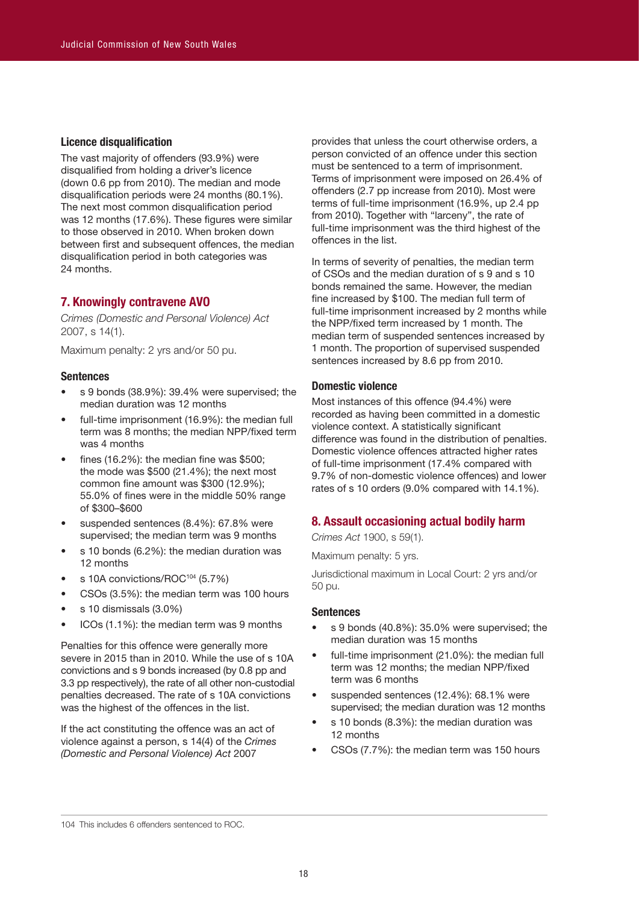#### Licence disqualification

The vast majority of offenders (93.9%) were disqualified from holding a driver's licence (down 0.6 pp from 2010). The median and mode disqualification periods were 24 months (80.1%). The next most common disqualification period was 12 months (17.6%). These figures were similar to those observed in 2010. When broken down between first and subsequent offences, the median disqualification period in both categories was 24 months.

### 7. Knowingly contravene AVO

*Crimes (Domestic and Personal Violence) Act* 2007, s 14(1).

Maximum penalty: 2 yrs and/or 50 pu.

#### Sentences

- s 9 bonds (38.9%): 39.4% were supervised; the median duration was 12 months
- full-time imprisonment (16.9%): the median full term was 8 months; the median NPP/fixed term was 4 months
- fines (16.2%): the median fine was $500; the mode was $500 (21.4%); the next most common fine amount was $300 (12.9%); 55.0% of fines were in the middle 50% range of $300–$600
- suspended sentences (8.4%): 67.8% were supervised; the median term was 9 months
- s 10 bonds (6.2%): the median duration was 12 months
- s 10A convictions/ROC[104] (5.7%)
- CSOs (3.5%): the median term was 100 hours
- s 10 dismissals (3.0%)
- ICOs (1.1%): the median term was 9 months

Penalties for this offence were generally more severe in 2015 than in 2010. While the use of s 10A convictions and s 9 bonds increased (by 0.8 pp and 3.3 pp respectively), the rate of all other non-custodial penalties decreased. The rate of s 10A convictions was the highest of the offences in the list.

If the act constituting the offence was an act of violence against a person, s 14(4) of the *Crimes (Domestic and Personal Violence) Act* 2007 provides that unless the court otherwise orders, a person convicted of an offence under this section must be sentenced to a term of imprisonment. Terms of imprisonment were imposed on 26.4% of offenders (2.7 pp increase from 2010). Most were terms of full-time imprisonment (16.9%, up 2.4 pp from 2010). Together with "larceny", the rate of full-time imprisonment was the third highest of the offences in the list.

In terms of severity of penalties, the median term of CSOs and the median duration of s 9 and s 10 bonds remained the same. However, the median fine increased by $100. The median full term of full-time imprisonment increased by 2 months while the NPP/fixed term increased by 1 month. The median term of suspended sentences increased by 1 month. The proportion of supervised suspended sentences increased by 8.6 pp from 2010.

#### Domestic violence

Most instances of this offence (94.4%) were recorded as having been committed in a domestic violence context. A statistically significant difference was found in the distribution of penalties. Domestic violence offences attracted higher rates of full-time imprisonment (17.4% compared with 9.7% of non-domestic violence offences) and lower rates of s 10 orders (9.0% compared with 14.1%).

### 8. Assault occasioning actual bodily harm

*Crimes Act* 1900, s 59(1).

Maximum penalty: 5 yrs.

Jurisdictional maximum in Local Court: 2 yrs and/or 50 pu.

#### Sentences

- s 9 bonds (40.8%): 35.0% were supervised; the median duration was 15 months
- full-time imprisonment (21.0%): the median full term was 12 months; the median NPP/fixed term was 6 months
- suspended sentences (12.4%): 68.1% were supervised; the median duration was 12 months
- s 10 bonds (8.3%): the median duration was 12 months
- CSOs (7.7%): the median term was 150 hours

---

104 This includes 6 offenders sentenced to ROC.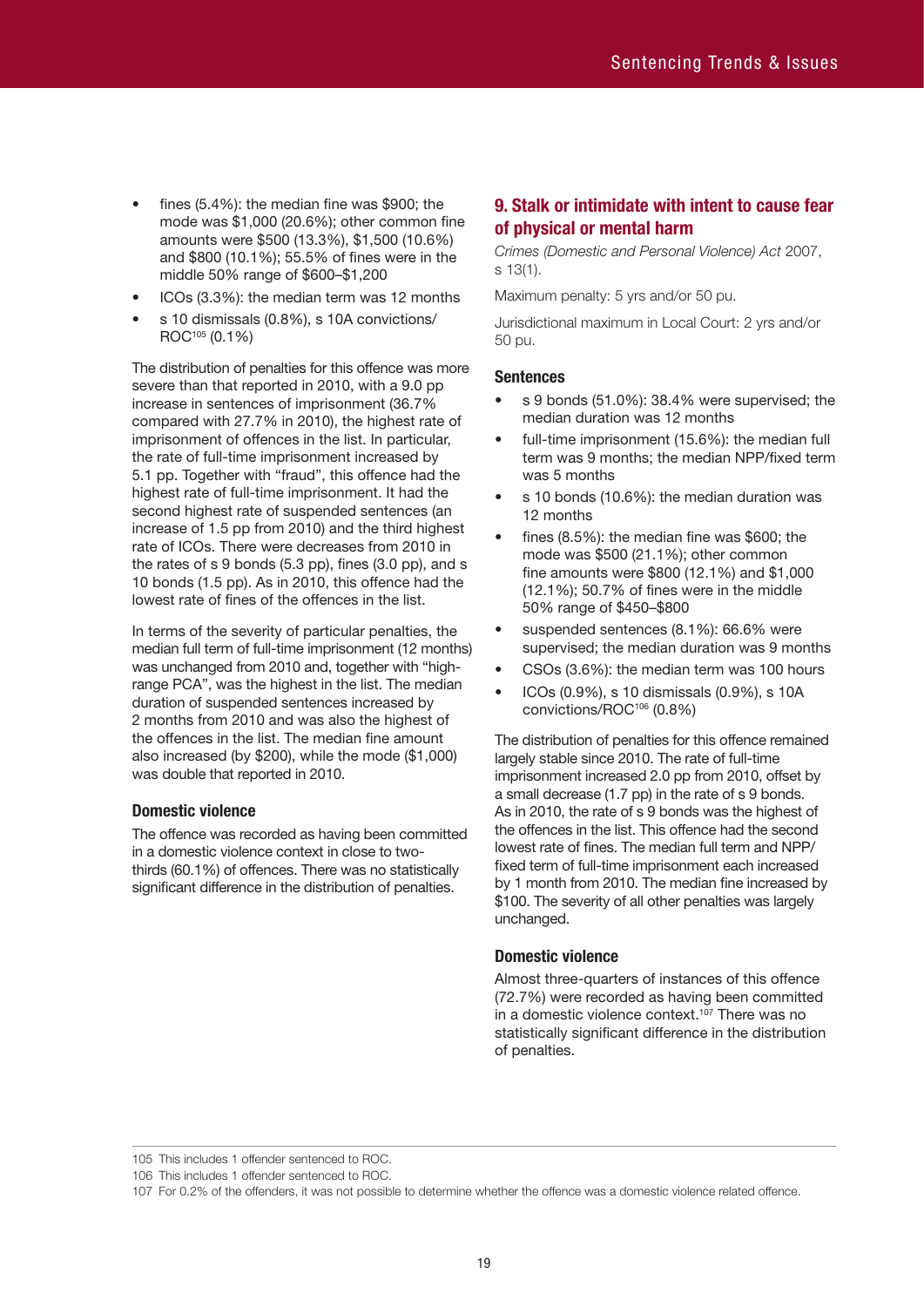- fines (5.4%): the median fine was $900; the mode was $1,000 (20.6%); other common fine amounts were $500 (13.3%), $1,500 (10.6%) and $800 (10.1%); 55.5% of fines were in the middle 50% range of $600–$1,200
- ICOs (3.3%): the median term was 12 months
- s 10 dismissals (0.8%), s 10A convictions/ROC[105] (0.1%)

The distribution of penalties for this offence was more severe than that reported in 2010, with a 9.0 pp increase in sentences of imprisonment (36.7% compared with 27.7% in 2010), the highest rate of imprisonment of offences in the list. In particular, the rate of full-time imprisonment increased by 5.1 pp. Together with "fraud", this offence had the highest rate of full-time imprisonment. It had the second highest rate of suspended sentences (an increase of 1.5 pp from 2010) and the third highest rate of ICOs. There were decreases from 2010 in the rates of s 9 bonds (5.3 pp), fines (3.0 pp), and s 10 bonds (1.5 pp). As in 2010, this offence had the lowest rate of fines of the offences in the list.

In terms of the severity of particular penalties, the median full term of full-time imprisonment (12 months) was unchanged from 2010 and, together with "high-range PCA", was the highest in the list. The median duration of suspended sentences increased by 2 months from 2010 and was also the highest of the offences in the list. The median fine amount also increased (by $200), while the mode ($1,000) was double that reported in 2010.

### Domestic violence

The offence was recorded as having been committed in a domestic violence context in close to two-thirds (60.1%) of offences. There was no statistically significant difference in the distribution of penalties.

## 9. Stalk or intimidate with intent to cause fear of physical or mental harm

*Crimes (Domestic and Personal Violence) Act* 2007, s 13(1).

Maximum penalty: 5 yrs and/or 50 pu.

Jurisdictional maximum in Local Court: 2 yrs and/or 50 pu.

### Sentences

- s 9 bonds (51.0%): 38.4% were supervised; the median duration was 12 months
- full-time imprisonment (15.6%): the median full term was 9 months; the median NPP/fixed term was 5 months
- s 10 bonds (10.6%): the median duration was 12 months
- fines (8.5%): the median fine was $600; the mode was $500 (21.1%); other common fine amounts were $800 (12.1%) and $1,000 (12.1%); 50.7% of fines were in the middle 50% range of $450–$800
- suspended sentences (8.1%): 66.6% were supervised; the median duration was 9 months
- CSOs (3.6%): the median term was 100 hours
- ICOs (0.9%), s 10 dismissals (0.9%), s 10A convictions/ROC[106] (0.8%)

The distribution of penalties for this offence remained largely stable since 2010. The rate of full-time imprisonment increased 2.0 pp from 2010, offset by a small decrease (1.7 pp) in the rate of s 9 bonds. As in 2010, the rate of s 9 bonds was the highest of the offences in the list. This offence had the second lowest rate of fines. The median full term and NPP/fixed term of full-time imprisonment each increased by 1 month from 2010. The median fine increased by $100. The severity of all other penalties was largely unchanged.

### Domestic violence

Almost three-quarters of instances of this offence (72.7%) were recorded as having been committed in a domestic violence context.[107] There was no statistically significant difference in the distribution of penalties.

---

105 This includes 1 offender sentenced to ROC.

106 This includes 1 offender sentenced to ROC.

107 For 0.2% of the offenders, it was not possible to determine whether the offence was a domestic violence related offence.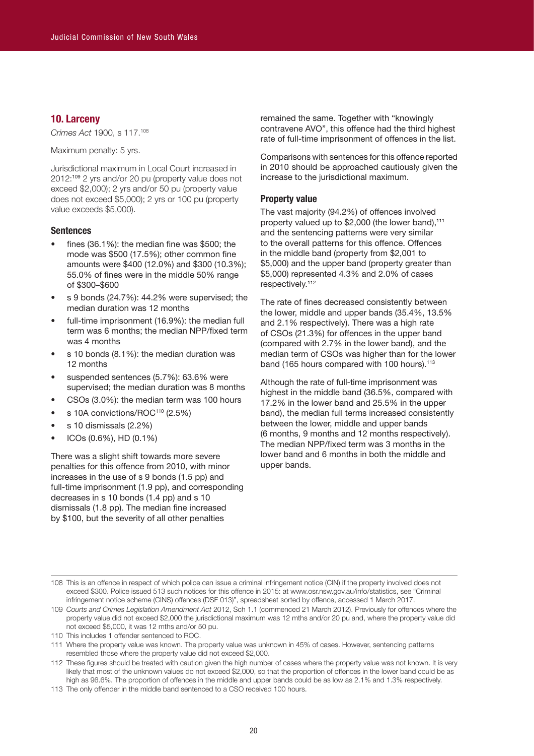## 10. Larceny

*Crimes Act* 1900, s 117.[108]

Maximum penalty: 5 yrs.

Jurisdictional maximum in Local Court increased in 2012:[109] 2 yrs and/or 20 pu (property value does not exceed $2,000); 2 yrs and/or 50 pu (property value does not exceed $5,000); 2 yrs or 100 pu (property value exceeds $5,000).

### Sentences

- fines (36.1%): the median fine was $500; the mode was $500 (17.5%); other common fine amounts were $400 (12.0%) and $300 (10.3%); 55.0% of fines were in the middle 50% range of $300–$600
- s 9 bonds (24.7%): 44.2% were supervised; the median duration was 12 months
- full-time imprisonment (16.9%): the median full term was 6 months; the median NPP/fixed term was 4 months
- s 10 bonds (8.1%): the median duration was 12 months
- suspended sentences (5.7%): 63.6% were supervised; the median duration was 8 months
- CSOs (3.0%): the median term was 100 hours
- s 10A convictions/ROC[110] (2.5%)
- s 10 dismissals (2.2%)
- ICOs (0.6%), HD (0.1%)

There was a slight shift towards more severe penalties for this offence from 2010, with minor increases in the use of s 9 bonds (1.5 pp) and full-time imprisonment (1.9 pp), and corresponding decreases in s 10 bonds (1.4 pp) and s 10 dismissals (1.8 pp). The median fine increased by $100, but the severity of all other penalties remained the same. Together with "knowingly contravene AVO", this offence had the third highest rate of full-time imprisonment of offences in the list.

Comparisons with sentences for this offence reported in 2010 should be approached cautiously given the increase to the jurisdictional maximum.

### Property value

The vast majority (94.2%) of offences involved property valued up to $2,000 (the lower band),[111] and the sentencing patterns were very similar to the overall patterns for this offence. Offences in the middle band (property from $2,001 to $5,000) and the upper band (property greater than $5,000) represented 4.3% and 2.0% of cases respectively.[112]

The rate of fines decreased consistently between the lower, middle and upper bands (35.4%, 13.5% and 2.1% respectively). There was a high rate of CSOs (21.3%) for offences in the upper band (compared with 2.7% in the lower band), and the median term of CSOs was higher than for the lower band (165 hours compared with 100 hours).[113]

Although the rate of full-time imprisonment was highest in the middle band (36.5%, compared with 17.2% in the lower band and 25.5% in the upper band), the median full terms increased consistently between the lower, middle and upper bands (6 months, 9 months and 12 months respectively). The median NPP/fixed term was 3 months in the lower band and 6 months in both the middle and upper bands.

---

108 This is an offence in respect of which police can issue a criminal infringement notice (CIN) if the property involved does not exceed $300. Police issued 513 such notices for this offence in 2015: at www.osr.nsw.gov.au/info/statistics, see "Criminal infringement notice scheme (CINS) offences (DSF 013)", spreadsheet sorted by offence, accessed 1 March 2017.

109 *Courts and Crimes Legislation Amendment Act* 2012, Sch 1.1 (commenced 21 March 2012). Previously for offences where the property value did not exceed $2,000 the jurisdictional maximum was 12 mths and/or 20 pu and, where the property value did not exceed $5,000, it was 12 mths and/or 50 pu.

110 This includes 1 offender sentenced to ROC.

111 Where the property value was known. The property value was unknown in 45% of cases. However, sentencing patterns resembled those where the property value did not exceed $2,000.

112 These figures should be treated with caution given the high number of cases where the property value was not known. It is very likely that most of the unknown values do not exceed $2,000, so that the proportion of offences in the lower band could be as high as 96.6%. The proportion of offences in the middle and upper bands could be as low as 2.1% and 1.3% respectively.

113 The only offender in the middle band sentenced to a CSO received 100 hours.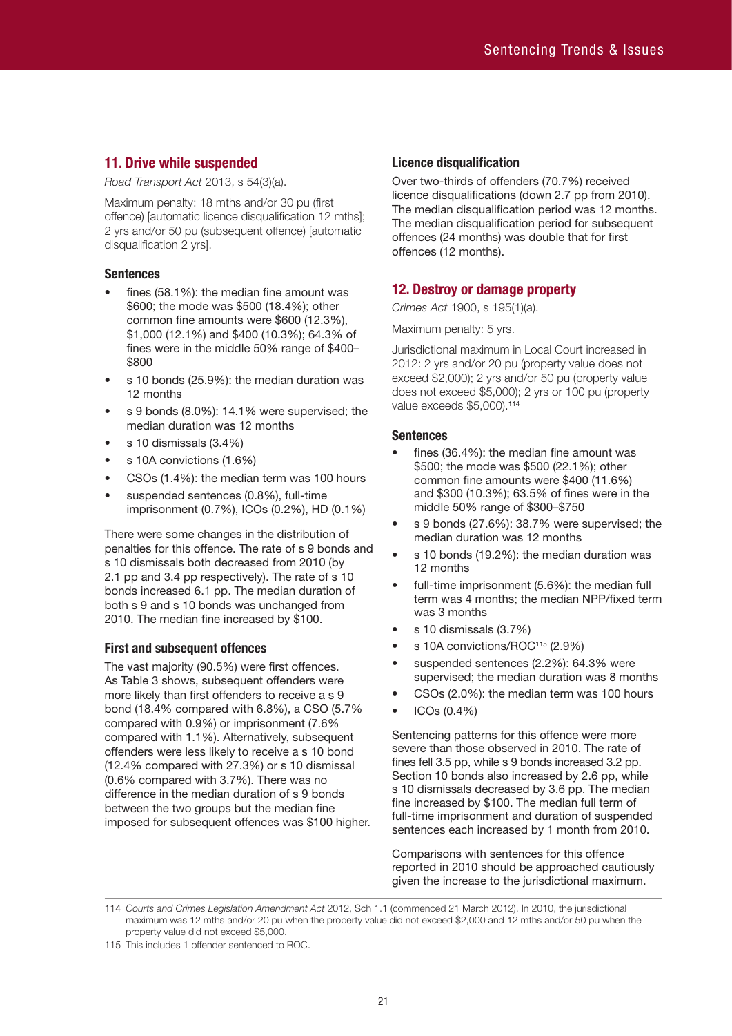## 11. Drive while suspended

*Road Transport Act* 2013, s 54(3)(a).

Maximum penalty: 18 mths and/or 30 pu (first offence) [automatic licence disqualification 12 mths]; 2 yrs and/or 50 pu (subsequent offence) [automatic disqualification 2 yrs].

### Sentences

- fines (58.1%): the median fine amount was $600; the mode was $500 (18.4%); other common fine amounts were $600 (12.3%), $1,000 (12.1%) and $400 (10.3%); 64.3% of fines were in the middle 50% range of $400–$800
- s 10 bonds (25.9%): the median duration was 12 months
- s 9 bonds (8.0%): 14.1% were supervised; the median duration was 12 months
- s 10 dismissals (3.4%)
- s 10A convictions (1.6%)
- CSOs (1.4%): the median term was 100 hours
- suspended sentences (0.8%), full-time imprisonment (0.7%), ICOs (0.2%), HD (0.1%)

There were some changes in the distribution of penalties for this offence. The rate of s 9 bonds and s 10 dismissals both decreased from 2010 (by 2.1 pp and 3.4 pp respectively). The rate of s 10 bonds increased 6.1 pp. The median duration of both s 9 and s 10 bonds was unchanged from 2010. The median fine increased by $100.

### First and subsequent offences

The vast majority (90.5%) were first offences. As Table 3 shows, subsequent offenders were more likely than first offenders to receive a s 9 bond (18.4% compared with 6.8%), a CSO (5.7% compared with 0.9%) or imprisonment (7.6% compared with 1.1%). Alternatively, subsequent offenders were less likely to receive a s 10 bond (12.4% compared with 27.3%) or s 10 dismissal (0.6% compared with 3.7%). There was no difference in the median duration of s 9 bonds between the two groups but the median fine imposed for subsequent offences was $100 higher.

### Licence disqualification

Over two-thirds of offenders (70.7%) received licence disqualifications (down 2.7 pp from 2010). The median disqualification period was 12 months. The median disqualification period for subsequent offences (24 months) was double that for first offences (12 months).

## 12. Destroy or damage property

*Crimes Act* 1900, s 195(1)(a).

Maximum penalty: 5 yrs.

Jurisdictional maximum in Local Court increased in 2012: 2 yrs and/or 20 pu (property value does not exceed $2,000); 2 yrs and/or 50 pu (property value does not exceed $5,000); 2 yrs or 100 pu (property value exceeds $5,000).[114]

### Sentences

- fines (36.4%): the median fine amount was $500; the mode was $500 (22.1%); other common fine amounts were $400 (11.6%) and $300 (10.3%); 63.5% of fines were in the middle 50% range of $300–$750
- s 9 bonds (27.6%): 38.7% were supervised; the median duration was 12 months
- s 10 bonds (19.2%): the median duration was 12 months
- full-time imprisonment (5.6%): the median full term was 4 months; the median NPP/fixed term was 3 months
- s 10 dismissals (3.7%)
- s 10A convictions/ROC[115] (2.9%)
- suspended sentences (2.2%): 64.3% were supervised; the median duration was 8 months
- CSOs (2.0%): the median term was 100 hours
- ICOs (0.4%)

Sentencing patterns for this offence were more severe than those observed in 2010. The rate of fines fell 3.5 pp, while s 9 bonds increased 3.2 pp. Section 10 bonds also increased by 2.6 pp, while s 10 dismissals decreased by 3.6 pp. The median fine increased by $100. The median full term of full-time imprisonment and duration of suspended sentences each increased by 1 month from 2010.

Comparisons with sentences for this offence reported in 2010 should be approached cautiously given the increase to the jurisdictional maximum.

---

114 *Courts and Crimes Legislation Amendment Act* 2012, Sch 1.1 (commenced 21 March 2012). In 2010, the jurisdictional maximum was 12 mths and/or 20 pu when the property value did not exceed $2,000 and 12 mths and/or 50 pu when the property value did not exceed $5,000.

115 This includes 1 offender sentenced to ROC.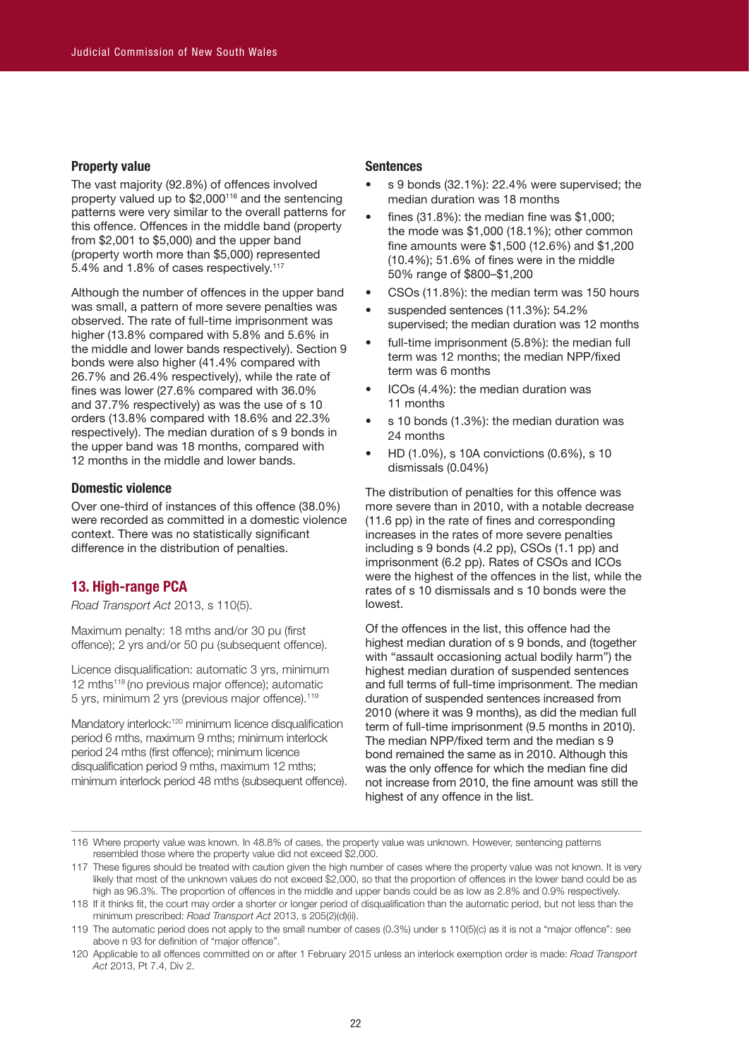### Property value

The vast majority (92.8%) of offences involved property valued up to $2,000[116] and the sentencing patterns were very similar to the overall patterns for this offence. Offences in the middle band (property from $2,001 to $5,000) and the upper band (property worth more than $5,000) represented 5.4% and 1.8% of cases respectively.[117]

Although the number of offences in the upper band was small, a pattern of more severe penalties was observed. The rate of full-time imprisonment was higher (13.8% compared with 5.8% and 5.6% in the middle and lower bands respectively). Section 9 bonds were also higher (41.4% compared with 26.7% and 26.4% respectively), while the rate of fines was lower (27.6% compared with 36.0% and 37.7% respectively) as was the use of s 10 orders (13.8% compared with 18.6% and 22.3% respectively). The median duration of s 9 bonds in the upper band was 18 months, compared with 12 months in the middle and lower bands.

### Domestic violence

Over one-third of instances of this offence (38.0%) were recorded as committed in a domestic violence context. There was no statistically significant difference in the distribution of penalties.

## 13. High-range PCA

*Road Transport Act* 2013, s 110(5).

Maximum penalty: 18 mths and/or 30 pu (first offence); 2 yrs and/or 50 pu (subsequent offence).

Licence disqualification: automatic 3 yrs, minimum 12 mths[118] (no previous major offence); automatic 5 yrs, minimum 2 yrs (previous major offence).[119]

Mandatory interlock:[120] minimum licence disqualification period 6 mths, maximum 9 mths; minimum interlock period 24 mths (first offence); minimum licence disqualification period 9 mths, maximum 12 mths; minimum interlock period 48 mths (subsequent offence).

### Sentences

- s 9 bonds (32.1%): 22.4% were supervised; the median duration was 18 months
- fines (31.8%): the median fine was $1,000; the mode was $1,000 (18.1%); other common fine amounts were $1,500 (12.6%) and $1,200 (10.4%); 51.6% of fines were in the middle 50% range of $800–$1,200
- CSOs (11.8%): the median term was 150 hours
- suspended sentences (11.3%): 54.2% supervised; the median duration was 12 months
- full-time imprisonment (5.8%): the median full term was 12 months; the median NPP/fixed term was 6 months
- ICOs (4.4%): the median duration was 11 months
- s 10 bonds (1.3%): the median duration was 24 months
- HD (1.0%), s 10A convictions (0.6%), s 10 dismissals (0.04%)

The distribution of penalties for this offence was more severe than in 2010, with a notable decrease (11.6 pp) in the rate of fines and corresponding increases in the rates of more severe penalties including s 9 bonds (4.2 pp), CSOs (1.1 pp) and imprisonment (6.2 pp). Rates of CSOs and ICOs were the highest of the offences in the list, while the rates of s 10 dismissals and s 10 bonds were the lowest.

Of the offences in the list, this offence had the highest median duration of s 9 bonds, and (together with "assault occasioning actual bodily harm") the highest median duration of suspended sentences and full terms of full-time imprisonment. The median duration of suspended sentences increased from 2010 (where it was 9 months), as did the median full term of full-time imprisonment (9.5 months in 2010). The median NPP/fixed term and the median s 9 bond remained the same as in 2010. Although this was the only offence for which the median fine did not increase from 2010, the fine amount was still the highest of any offence in the list.

---

116 Where property value was known. In 48.8% of cases, the property value was unknown. However, sentencing patterns resembled those where the property value did not exceed $2,000.

117 These figures should be treated with caution given the high number of cases where the property value was not known. It is very likely that most of the unknown values do not exceed $2,000, so that the proportion of offences in the lower band could be as high as 96.3%. The proportion of offences in the middle and upper bands could be as low as 2.8% and 0.9% respectively.

118 If it thinks fit, the court may order a shorter or longer period of disqualification than the automatic period, but not less than the minimum prescribed: *Road Transport Act* 2013, s 205(2)(d)(ii).

119 The automatic period does not apply to the small number of cases (0.3%) under s 110(5)(c) as it is not a "major offence": see above n 93 for definition of "major offence".

120 Applicable to all offences committed on or after 1 February 2015 unless an interlock exemption order is made: *Road Transport Act* 2013, Pt 7.4, Div 2.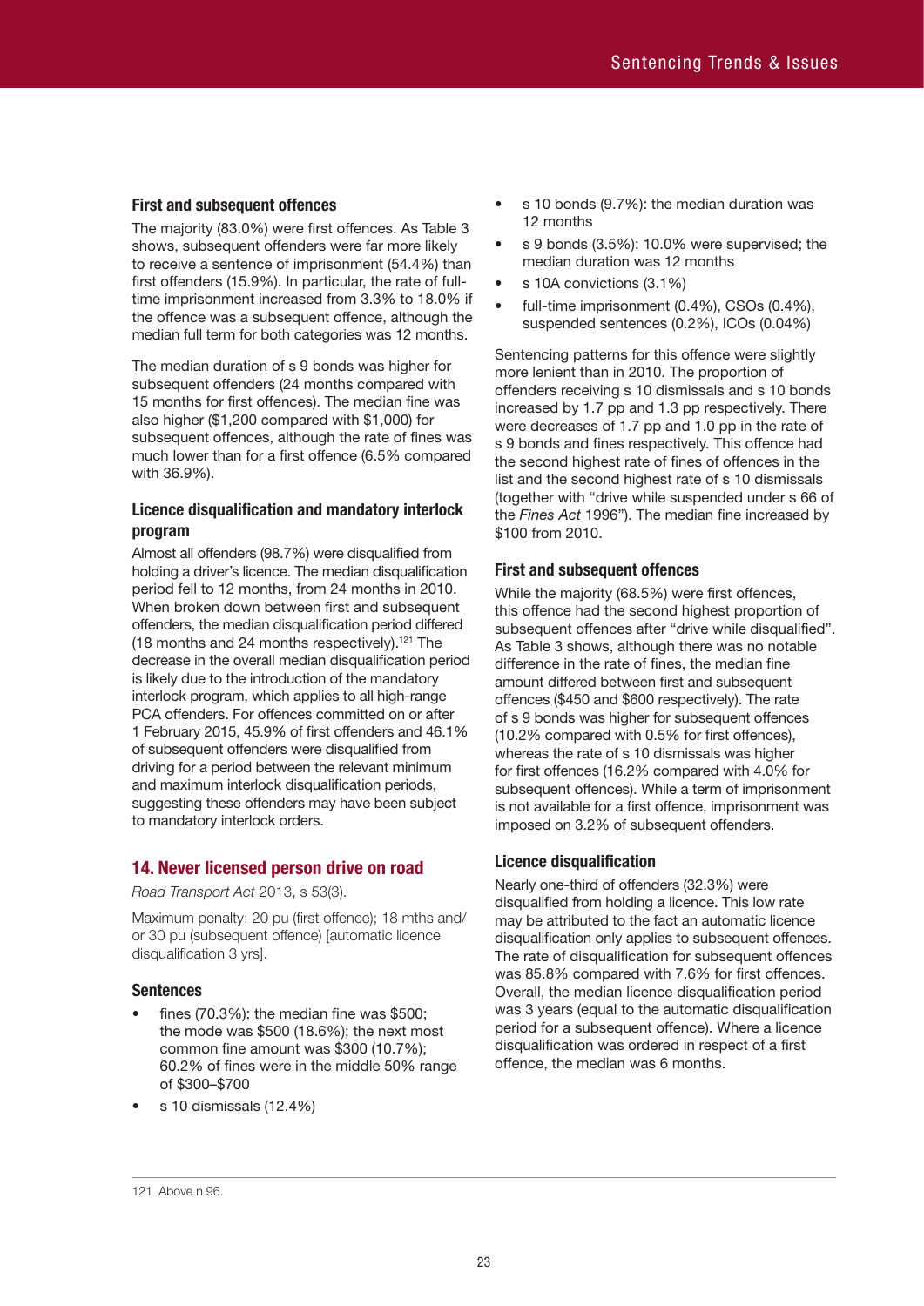### First and subsequent offences

The majority (83.0%) were first offences. As Table 3 shows, subsequent offenders were far more likely to receive a sentence of imprisonment (54.4%) than first offenders (15.9%). In particular, the rate of full-time imprisonment increased from 3.3% to 18.0% if the offence was a subsequent offence, although the median full term for both categories was 12 months.

The median duration of s 9 bonds was higher for subsequent offenders (24 months compared with 15 months for first offences). The median fine was also higher ($1,200 compared with $1,000) for subsequent offences, although the rate of fines was much lower than for a first offence (6.5% compared with 36.9%).

### Licence disqualification and mandatory interlock program

Almost all offenders (98.7%) were disqualified from holding a driver's licence. The median disqualification period fell to 12 months, from 24 months in 2010. When broken down between first and subsequent offenders, the median disqualification period differed (18 months and 24 months respectively).[121] The decrease in the overall median disqualification period is likely due to the introduction of the mandatory interlock program, which applies to all high-range PCA offenders. For offences committed on or after 1 February 2015, 45.9% of first offenders and 46.1% of subsequent offenders were disqualified from driving for a period between the relevant minimum and maximum interlock disqualification periods, suggesting these offenders may have been subject to mandatory interlock orders.

## 14. Never licensed person drive on road

*Road Transport Act* 2013, s 53(3).

Maximum penalty: 20 pu (first offence); 18 mths and/or 30 pu (subsequent offence) [automatic licence disqualification 3 yrs].

### Sentences

- fines (70.3%): the median fine was $500; the mode was $500 (18.6%); the next most common fine amount was $300 (10.7%); 60.2% of fines were in the middle 50% range of $300–$700
- s 10 dismissals (12.4%)
- s 10 bonds (9.7%): the median duration was 12 months
- s 9 bonds (3.5%): 10.0% were supervised; the median duration was 12 months
- s 10A convictions (3.1%)
- full-time imprisonment (0.4%), CSOs (0.4%), suspended sentences (0.2%), ICOs (0.04%)

Sentencing patterns for this offence were slightly more lenient than in 2010. The proportion of offenders receiving s 10 dismissals and s 10 bonds increased by 1.7 pp and 1.3 pp respectively. There were decreases of 1.7 pp and 1.0 pp in the rate of s 9 bonds and fines respectively. This offence had the second highest rate of fines of offences in the list and the second highest rate of s 10 dismissals (together with "drive while suspended under s 66 of the *Fines Act* 1996"). The median fine increased by $100 from 2010.

### First and subsequent offences

While the majority (68.5%) were first offences, this offence had the second highest proportion of subsequent offences after "drive while disqualified". As Table 3 shows, although there was no notable difference in the rate of fines, the median fine amount differed between first and subsequent offences ($450 and $600 respectively). The rate of s 9 bonds was higher for subsequent offences (10.2% compared with 0.5% for first offences), whereas the rate of s 10 dismissals was higher for first offences (16.2% compared with 4.0% for subsequent offences). While a term of imprisonment is not available for a first offence, imprisonment was imposed on 3.2% of subsequent offenders.

### Licence disqualification

Nearly one-third of offenders (32.3%) were disqualified from holding a licence. This low rate may be attributed to the fact an automatic licence disqualification only applies to subsequent offences. The rate of disqualification for subsequent offences was 85.8% compared with 7.6% for first offences. Overall, the median licence disqualification period was 3 years (equal to the automatic disqualification period for a subsequent offence). Where a licence disqualification was ordered in respect of a first offence, the median was 6 months.

---

121 Above n 96.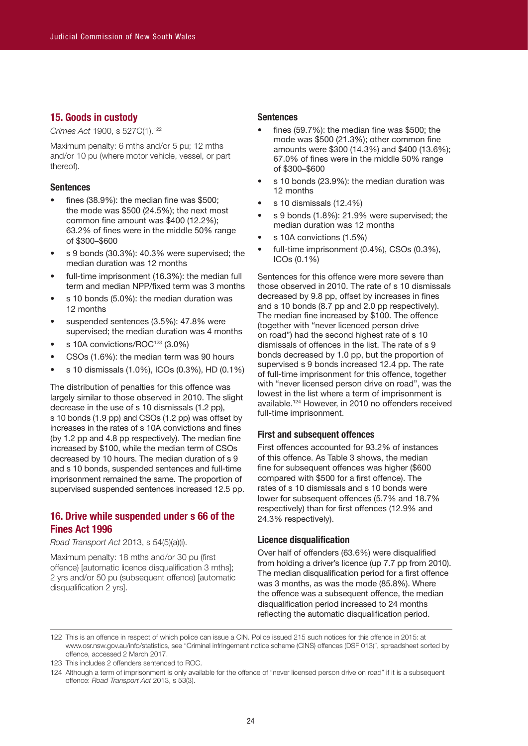## 15. Goods in custody

*Crimes Act* 1900, s 527C(1).[122]

Maximum penalty: 6 mths and/or 5 pu; 12 mths and/or 10 pu (where motor vehicle, vessel, or part thereof).

### Sentences

- fines (38.9%): the median fine was $500; the mode was $500 (24.5%); the next most common fine amount was $400 (12.2%); 63.2% of fines were in the middle 50% range of $300–$600
- s 9 bonds (30.3%): 40.3% were supervised; the median duration was 12 months
- full-time imprisonment (16.3%): the median full term and median NPP/fixed term was 3 months
- s 10 bonds (5.0%): the median duration was 12 months
- suspended sentences (3.5%): 47.8% were supervised; the median duration was 4 months
- s 10A convictions/ROC[123] (3.0%)
- CSOs (1.6%): the median term was 90 hours
- s 10 dismissals (1.0%), ICOs (0.3%), HD (0.1%)

The distribution of penalties for this offence was largely similar to those observed in 2010. The slight decrease in the use of s 10 dismissals (1.2 pp), s 10 bonds (1.9 pp) and CSOs (1.2 pp) was offset by increases in the rates of s 10A convictions and fines (by 1.2 pp and 4.8 pp respectively). The median fine increased by $100, while the median term of CSOs decreased by 10 hours. The median duration of s 9 and s 10 bonds, suspended sentences and full-time imprisonment remained the same. The proportion of supervised suspended sentences increased 12.5 pp.

## 16. Drive while suspended under s 66 of the Fines Act 1996

*Road Transport Act* 2013, s 54(5)(a)(i).

Maximum penalty: 18 mths and/or 30 pu (first offence) [automatic licence disqualification 3 mths]; 2 yrs and/or 50 pu (subsequent offence) [automatic disqualification 2 yrs].

### Sentences

- fines (59.7%): the median fine was $500; the mode was $500 (21.3%); other common fine amounts were $300 (14.3%) and $400 (13.6%); 67.0% of fines were in the middle 50% range of $300–$600
- s 10 bonds (23.9%): the median duration was 12 months
- s 10 dismissals (12.4%)
- s 9 bonds (1.8%): 21.9% were supervised; the median duration was 12 months
- s 10A convictions (1.5%)
- full-time imprisonment (0.4%), CSOs (0.3%), ICOs (0.1%)

Sentences for this offence were more severe than those observed in 2010. The rate of s 10 dismissals decreased by 9.8 pp, offset by increases in fines and s 10 bonds (8.7 pp and 2.0 pp respectively). The median fine increased by $100. The offence (together with "never licenced person drive on road") had the second highest rate of s 10 dismissals of offences in the list. The rate of s 9 bonds decreased by 1.0 pp, but the proportion of supervised s 9 bonds increased 12.4 pp. The rate of full-time imprisonment for this offence, together with "never licensed person drive on road", was the lowest in the list where a term of imprisonment is available.[124] However, in 2010 no offenders received full-time imprisonment.

### First and subsequent offences

First offences accounted for 93.2% of instances of this offence. As Table 3 shows, the median fine for subsequent offences was higher ($600 compared with $500 for a first offence). The rates of s 10 dismissals and s 10 bonds were lower for subsequent offences (5.7% and 18.7% respectively) than for first offences (12.9% and 24.3% respectively).

### Licence disqualification

Over half of offenders (63.6%) were disqualified from holding a driver's licence (up 7.7 pp from 2010). The median disqualification period for a first offence was 3 months, as was the mode (85.8%). Where the offence was a subsequent offence, the median disqualification period increased to 24 months reflecting the automatic disqualification period.

---

122 This is an offence in respect of which police can issue a CIN. Police issued 215 such notices for this offence in 2015: at www.osr.nsw.gov.au/info/statistics, see "Criminal infringement notice scheme (CINS) offences (DSF 013)", spreadsheet sorted by offence, accessed 2 March 2017.

123 This includes 2 offenders sentenced to ROC.

124 Although a term of imprisonment is only available for the offence of "never licensed person drive on road" if it is a subsequent offence: *Road Transport Act* 2013, s 53(3).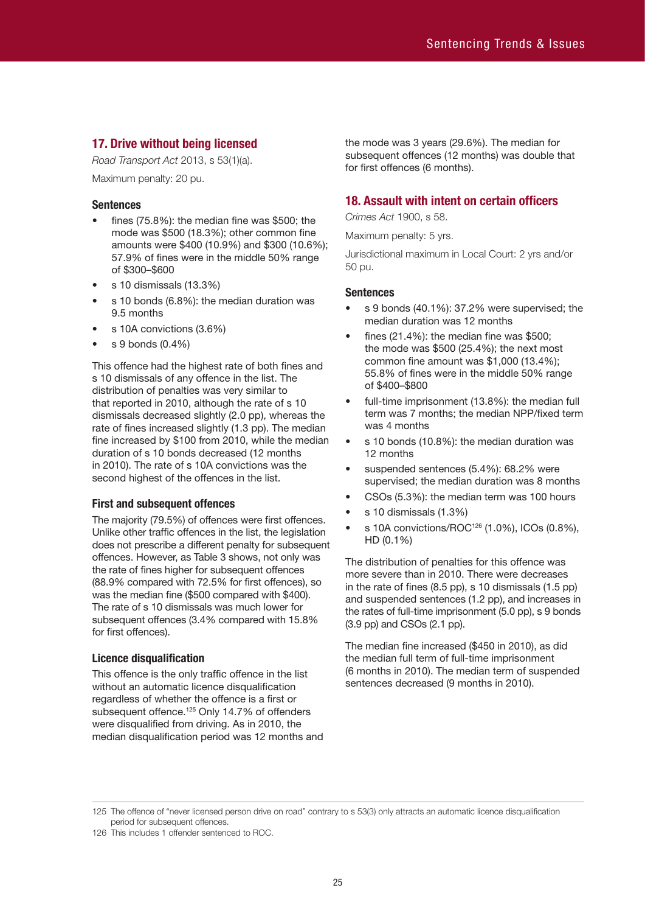## 17. Drive without being licensed

*Road Transport Act* 2013, s 53(1)(a).

Maximum penalty: 20 pu.

### Sentences

- fines (75.8%): the median fine was $500; the mode was $500 (18.3%); other common fine amounts were $400 (10.9%) and $300 (10.6%); 57.9% of fines were in the middle 50% range of $300–$600
- s 10 dismissals (13.3%)
- s 10 bonds (6.8%): the median duration was 9.5 months
- s 10A convictions (3.6%)
- s 9 bonds (0.4%)

This offence had the highest rate of both fines and s 10 dismissals of any offence in the list. The distribution of penalties was very similar to that reported in 2010, although the rate of s 10 dismissals decreased slightly (2.0 pp), whereas the rate of fines increased slightly (1.3 pp). The median fine increased by $100 from 2010, while the median duration of s 10 bonds decreased (12 months in 2010). The rate of s 10A convictions was the second highest of the offences in the list.

### First and subsequent offences

The majority (79.5%) of offences were first offences. Unlike other traffic offences in the list, the legislation does not prescribe a different penalty for subsequent offences. However, as Table 3 shows, not only was the rate of fines higher for subsequent offences (88.9% compared with 72.5% for first offences), so was the median fine ($500 compared with $400). The rate of s 10 dismissals was much lower for subsequent offences (3.4% compared with 15.8% for first offences).

### Licence disqualification

This offence is the only traffic offence in the list without an automatic licence disqualification regardless of whether the offence is a first or subsequent offence.[125] Only 14.7% of offenders were disqualified from driving. As in 2010, the median disqualification period was 12 months and the mode was 3 years (29.6%). The median for subsequent offences (12 months) was double that for first offences (6 months).

## 18. Assault with intent on certain officers

*Crimes Act* 1900, s 58.

Maximum penalty: 5 yrs.

Jurisdictional maximum in Local Court: 2 yrs and/or 50 pu.

### Sentences

- s 9 bonds (40.1%): 37.2% were supervised; the median duration was 12 months
- fines (21.4%): the median fine was $500; the mode was $500 (25.4%); the next most common fine amount was $1,000 (13.4%); 55.8% of fines were in the middle 50% range of $400–$800
- full-time imprisonment (13.8%): the median full term was 7 months; the median NPP/fixed term was 4 months
- s 10 bonds (10.8%): the median duration was 12 months
- suspended sentences (5.4%): 68.2% were supervised; the median duration was 8 months
- CSOs (5.3%): the median term was 100 hours
- s 10 dismissals (1.3%)
- s 10A convictions/ROC[126] (1.0%), ICOs (0.8%), HD (0.1%)

The distribution of penalties for this offence was more severe than in 2010. There were decreases in the rate of fines (8.5 pp), s 10 dismissals (1.5 pp) and suspended sentences (1.2 pp), and increases in the rates of full-time imprisonment (5.0 pp), s 9 bonds (3.9 pp) and CSOs (2.1 pp).

The median fine increased ($450 in 2010), as did the median full term of full-time imprisonment (6 months in 2010). The median term of suspended sentences decreased (9 months in 2010).

---

125 The offence of "never licensed person drive on road" contrary to s 53(3) only attracts an automatic licence disqualification period for subsequent offences.

126 This includes 1 offender sentenced to ROC.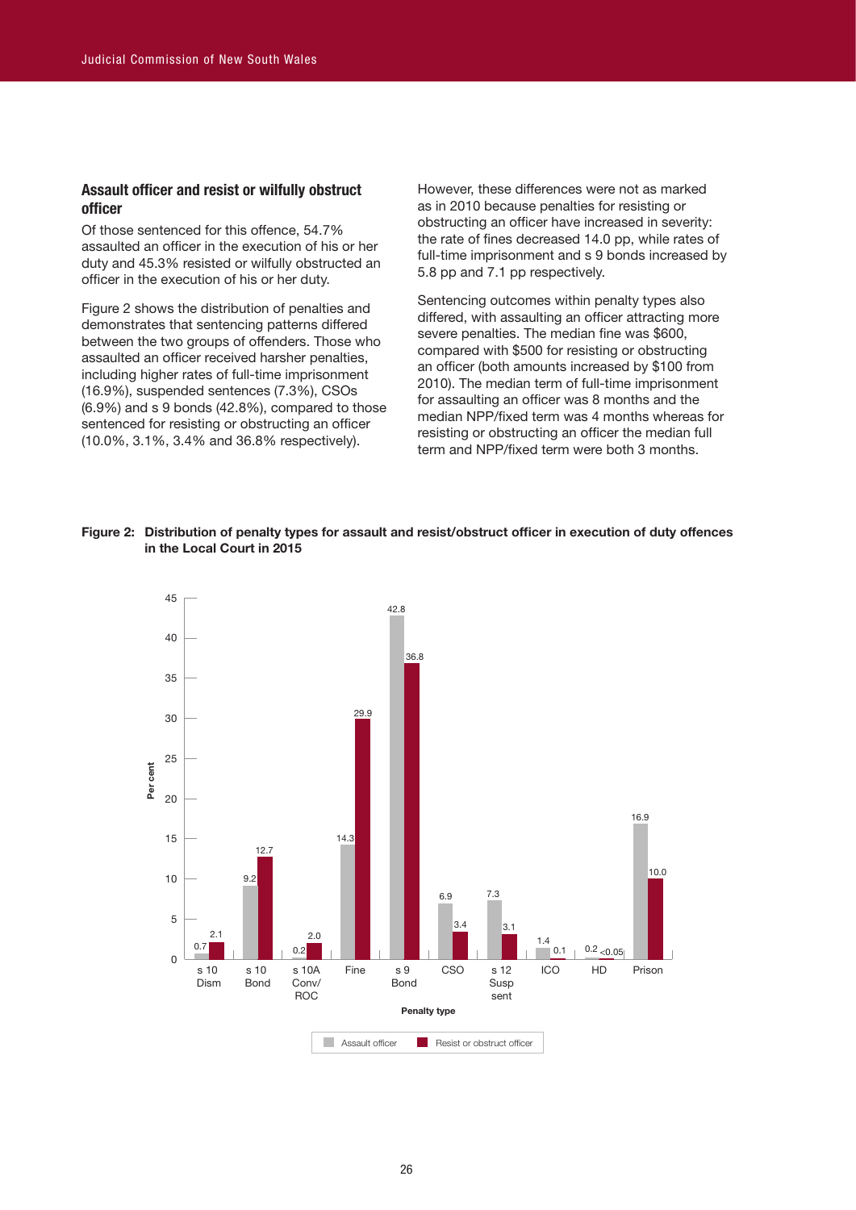### Assault officer and resist or wilfully obstruct officer

Of those sentenced for this offence, 54.7% assaulted an officer in the execution of his or her duty and 45.3% resisted or wilfully obstructed an officer in the execution of his or her duty.

Figure 2 shows the distribution of penalties and demonstrates that sentencing patterns differed between the two groups of offenders. Those who assaulted an officer received harsher penalties, including higher rates of full-time imprisonment (16.9%), suspended sentences (7.3%), CSOs (6.9%) and s 9 bonds (42.8%), compared to those sentenced for resisting or obstructing an officer (10.0%, 3.1%, 3.4% and 36.8% respectively).

However, these differences were not as marked as in 2010 because penalties for resisting or obstructing an officer have increased in severity: the rate of fines decreased 14.0 pp, while rates of full-time imprisonment and s 9 bonds increased by 5.8 pp and 7.1 pp respectively.

Sentencing outcomes within penalty types also differed, with assaulting an officer attracting more severe penalties. The median fine was $600, compared with $500 for resisting or obstructing an officer (both amounts increased by $100 from 2010). The median term of full-time imprisonment for assaulting an officer was 8 months and the median NPP/fixed term was 4 months whereas for resisting or obstructing an officer the median full term and NPP/fixed term were both 3 months.

**Figure 2: Distribution of penalty types for assault and resist/obstruct officer in execution of duty offences in the Local Court in 2015**

| Penalty type | Assault officer (%) | Resist or obstruct officer (%) |
|---|---|---|
| s 10 Dism | 0.7 | 2.1 |
| s 10 Bond | 9.2 | 12.7 |
| s 10A Conv/ROC | 0.2 | 2.0 |
| Fine | 14.3 | 29.9 |
| s 9 Bond | 42.8 | 36.8 |
| CSO | 6.9 | 3.4 |
| s 12 Susp sent | 7.3 | 3.1 |
| ICO | 1.4 | 0.1 |
| HD | 0.2 | <0.05 |
| Prison | 16.9 | 10.0 |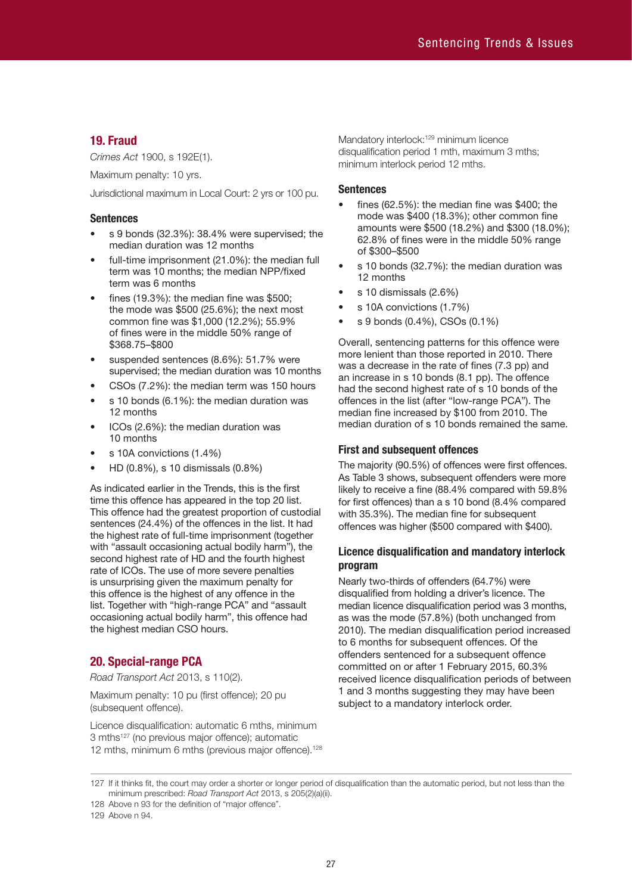## 19. Fraud

*Crimes Act* 1900, s 192E(1).

Maximum penalty: 10 yrs.

Jurisdictional maximum in Local Court: 2 yrs or 100 pu.

### Sentences

- s 9 bonds (32.3%): 38.4% were supervised; the median duration was 12 months
- full-time imprisonment (21.0%): the median full term was 10 months; the median NPP/fixed term was 6 months
- fines (19.3%): the median fine was $500; the mode was $500 (25.6%); the next most common fine was $1,000 (12.2%); 55.9% of fines were in the middle 50% range of $368.75–$800
- suspended sentences (8.6%): 51.7% were supervised; the median duration was 10 months
- CSOs (7.2%): the median term was 150 hours
- s 10 bonds (6.1%): the median duration was 12 months
- ICOs (2.6%): the median duration was 10 months
- s 10A convictions (1.4%)
- HD (0.8%), s 10 dismissals (0.8%)

As indicated earlier in the Trends, this is the first time this offence has appeared in the top 20 list. This offence had the greatest proportion of custodial sentences (24.4%) of the offences in the list. It had the highest rate of full-time imprisonment (together with "assault occasioning actual bodily harm"), the second highest rate of HD and the fourth highest rate of ICOs. The use of more severe penalties is unsurprising given the maximum penalty for this offence is the highest of any offence in the list. Together with "high-range PCA" and "assault occasioning actual bodily harm", this offence had the highest median CSO hours.

## 20. Special-range PCA

*Road Transport Act* 2013, s 110(2).

Maximum penalty: 10 pu (first offence); 20 pu (subsequent offence).

Licence disqualification: automatic 6 mths, minimum 3 mths[127] (no previous major offence); automatic 12 mths, minimum 6 mths (previous major offence).[128]

Mandatory interlock:[129] minimum licence disqualification period 1 mth, maximum 3 mths; minimum interlock period 12 mths.

### Sentences

- fines (62.5%): the median fine was $400; the mode was $400 (18.3%); other common fine amounts were $500 (18.2%) and $300 (18.0%); 62.8% of fines were in the middle 50% range of $300–$500
- s 10 bonds (32.7%): the median duration was 12 months
- s 10 dismissals (2.6%)
- s 10A convictions (1.7%)
- s 9 bonds (0.4%), CSOs (0.1%)

Overall, sentencing patterns for this offence were more lenient than those reported in 2010. There was a decrease in the rate of fines (7.3 pp) and an increase in s 10 bonds (8.1 pp). The offence had the second highest rate of s 10 bonds of the offences in the list (after "low-range PCA"). The median fine increased by $100 from 2010. The median duration of s 10 bonds remained the same.

### First and subsequent offences

The majority (90.5%) of offences were first offences. As Table 3 shows, subsequent offenders were more likely to receive a fine (88.4% compared with 59.8% for first offences) than a s 10 bond (8.4% compared with 35.3%). The median fine for subsequent offences was higher ($500 compared with $400).

### Licence disqualification and mandatory interlock program

Nearly two-thirds of offenders (64.7%) were disqualified from holding a driver's licence. The median licence disqualification period was 3 months, as was the mode (57.8%) (both unchanged from 2010). The median disqualification period increased to 6 months for subsequent offences. Of the offenders sentenced for a subsequent offence committed on or after 1 February 2015, 60.3% received licence disqualification periods of between 1 and 3 months suggesting they may have been subject to a mandatory interlock order.

---

127 If it thinks fit, the court may order a shorter or longer period of disqualification than the automatic period, but not less than the minimum prescribed: *Road Transport Act* 2013, s 205(2)(a)(ii).

128 Above n 93 for the definition of "major offence".

129 Above n 94.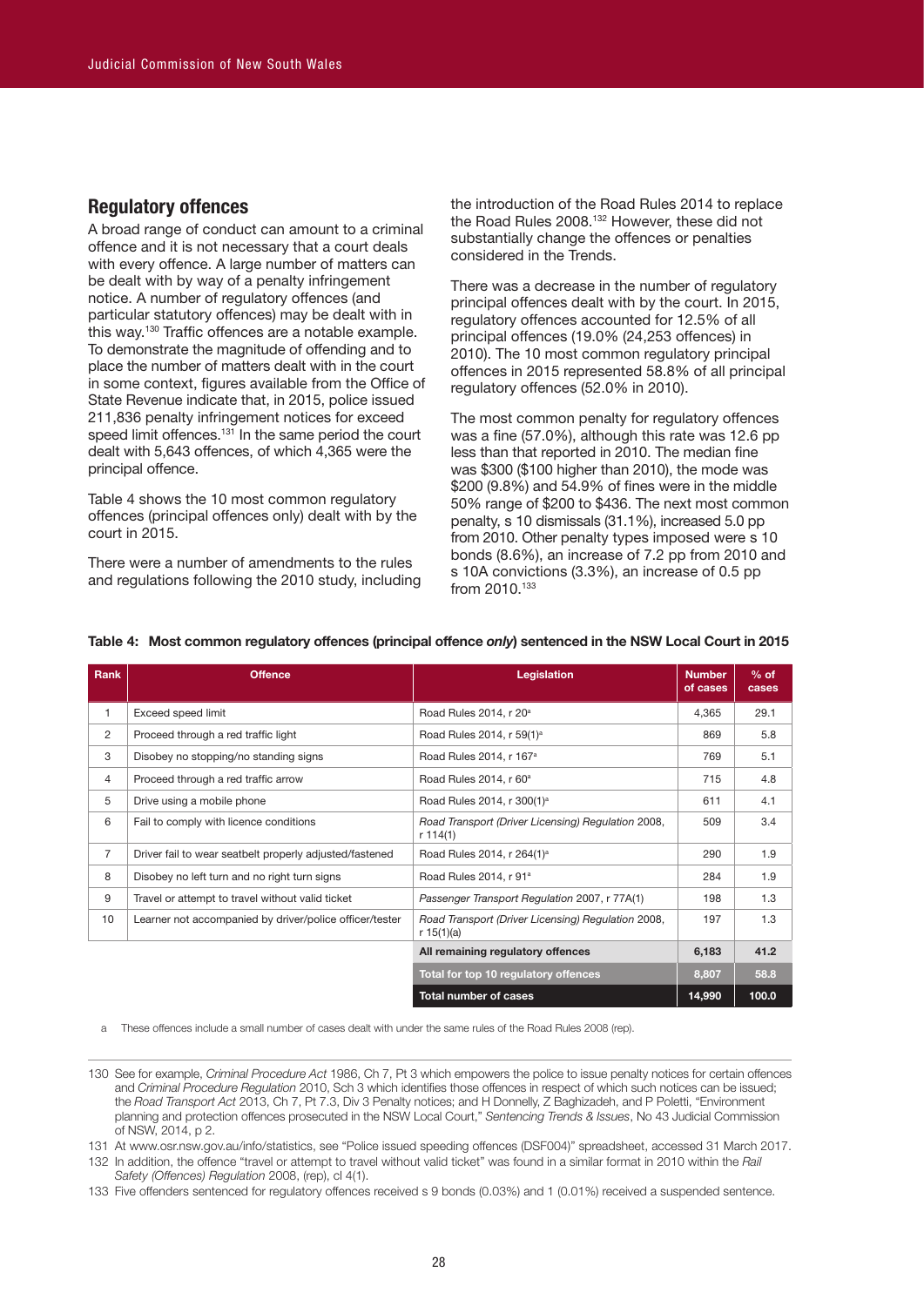## Regulatory offences

A broad range of conduct can amount to a criminal offence and it is not necessary that a court deals with every offence. A large number of matters can be dealt with by way of a penalty infringement notice. A number of regulatory offences (and particular statutory offences) may be dealt with in this way.[130] Traffic offences are a notable example. To demonstrate the magnitude of offending and to place the number of matters dealt with in the court in some context, figures available from the Office of State Revenue indicate that, in 2015, police issued 211,836 penalty infringement notices for exceed speed limit offences.[131] In the same period the court dealt with 5,643 offences, of which 4,365 were the principal offence.

Table 4 shows the 10 most common regulatory offences (principal offences only) dealt with by the court in 2015.

There were a number of amendments to the rules and regulations following the 2010 study, including the introduction of the Road Rules 2014 to replace the Road Rules 2008.[132] However, these did not substantially change the offences or penalties considered in the Trends.

There was a decrease in the number of regulatory principal offences dealt with by the court. In 2015, regulatory offences accounted for 12.5% of all principal offences (19.0% (24,253 offences) in 2010). The 10 most common regulatory principal offences in 2015 represented 58.8% of all principal regulatory offences (52.0% in 2010).

The most common penalty for regulatory offences was a fine (57.0%), although this rate was 12.6 pp less than that reported in 2010. The median fine was $300 ($100 higher than 2010), the mode was $200 (9.8%) and 54.9% of fines were in the middle 50% range of $200 to $436. The next most common penalty, s 10 dismissals (31.1%), increased 5.0 pp from 2010. Other penalty types imposed were s 10 bonds (8.6%), an increase of 7.2 pp from 2010 and s 10A convictions (3.3%), an increase of 0.5 pp from 2010.[133]

**Table 4: Most common regulatory offences (principal offence *only*) sentenced in the NSW Local Court in 2015**

| Rank | Offence | Legislation | Number of cases | % of cases |
|---|---|---|---|---|
| 1 | Exceed speed limit | Road Rules 2014, r 20[a] | 4,365 | 29.1 |
| 2 | Proceed through a red traffic light | Road Rules 2014, r 59(1)[a] | 869 | 5.8 |
| 3 | Disobey no stopping/no standing signs | Road Rules 2014, r 167[a] | 769 | 5.1 |
| 4 | Proceed through a red traffic arrow | Road Rules 2014, r 60[a] | 715 | 4.8 |
| 5 | Drive using a mobile phone | Road Rules 2014, r 300(1)[a] | 611 | 4.1 |
| 6 | Fail to comply with licence conditions | *Road Transport (Driver Licensing) Regulation* 2008, r 114(1) | 509 | 3.4 |
| 7 | Driver fail to wear seatbelt properly adjusted/fastened | Road Rules 2014, r 264(1)[a] | 290 | 1.9 |
| 8 | Disobey no left turn and no right turn signs | Road Rules 2014, r 91[a] | 284 | 1.9 |
| 9 | Travel or attempt to travel without valid ticket | *Passenger Transport Regulation* 2007, r 77A(1) | 198 | 1.3 |
| 10 | Learner not accompanied by driver/police officer/tester | *Road Transport (Driver Licensing) Regulation* 2008, r 15(1)(a) | 197 | 1.3 |
| | | **All remaining regulatory offences** | **6,183** | **41.2** |
| | | **Total for top 10 regulatory offences** | **8,807** | **58.8** |
| | | **Total number of cases** | **14,990** | **100.0** |

a These offences include a small number of cases dealt with under the same rules of the Road Rules 2008 (rep).

130 See for example, *Criminal Procedure Act* 1986, Ch 7, Pt 3 which empowers the police to issue penalty notices for certain offences and *Criminal Procedure Regulation* 2010, Sch 3 which identifies those offences in respect of which such notices can be issued; the *Road Transport Act* 2013, Ch 7, Pt 7.3, Div 3 Penalty notices; and H Donnelly, Z Baghizadeh, and P Poletti, "Environment planning and protection offences prosecuted in the NSW Local Court," *Sentencing Trends & Issues*, No 43 Judicial Commission of NSW, 2014, p 2.

131 At www.osr.nsw.gov.au/info/statistics, see "Police issued speeding offences (DSF004)" spreadsheet, accessed 31 March 2017.

132 In addition, the offence "travel or attempt to travel without valid ticket" was found in a similar format in 2010 within the *Rail Safety (Offences) Regulation* 2008, (rep), cl 4(1).

133 Five offenders sentenced for regulatory offences received s 9 bonds (0.03%) and 1 (0.01%) received a suspended sentence.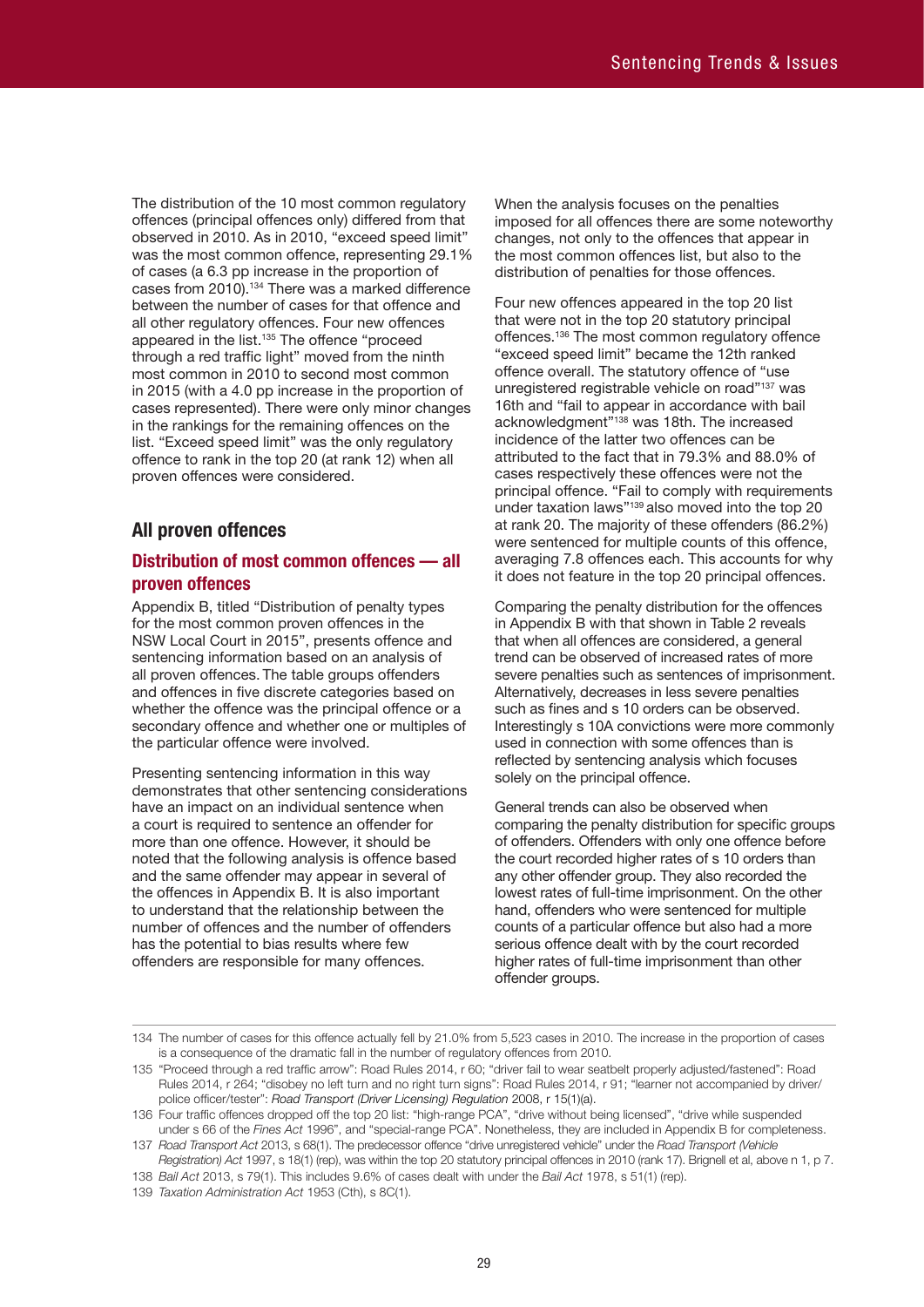The distribution of the 10 most common regulatory offences (principal offences only) differed from that observed in 2010. As in 2010, "exceed speed limit" was the most common offence, representing 29.1% of cases (a 6.3 pp increase in the proportion of cases from 2010).[134] There was a marked difference between the number of cases for that offence and all other regulatory offences. Four new offences appeared in the list.[135] The offence "proceed through a red traffic light" moved from the ninth most common in 2010 to second most common in 2015 (with a 4.0 pp increase in the proportion of cases represented). There were only minor changes in the rankings for the remaining offences on the list. "Exceed speed limit" was the only regulatory offence to rank in the top 20 (at rank 12) when all proven offences were considered.

## All proven offences

### Distribution of most common offences — all proven offences

Appendix B, titled "Distribution of penalty types for the most common proven offences in the NSW Local Court in 2015", presents offence and sentencing information based on an analysis of all proven offences. The table groups offenders and offences in five discrete categories based on whether the offence was the principal offence or a secondary offence and whether one or multiples of the particular offence were involved.

Presenting sentencing information in this way demonstrates that other sentencing considerations have an impact on an individual sentence when a court is required to sentence an offender for more than one offence. However, it should be noted that the following analysis is offence based and the same offender may appear in several of the offences in Appendix B. It is also important to understand that the relationship between the number of offences and the number of offenders has the potential to bias results where few offenders are responsible for many offences.

When the analysis focuses on the penalties imposed for all offences there are some noteworthy changes, not only to the offences that appear in the most common offences list, but also to the distribution of penalties for those offences.

Four new offences appeared in the top 20 list that were not in the top 20 statutory principal offences.[136] The most common regulatory offence "exceed speed limit" became the 12th ranked offence overall. The statutory offence of "use unregistered registrable vehicle on road"[137] was 16th and "fail to appear in accordance with bail acknowledgment"[138] was 18th. The increased incidence of the latter two offences can be attributed to the fact that in 79.3% and 88.0% of cases respectively these offences were not the principal offence. "Fail to comply with requirements under taxation laws"[139] also moved into the top 20 at rank 20. The majority of these offenders (86.2%) were sentenced for multiple counts of this offence, averaging 7.8 offences each. This accounts for why it does not feature in the top 20 principal offences.

Comparing the penalty distribution for the offences in Appendix B with that shown in Table 2 reveals that when all offences are considered, a general trend can be observed of increased rates of more severe penalties such as sentences of imprisonment. Alternatively, decreases in less severe penalties such as fines and s 10 orders can be observed. Interestingly s 10A convictions were more commonly used in connection with some offences than is reflected by sentencing analysis which focuses solely on the principal offence.

General trends can also be observed when comparing the penalty distribution for specific groups of offenders. Offenders with only one offence before the court recorded higher rates of s 10 orders than any other offender group. They also recorded the lowest rates of full-time imprisonment. On the other hand, offenders who were sentenced for multiple counts of a particular offence but also had a more serious offence dealt with by the court recorded higher rates of full-time imprisonment than other offender groups.

---

134 The number of cases for this offence actually fell by 21.0% from 5,523 cases in 2010. The increase in the proportion of cases is a consequence of the dramatic fall in the number of regulatory offences from 2010.

135 "Proceed through a red traffic arrow": Road Rules 2014, r 60; "driver fail to wear seatbelt properly adjusted/fastened": Road Rules 2014, r 264; "disobey no left turn and no right turn signs": Road Rules 2014, r 91; "learner not accompanied by driver/police officer/tester": *Road Transport (Driver Licensing) Regulation* 2008, r 15(1)(a).

136 Four traffic offences dropped off the top 20 list: "high-range PCA", "drive without being licensed", "drive while suspended under s 66 of the *Fines Act* 1996", and "special-range PCA". Nonetheless, they are included in Appendix B for completeness.

137 *Road Transport Act* 2013, s 68(1). The predecessor offence "drive unregistered vehicle" under the *Road Transport (Vehicle Registration) Act* 1997, s 18(1) (rep), was within the top 20 statutory principal offences in 2010 (rank 17). Brignell et al, above n 1, p 7.

138 *Bail Act* 2013, s 79(1). This includes 9.6% of cases dealt with under the *Bail Act* 1978, s 51(1) (rep).

139 *Taxation Administration Act* 1953 (Cth), s 8C(1).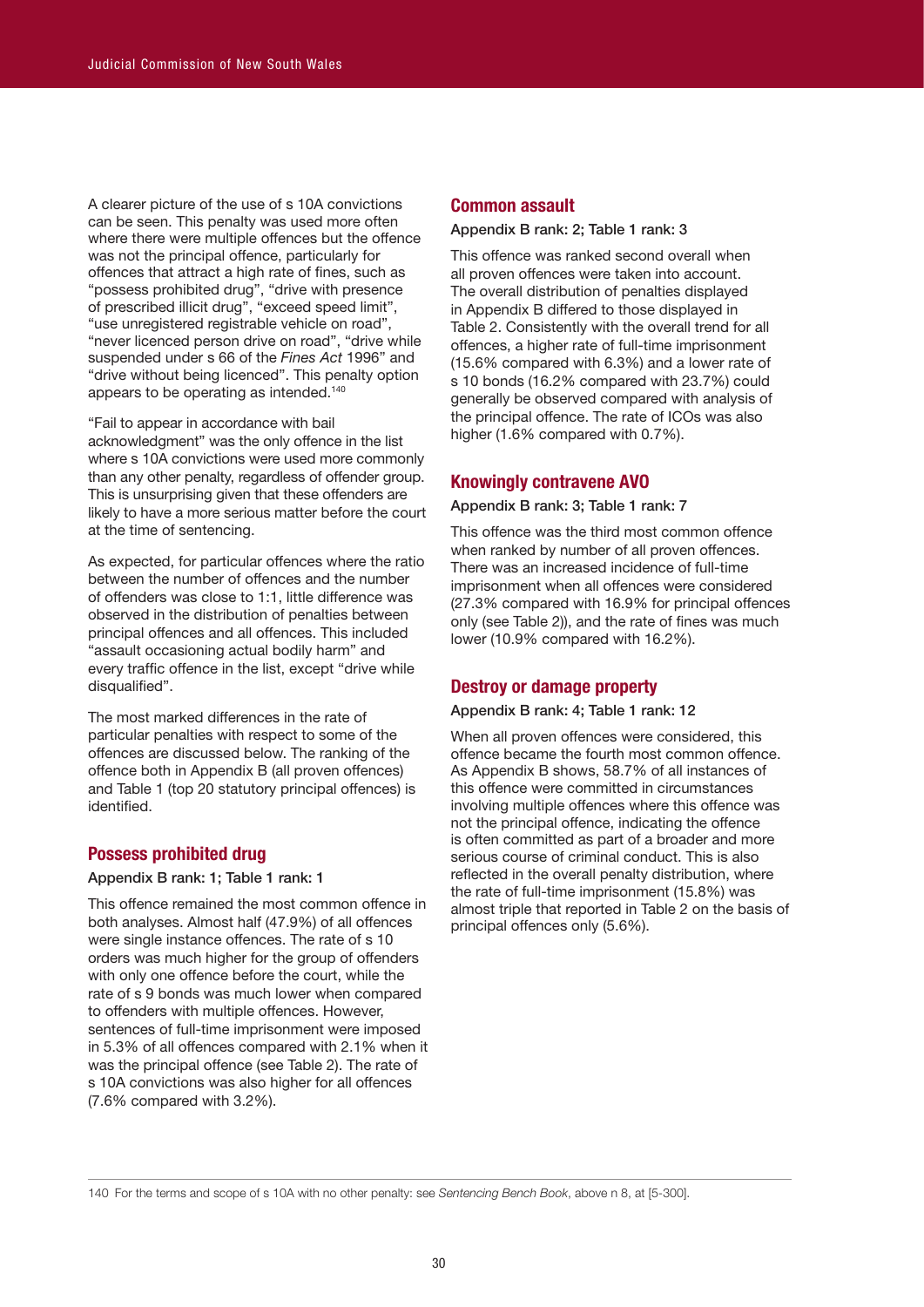A clearer picture of the use of s 10A convictions can be seen. This penalty was used more often where there were multiple offences but the offence was not the principal offence, particularly for offences that attract a high rate of fines, such as "possess prohibited drug", "drive with presence of prescribed illicit drug", "exceed speed limit", "use unregistered registrable vehicle on road", "never licenced person drive on road", "drive while suspended under s 66 of the *Fines Act* 1996" and "drive without being licenced". This penalty option appears to be operating as intended.[140]

"Fail to appear in accordance with bail acknowledgment" was the only offence in the list where s 10A convictions were used more commonly than any other penalty, regardless of offender group. This is unsurprising given that these offenders are likely to have a more serious matter before the court at the time of sentencing.

As expected, for particular offences where the ratio between the number of offences and the number of offenders was close to 1:1, little difference was observed in the distribution of penalties between principal offences and all offences. This included "assault occasioning actual bodily harm" and every traffic offence in the list, except "drive while disqualified".

The most marked differences in the rate of particular penalties with respect to some of the offences are discussed below. The ranking of the offence both in Appendix B (all proven offences) and Table 1 (top 20 statutory principal offences) is identified.

## Possess prohibited drug

Appendix B rank: 1; Table 1 rank: 1

This offence remained the most common offence in both analyses. Almost half (47.9%) of all offences were single instance offences. The rate of s 10 orders was much higher for the group of offenders with only one offence before the court, while the rate of s 9 bonds was much lower when compared to offenders with multiple offences. However, sentences of full-time imprisonment were imposed in 5.3% of all offences compared with 2.1% when it was the principal offence (see Table 2). The rate of s 10A convictions was also higher for all offences (7.6% compared with 3.2%).

## Common assault

Appendix B rank: 2; Table 1 rank: 3

This offence was ranked second overall when all proven offences were taken into account. The overall distribution of penalties displayed in Appendix B differed to those displayed in Table 2. Consistently with the overall trend for all offences, a higher rate of full-time imprisonment (15.6% compared with 6.3%) and a lower rate of s 10 bonds (16.2% compared with 23.7%) could generally be observed compared with analysis of the principal offence. The rate of ICOs was also higher (1.6% compared with 0.7%).

## Knowingly contravene AVO

Appendix B rank: 3; Table 1 rank: 7

This offence was the third most common offence when ranked by number of all proven offences. There was an increased incidence of full-time imprisonment when all offences were considered (27.3% compared with 16.9% for principal offences only (see Table 2)), and the rate of fines was much lower (10.9% compared with 16.2%).

## Destroy or damage property

Appendix B rank: 4; Table 1 rank: 12

When all proven offences were considered, this offence became the fourth most common offence. As Appendix B shows, 58.7% of all instances of this offence were committed in circumstances involving multiple offences where this offence was not the principal offence, indicating the offence is often committed as part of a broader and more serious course of criminal conduct. This is also reflected in the overall penalty distribution, where the rate of full-time imprisonment (15.8%) was almost triple that reported in Table 2 on the basis of principal offences only (5.6%).

---

140 For the terms and scope of s 10A with no other penalty: see *Sentencing Bench Book*, above n 8, at [5-300].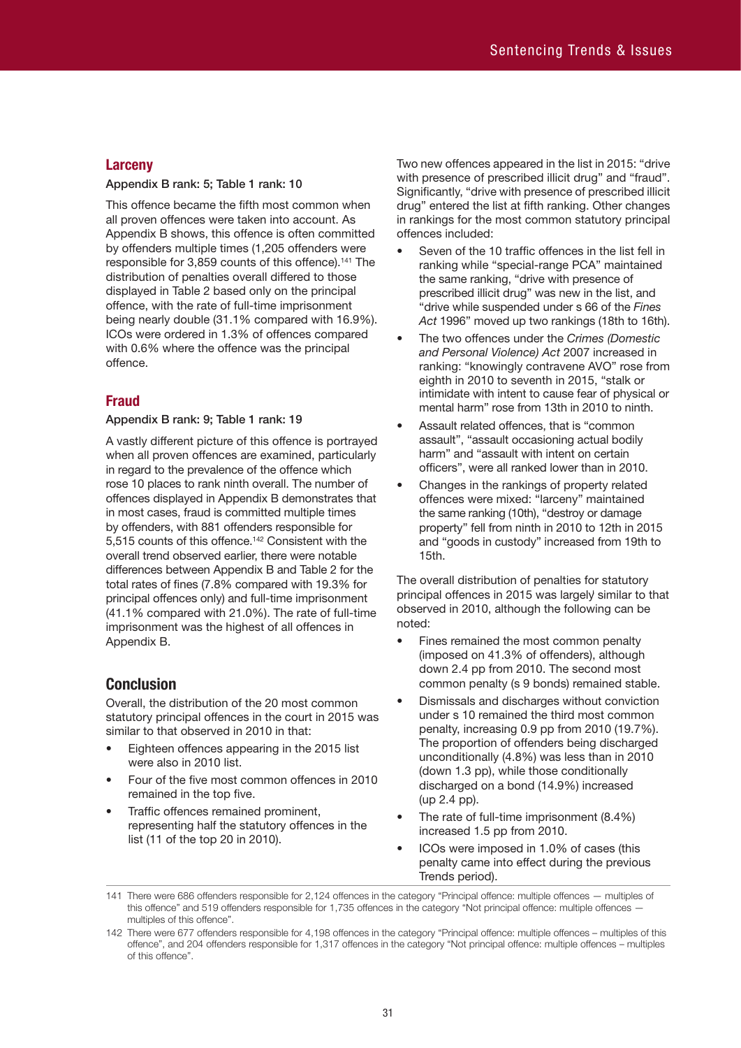### Larceny

**Appendix B rank: 5; Table 1 rank: 10**

This offence became the fifth most common when all proven offences were taken into account. As Appendix B shows, this offence is often committed by offenders multiple times (1,205 offenders were responsible for 3,859 counts of this offence).[141] The distribution of penalties overall differed to those displayed in Table 2 based only on the principal offence, with the rate of full-time imprisonment being nearly double (31.1% compared with 16.9%). ICOs were ordered in 1.3% of offences compared with 0.6% where the offence was the principal offence.

### Fraud

**Appendix B rank: 9; Table 1 rank: 19**

A vastly different picture of this offence is portrayed when all proven offences are examined, particularly in regard to the prevalence of the offence which rose 10 places to rank ninth overall. The number of offences displayed in Appendix B demonstrates that in most cases, fraud is committed multiple times by offenders, with 881 offenders responsible for 5,515 counts of this offence.[142] Consistent with the overall trend observed earlier, there were notable differences between Appendix B and Table 2 for the total rates of fines (7.8% compared with 19.3% for principal offences only) and full-time imprisonment (41.1% compared with 21.0%). The rate of full-time imprisonment was the highest of all offences in Appendix B.

## Conclusion

Overall, the distribution of the 20 most common statutory principal offences in the court in 2015 was similar to that observed in 2010 in that:

- Eighteen offences appearing in the 2015 list were also in 2010 list.
- Four of the five most common offences in 2010 remained in the top five.
- Traffic offences remained prominent, representing half the statutory offences in the list (11 of the top 20 in 2010).

Two new offences appeared in the list in 2015: "drive with presence of prescribed illicit drug" and "fraud". Significantly, "drive with presence of prescribed illicit drug" entered the list at fifth ranking. Other changes in rankings for the most common statutory principal offences included:

- Seven of the 10 traffic offences in the list fell in ranking while "special-range PCA" maintained the same ranking, "drive with presence of prescribed illicit drug" was new in the list, and "drive while suspended under s 66 of the *Fines Act* 1996" moved up two rankings (18th to 16th).
- The two offences under the *Crimes (Domestic and Personal Violence) Act* 2007 increased in ranking: "knowingly contravene AVO" rose from eighth in 2010 to seventh in 2015, "stalk or intimidate with intent to cause fear of physical or mental harm" rose from 13th in 2010 to ninth.
- Assault related offences, that is "common assault", "assault occasioning actual bodily harm" and "assault with intent on certain officers", were all ranked lower than in 2010.
- Changes in the rankings of property related offences were mixed: "larceny" maintained the same ranking (10th), "destroy or damage property" fell from ninth in 2010 to 12th in 2015 and "goods in custody" increased from 19th to 15th.

The overall distribution of penalties for statutory principal offences in 2015 was largely similar to that observed in 2010, although the following can be noted:

- Fines remained the most common penalty (imposed on 41.3% of offenders), although down 2.4 pp from 2010. The second most common penalty (s 9 bonds) remained stable.
- Dismissals and discharges without conviction under s 10 remained the third most common penalty, increasing 0.9 pp from 2010 (19.7%). The proportion of offenders being discharged unconditionally (4.8%) was less than in 2010 (down 1.3 pp), while those conditionally discharged on a bond (14.9%) increased (up 2.4 pp).
- The rate of full-time imprisonment (8.4%) increased 1.5 pp from 2010.
- ICOs were imposed in 1.0% of cases (this penalty came into effect during the previous Trends period).

---

141 There were 686 offenders responsible for 2,124 offences in the category "Principal offence: multiple offences — multiples of this offence" and 519 offenders responsible for 1,735 offences in the category "Not principal offence: multiple offences — multiples of this offence".

142 There were 677 offenders responsible for 4,198 offences in the category "Principal offence: multiple offences – multiples of this offence", and 204 offenders responsible for 1,317 offences in the category "Not principal offence: multiple offences – multiples of this offence".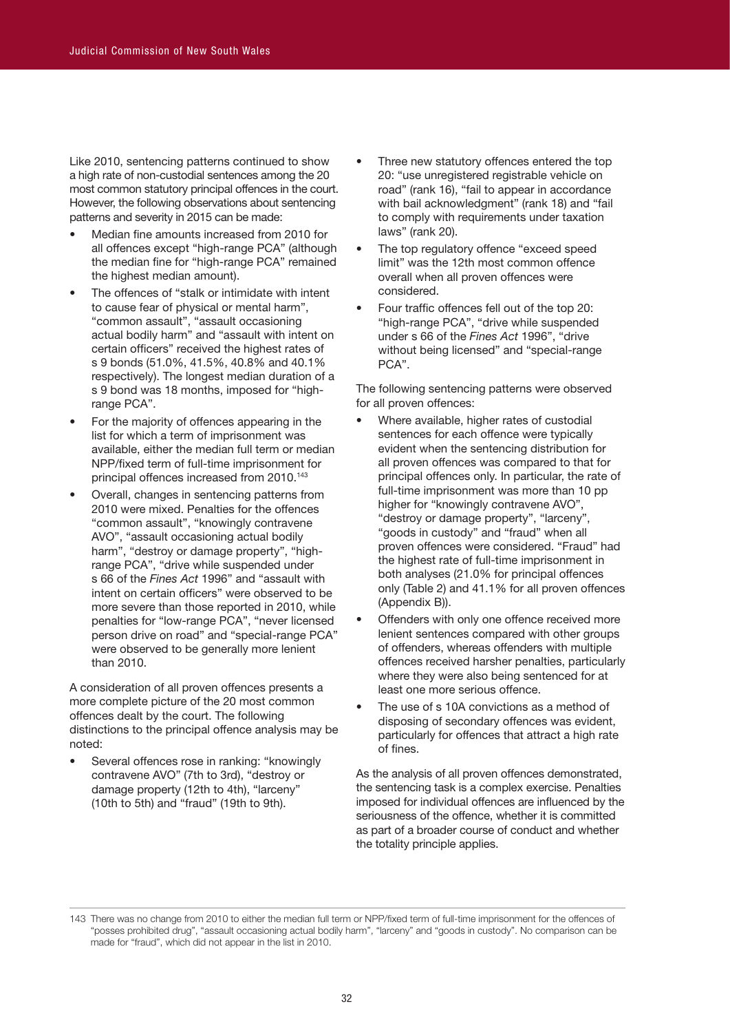Like 2010, sentencing patterns continued to show a high rate of non-custodial sentences among the 20 most common statutory principal offences in the court. However, the following observations about sentencing patterns and severity in 2015 can be made:

- Median fine amounts increased from 2010 for all offences except "high-range PCA" (although the median fine for "high-range PCA" remained the highest median amount).
- The offences of "stalk or intimidate with intent to cause fear of physical or mental harm", "common assault", "assault occasioning actual bodily harm" and "assault with intent on certain officers" received the highest rates of s 9 bonds (51.0%, 41.5%, 40.8% and 40.1% respectively). The longest median duration of a s 9 bond was 18 months, imposed for "high-range PCA".
- For the majority of offences appearing in the list for which a term of imprisonment was available, either the median full term or median NPP/fixed term of full-time imprisonment for principal offences increased from 2010.[143]
- Overall, changes in sentencing patterns from 2010 were mixed. Penalties for the offences "common assault", "knowingly contravene AVO", "assault occasioning actual bodily harm", "destroy or damage property", "high-range PCA", "drive while suspended under s 66 of the *Fines Act* 1996" and "assault with intent on certain officers" were observed to be more severe than those reported in 2010, while penalties for "low-range PCA", "never licensed person drive on road" and "special-range PCA" were observed to be generally more lenient than 2010.

A consideration of all proven offences presents a more complete picture of the 20 most common offences dealt by the court. The following distinctions to the principal offence analysis may be noted:

- Several offences rose in ranking: "knowingly contravene AVO" (7th to 3rd), "destroy or damage property (12th to 4th), "larceny" (10th to 5th) and "fraud" (19th to 9th).
- Three new statutory offences entered the top 20: "use unregistered registrable vehicle on road" (rank 16), "fail to appear in accordance with bail acknowledgment" (rank 18) and "fail to comply with requirements under taxation laws" (rank 20).
- The top regulatory offence "exceed speed limit" was the 12th most common offence overall when all proven offences were considered.
- Four traffic offences fell out of the top 20: "high-range PCA", "drive while suspended under s 66 of the *Fines Act* 1996", "drive without being licensed" and "special-range PCA".

The following sentencing patterns were observed for all proven offences:

- Where available, higher rates of custodial sentences for each offence were typically evident when the sentencing distribution for all proven offences was compared to that for principal offences only. In particular, the rate of full-time imprisonment was more than 10 pp higher for "knowingly contravene AVO", "destroy or damage property", "larceny", "goods in custody" and "fraud" when all proven offences were considered. "Fraud" had the highest rate of full-time imprisonment in both analyses (21.0% for principal offences only (Table 2) and 41.1% for all proven offences (Appendix B)).
- Offenders with only one offence received more lenient sentences compared with other groups of offenders, whereas offenders with multiple offences received harsher penalties, particularly where they were also being sentenced for at least one more serious offence.
- The use of s 10A convictions as a method of disposing of secondary offences was evident, particularly for offences that attract a high rate of fines.

As the analysis of all proven offences demonstrated, the sentencing task is a complex exercise. Penalties imposed for individual offences are influenced by the seriousness of the offence, whether it is committed as part of a broader course of conduct and whether the totality principle applies.

143 There was no change from 2010 to either the median full term or NPP/fixed term of full-time imprisonment for the offences of "posses prohibited drug", "assault occasioning actual bodily harm", "larceny" and "goods in custody". No comparison can be made for "fraud", which did not appear in the list in 2010.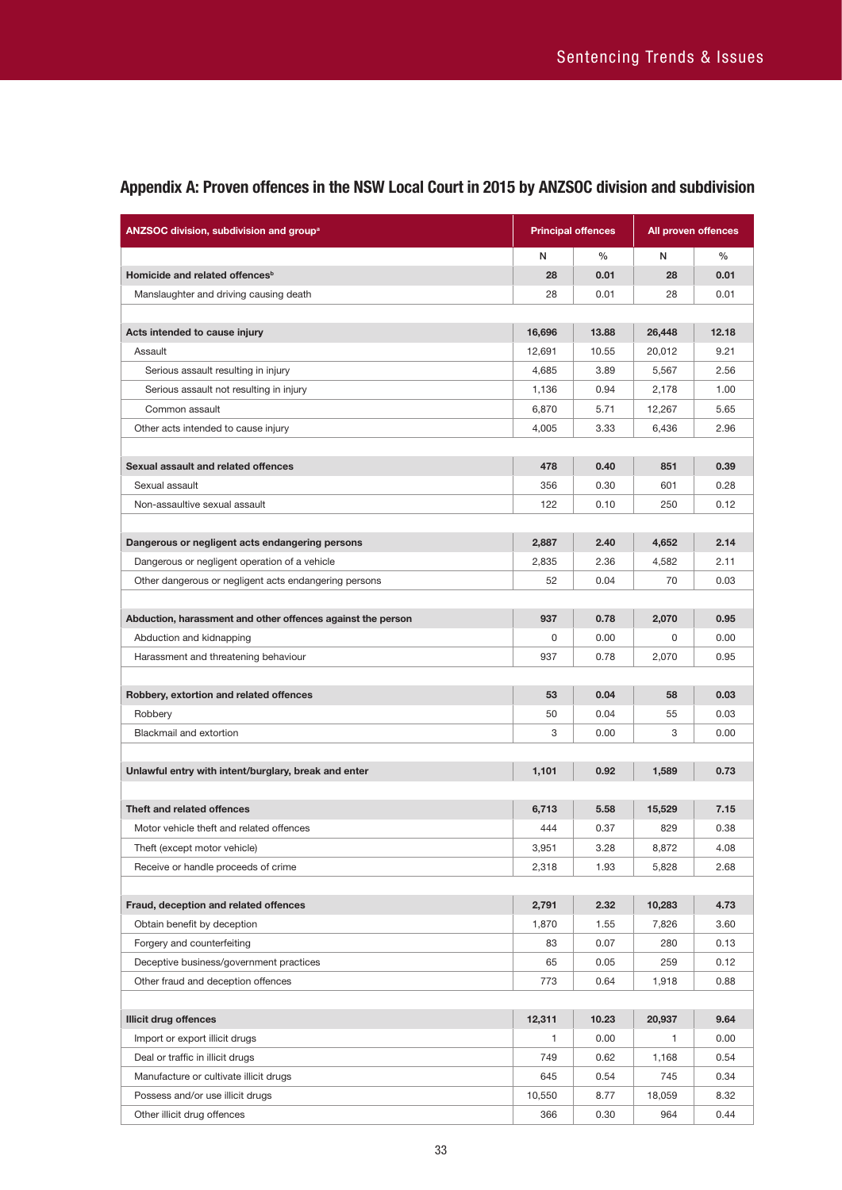## Appendix A: Proven offences in the NSW Local Court in 2015 by ANZSOC division and subdivision

| ANZSOC division, subdivision and group[a] | Principal offences | | All proven offences | |
|---|---|---|---|---|
| | N | % | N | % |
| **Homicide and related offences[b]** | **28** | **0.01** | **28** | **0.01** |
| Manslaughter and driving causing death | 28 | 0.01 | 28 | 0.01 |
| | | | | |
| **Acts intended to cause injury** | **16,696** | **13.88** | **26,448** | **12.18** |
| Assault | 12,691 | 10.55 | 20,012 | 9.21 |
| Serious assault resulting in injury | 4,685 | 3.89 | 5,567 | 2.56 |
| Serious assault not resulting in injury | 1,136 | 0.94 | 2,178 | 1.00 |
| Common assault | 6,870 | 5.71 | 12,267 | 5.65 |
| Other acts intended to cause injury | 4,005 | 3.33 | 6,436 | 2.96 |
| | | | | |
| **Sexual assault and related offences** | **478** | **0.40** | **851** | **0.39** |
| Sexual assault | 356 | 0.30 | 601 | 0.28 |
| Non-assaultive sexual assault | 122 | 0.10 | 250 | 0.12 |
| | | | | |
| **Dangerous or negligent acts endangering persons** | **2,887** | **2.40** | **4,652** | **2.14** |
| Dangerous or negligent operation of a vehicle | 2,835 | 2.36 | 4,582 | 2.11 |
| Other dangerous or negligent acts endangering persons | 52 | 0.04 | 70 | 0.03 |
| | | | | |
| **Abduction, harassment and other offences against the person** | **937** | **0.78** | **2,070** | **0.95** |
| Abduction and kidnapping | 0 | 0.00 | 0 | 0.00 |
| Harassment and threatening behaviour | 937 | 0.78 | 2,070 | 0.95 |
| | | | | |
| **Robbery, extortion and related offences** | **53** | **0.04** | **58** | **0.03** |
| Robbery | 50 | 0.04 | 55 | 0.03 |
| Blackmail and extortion | 3 | 0.00 | 3 | 0.00 |
| | | | | |
| **Unlawful entry with intent/burglary, break and enter** | **1,101** | **0.92** | **1,589** | **0.73** |
| | | | | |
| **Theft and related offences** | **6,713** | **5.58** | **15,529** | **7.15** |
| Motor vehicle theft and related offences | 444 | 0.37 | 829 | 0.38 |
| Theft (except motor vehicle) | 3,951 | 3.28 | 8,872 | 4.08 |
| Receive or handle proceeds of crime | 2,318 | 1.93 | 5,828 | 2.68 |
| | | | | |
| **Fraud, deception and related offences** | **2,791** | **2.32** | **10,283** | **4.73** |
| Obtain benefit by deception | 1,870 | 1.55 | 7,826 | 3.60 |
| Forgery and counterfeiting | 83 | 0.07 | 280 | 0.13 |
| Deceptive business/government practices | 65 | 0.05 | 259 | 0.12 |
| Other fraud and deception offences | 773 | 0.64 | 1,918 | 0.88 |
| | | | | |
| **Illicit drug offences** | **12,311** | **10.23** | **20,937** | **9.64** |
| Import or export illicit drugs | 1 | 0.00 | 1 | 0.00 |
| Deal or traffic in illicit drugs | 749 | 0.62 | 1,168 | 0.54 |
| Manufacture or cultivate illicit drugs | 645 | 0.54 | 745 | 0.34 |
| Possess and/or use illicit drugs | 10,550 | 8.77 | 18,059 | 8.32 |
| Other illicit drug offences | 366 | 0.30 | 964 | 0.44 |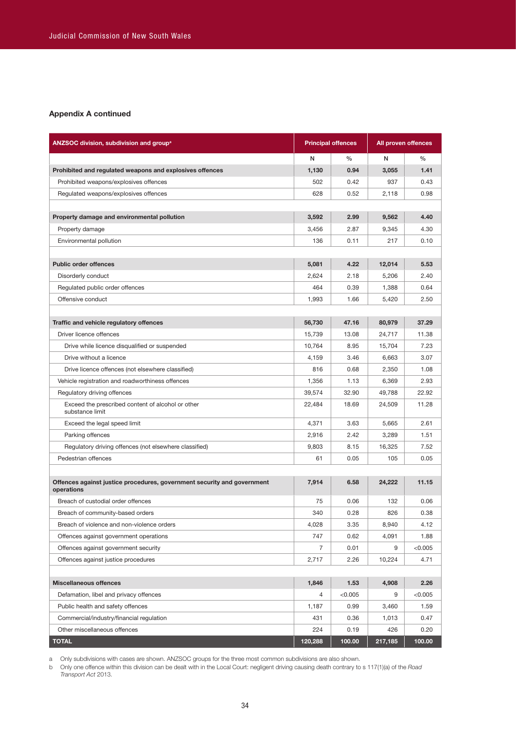**Appendix A continued**

| ANZSOC division, subdivision and group[a] | Principal offences | | All proven offences | |
|---|---|---|---|---|
| | N | % | N | % |
| **Prohibited and regulated weapons and explosives offences** | **1,130** | **0.94** | **3,055** | **1.41** |
| Prohibited weapons/explosives offences | 502 | 0.42 | 937 | 0.43 |
| Regulated weapons/explosives offences | 628 | 0.52 | 2,118 | 0.98 |
| | | | | |
| **Property damage and environmental pollution** | **3,592** | **2.99** | **9,562** | **4.40** |
| Property damage | 3,456 | 2.87 | 9,345 | 4.30 |
| Environmental pollution | 136 | 0.11 | 217 | 0.10 |
| | | | | |
| **Public order offences** | **5,081** | **4.22** | **12,014** | **5.53** |
| Disorderly conduct | 2,624 | 2.18 | 5,206 | 2.40 |
| Regulated public order offences | 464 | 0.39 | 1,388 | 0.64 |
| Offensive conduct | 1,993 | 1.66 | 5,420 | 2.50 |
| | | | | |
| **Traffic and vehicle regulatory offences** | **56,730** | **47.16** | **80,979** | **37.29** |
| Driver licence offences | 15,739 | 13.08 | 24,717 | 11.38 |
| Drive while licence disqualified or suspended | 10,764 | 8.95 | 15,704 | 7.23 |
| Drive without a licence | 4,159 | 3.46 | 6,663 | 3.07 |
| Drive licence offences (not elsewhere classified) | 816 | 0.68 | 2,350 | 1.08 |
| Vehicle registration and roadworthiness offences | 1,356 | 1.13 | 6,369 | 2.93 |
| Regulatory driving offences | 39,574 | 32.90 | 49,788 | 22.92 |
| Exceed the prescribed content of alcohol or other substance limit | 22,484 | 18.69 | 24,509 | 11.28 |
| Exceed the legal speed limit | 4,371 | 3.63 | 5,665 | 2.61 |
| Parking offences | 2,916 | 2.42 | 3,289 | 1.51 |
| Regulatory driving offences (not elsewhere classified) | 9,803 | 8.15 | 16,325 | 7.52 |
| Pedestrian offences | 61 | 0.05 | 105 | 0.05 |
| | | | | |
| **Offences against justice procedures, government security and government operations** | **7,914** | **6.58** | **24,222** | **11.15** |
| Breach of custodial order offences | 75 | 0.06 | 132 | 0.06 |
| Breach of community-based orders | 340 | 0.28 | 826 | 0.38 |
| Breach of violence and non-violence orders | 4,028 | 3.35 | 8,940 | 4.12 |
| Offences against government operations | 747 | 0.62 | 4,091 | 1.88 |
| Offences against government security | 7 | 0.01 | 9 | <0.005 |
| Offences against justice procedures | 2,717 | 2.26 | 10,224 | 4.71 |
| | | | | |
| **Miscellaneous offences** | **1,846** | **1.53** | **4,908** | **2.26** |
| Defamation, libel and privacy offences | 4 | <0.005 | 9 | <0.005 |
| Public health and safety offences | 1,187 | 0.99 | 3,460 | 1.59 |
| Commercial/industry/financial regulation | 431 | 0.36 | 1,013 | 0.47 |
| Other miscellaneous offences | 224 | 0.19 | 426 | 0.20 |
| **TOTAL** | **120,288** | **100.00** | **217,185** | **100.00** |

a Only subdivisions with cases are shown. ANZSOC groups for the three most common subdivisions are also shown.

b Only one offence within this division can be dealt with in the Local Court: negligent driving causing death contrary to s 117(1)(a) of the *Road Transport Act* 2013.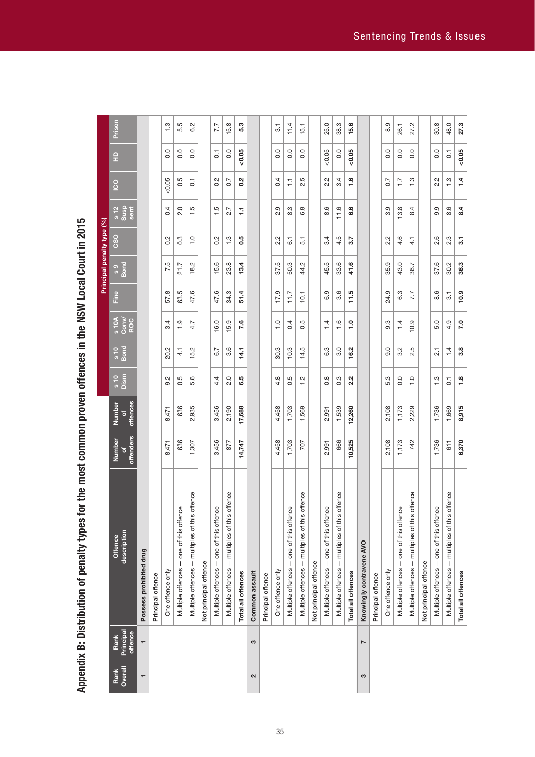## Appendix B: Distribution of penalty types for the most common proven offences in the NSW Local Court in 2015

| Rank Overall | Rank Principal offence | Offence description | Number of offenders | Number of offences | Principal penalty type (%) | | | | | | | | | |
|---|---|---|---|---|---|---|---|---|---|---|---|---|---|---|
| | | | | | s 10 Dism | s 10 Bond | s 10A Conv/ ROC | Fine | s 9 Bond | CSO | s 12 Susp sent | ICO | HD | Prison |
| **1** | **1** | **Possess prohibited drug** | | | | | | | | | | | | |
| | | Principal offence | | | | | | | | | | | | |
| | | One offence only | 8,471 | 8,471 | 9.2 | 20.2 | 3.4 | 57.8 | 7.5 | 0.2 | 0.4 | <0.05 | 0.0 | 1.3 |
| | | Multiple offences – one of this offence | 636 | 636 | 0.5 | 4.1 | 1.9 | 63.5 | 21.7 | 0.3 | 2.0 | 0.5 | 0.0 | 5.5 |
| | | Multiple offences – multiples of this offence | 1,307 | 2,935 | 5.6 | 15.2 | 4.7 | 47.6 | 18.2 | 1.0 | 1.5 | 0.1 | 0.0 | 6.2 |
| | | Not principal offence | | | | | | | | | | | | |
| | | Multiple offences – one of this offence | 3,456 | 3,456 | 4.4 | 6.7 | 16.0 | 47.6 | 15.6 | 0.2 | 1.5 | 0.2 | 0.1 | 7.7 |
| | | Multiple offences – multiples of this offence | 877 | 2,190 | 2.0 | 3.6 | 15.9 | 34.3 | 23.8 | 1.3 | 2.7 | 0.7 | 0.0 | 15.8 |
| | | **Total all offences** | **14,747** | **17,688** | **6.5** | **14.1** | **7.6** | **51.4** | **13.4** | **0.5** | **1.1** | **0.2** | **<0.05** | **5.3** |
| **2** | **3** | **Common assault** | | | | | | | | | | | | |
| | | Principal offence | | | | | | | | | | | | |
| | | One offence only | 4,458 | 4,458 | 4.8 | 30.3 | 1.0 | 17.9 | 37.5 | 2.2 | 2.9 | 0.4 | 0.0 | 3.1 |
| | | Multiple offences – one of this offence | 1,703 | 1,703 | 0.5 | 10.3 | 0.4 | 11.7 | 50.3 | 6.1 | 8.3 | 1.1 | 0.0 | 11.4 |
| | | Multiple offences – multiples of this offence | 707 | 1,569 | 1.2 | 14.5 | 0.5 | 10.1 | 44.2 | 5.1 | 6.8 | 2.5 | 0.0 | 15.1 |
| | | Not principal offence | | | | | | | | | | | | |
| | | Multiple offences – one of this offence | 2,991 | 2,991 | 0.8 | 6.3 | 1.4 | 6.9 | 45.5 | 3.4 | 8.6 | 2.2 | <0.05 | 25.0 |
| | | Multiple offences – multiples of this offence | 666 | 1,539 | 0.3 | 3.0 | 1.6 | 3.6 | 33.6 | 4.5 | 11.6 | 3.4 | 0.0 | 38.3 |
| | | **Total all offences** | **10,525** | **12,260** | **2.2** | **16.2** | **1.0** | **11.5** | **41.6** | **3.7** | **6.6** | **1.6** | **<0.05** | **15.6** |
| **3** | **7** | **Knowingly contravene AVO** | | | | | | | | | | | | |
| | | Principal offence | | | | | | | | | | | | |
| | | One offence only | 2,108 | 2,108 | 5.3 | 9.0 | 9.3 | 24.9 | 35.9 | 2.2 | 3.9 | 0.7 | 0.0 | 8.9 |
| | | Multiple offences – one of this offence | 1,173 | 1,173 | 0.0 | 3.2 | 1.4 | 6.3 | 43.0 | 4.6 | 13.8 | 1.7 | 0.0 | 26.1 |
| | | Multiple offences – multiples of this offence | 742 | 2,229 | 1.0 | 2.5 | 10.9 | 7.7 | 36.7 | 4.1 | 8.4 | 1.3 | 0.0 | 27.2 |
| | | Not principal offence | | | | | | | | | | | | |
| | | Multiple offences – one of this offence | 1,736 | 1,736 | 1.3 | 2.1 | 5.0 | 8.6 | 37.6 | 2.6 | 9.9 | 2.2 | 0.0 | 30.8 |
| | | Multiple offences – multiples of this offence | 611 | 1,669 | 0.1 | 1.4 | 4.9 | 3.1 | 30.2 | 2.3 | 8.6 | 1.3 | 0.1 | 48.0 |
| | | **Total all offences** | **6,370** | **8,915** | **1.8** | **3.8** | **7.0** | **10.9** | **36.3** | **3.1** | **8.4** | **1.4** | **<0.05** | **27.3** |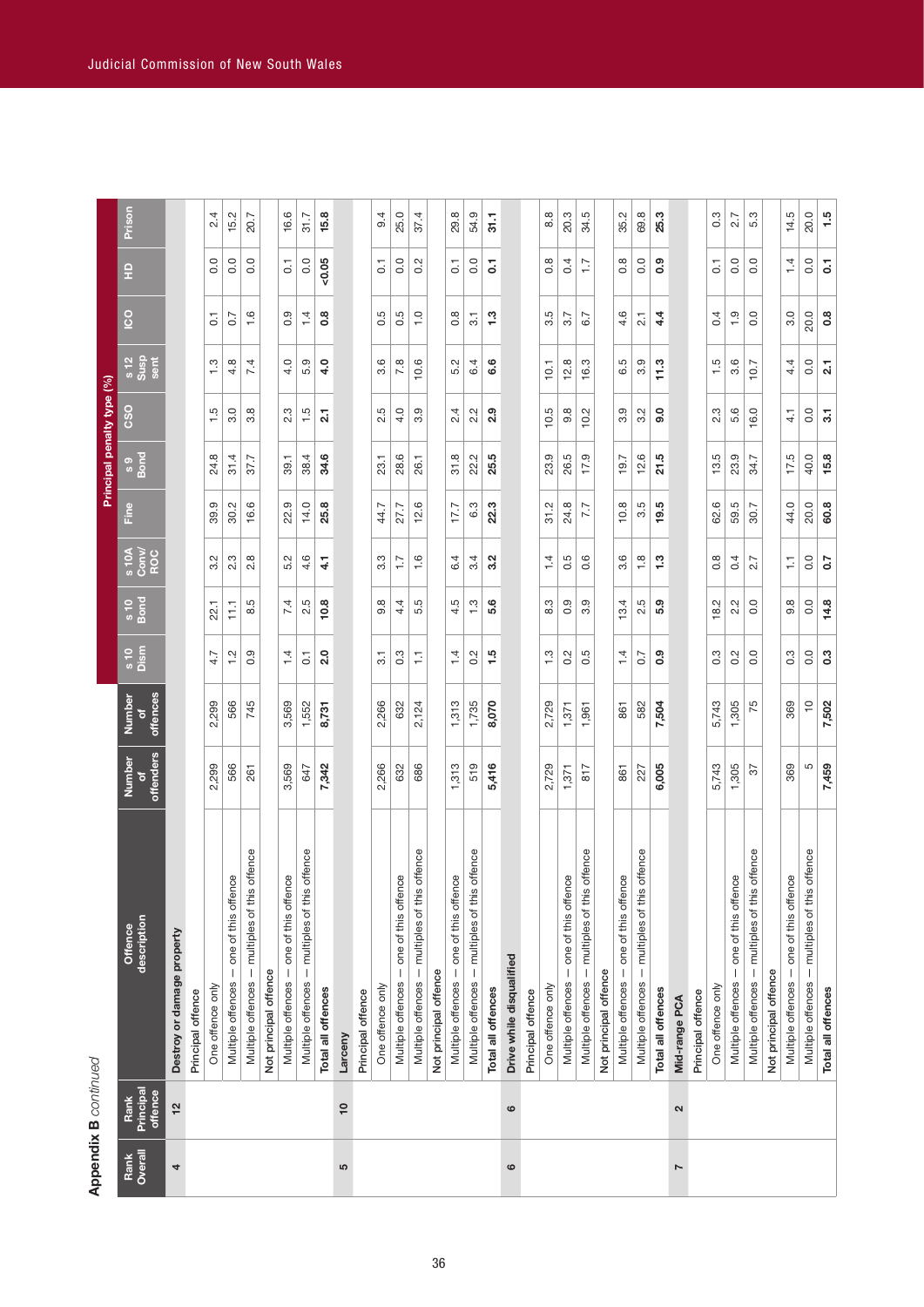**Appendix B** *continued*

| Rank Overall | Rank Principal offence | Offence description | Number of offenders | Number of offences | Principal penalty type (%) | | | | | | | | | |
|---|---|---|---|---|---|---|---|---|---|---|---|---|---|---|
| | | | | | s 10 Dism | s 10 Bond | s 10A Conv/ROC | Fine | s 9 Bond | CSO | s 12 Susp sent | ICO | HD | Prison |
| 4 | 12 | **Destroy or damage property** | | | | | | | | | | | | |
| | | Principal offence | | | | | | | | | | | | |
| | | One offence only | 2,299 | 2,299 | 4.7 | 22.1 | 3.2 | 39.9 | 24.8 | 1.5 | 1.3 | 0.1 | 0.0 | 2.4 |
| | | Multiple offences – one of this offence | 566 | 566 | 1.2 | 11.1 | 2.3 | 30.2 | 31.4 | 3.0 | 4.8 | 0.7 | 0.0 | 15.2 |
| | | Multiple offences – multiples of this offence | 261 | 745 | 0.9 | 8.5 | 2.8 | 16.6 | 37.7 | 3.8 | 7.4 | 1.6 | 0.0 | 20.7 |
| | | Not principal offence | | | | | | | | | | | | |
| | | Multiple offences – one of this offence | 3,569 | 3,569 | 1.4 | 7.4 | 5.2 | 22.9 | 39.1 | 2.3 | 4.0 | 0.9 | 0.1 | 16.6 |
| | | Multiple offences – multiples of this offence | 647 | 1,552 | 0.1 | 2.5 | 4.6 | 14.0 | 38.4 | 1.5 | 5.9 | 1.4 | 0.0 | 31.7 |
| | | **Total all offences** | **7,342** | **8,731** | **2.0** | **10.8** | **4.1** | **25.8** | **34.6** | **2.1** | **4.0** | **0.8** | **<0.05** | **15.8** |
| 5 | 10 | **Larceny** | | | | | | | | | | | | |
| | | Principal offence | | | | | | | | | | | | |
| | | One offence only | 2,266 | 2,266 | 3.1 | 9.8 | 3.3 | 44.7 | 23.1 | 2.5 | 3.6 | 0.5 | 0.1 | 9.4 |
| | | Multiple offences – one of this offence | 632 | 632 | 0.3 | 4.4 | 1.7 | 27.7 | 28.6 | 4.0 | 7.8 | 0.5 | 0.0 | 25.0 |
| | | Multiple offences – multiples of this offence | 686 | 2,124 | 1.1 | 5.5 | 1.6 | 12.6 | 26.1 | 3.9 | 10.6 | 1.0 | 0.2 | 37.4 |
| | | Not principal offence | | | | | | | | | | | | |
| | | Multiple offences – one of this offence | 1,313 | 1,313 | 1.4 | 4.5 | 6.4 | 17.7 | 31.8 | 2.4 | 5.2 | 0.8 | 0.1 | 29.8 |
| | | Multiple offences – multiples of this offence | 519 | 1,735 | 0.2 | 1.3 | 3.4 | 6.3 | 22.2 | 2.2 | 6.4 | 3.1 | 0.0 | 54.9 |
| | | **Total all offences** | **5,416** | **8,070** | **1.5** | **5.6** | **3.2** | **22.3** | **25.5** | **2.9** | **6.6** | **1.3** | **0.1** | **31.1** |
| 6 | 6 | **Drive while disqualified** | | | | | | | | | | | | |
| | | Principal offence | | | | | | | | | | | | |
| | | One offence only | 2,729 | 2,729 | 1.3 | 8.3 | 1.4 | 31.2 | 23.9 | 10.5 | 10.1 | 3.5 | 0.8 | 8.8 |
| | | Multiple offences – one of this offence | 1,371 | 1,371 | 0.2 | 0.9 | 0.5 | 24.8 | 26.5 | 9.8 | 12.8 | 3.7 | 0.4 | 20.3 |
| | | Multiple offences – multiples of this offence | 817 | 1,961 | 0.5 | 3.9 | 0.6 | 7.7 | 17.9 | 10.2 | 16.3 | 6.7 | 1.7 | 34.5 |
| | | Not principal offence | | | | | | | | | | | | |
| | | Multiple offences – one of this offence | 861 | 861 | 1.4 | 13.4 | 3.6 | 10.8 | 19.7 | 3.9 | 6.5 | 4.6 | 0.8 | 35.2 |
| | | Multiple offences – multiples of this offence | 227 | 582 | 0.7 | 2.5 | 1.8 | 3.5 | 12.6 | 3.2 | 3.9 | 2.1 | 0.0 | 69.8 |
| | | **Total all offences** | **6,005** | **7,504** | **0.9** | **5.9** | **1.3** | **19.5** | **21.5** | **9.0** | **11.3** | **4.4** | **0.9** | **25.3** |
| 7 | 2 | **Mid-range PCA** | | | | | | | | | | | | |
| | | Principal offence | | | | | | | | | | | | |
| | | One offence only | 5,743 | 5,743 | 0.3 | 18.2 | 0.8 | 62.6 | 13.5 | 2.3 | 1.5 | 0.4 | 0.1 | 0.3 |
| | | Multiple offences – one of this offence | 1,305 | 1,305 | 0.2 | 2.2 | 0.4 | 59.5 | 23.9 | 5.6 | 3.6 | 1.9 | 0.0 | 2.7 |
| | | Multiple offences – multiples of this offence | 37 | 75 | 0.0 | 0.0 | 2.7 | 30.7 | 34.7 | 16.0 | 10.7 | 0.0 | 0.0 | 5.3 |
| | | Not principal offence | | | | | | | | | | | | |
| | | Multiple offences – one of this offence | 369 | 369 | 0.3 | 9.8 | 1.1 | 44.0 | 17.5 | 4.1 | 4.4 | 3.0 | 1.4 | 14.5 |
| | | Multiple offences – multiples of this offence | 5 | 10 | 0.0 | 0.0 | 0.0 | 20.0 | 40.0 | 0.0 | 0.0 | 20.0 | 0.0 | 20.0 |
| | | **Total all offences** | **7,459** | **7,502** | **0.3** | **14.8** | **0.7** | **60.8** | **15.8** | **3.1** | **2.1** | **0.8** | **0.1** | **1.5** |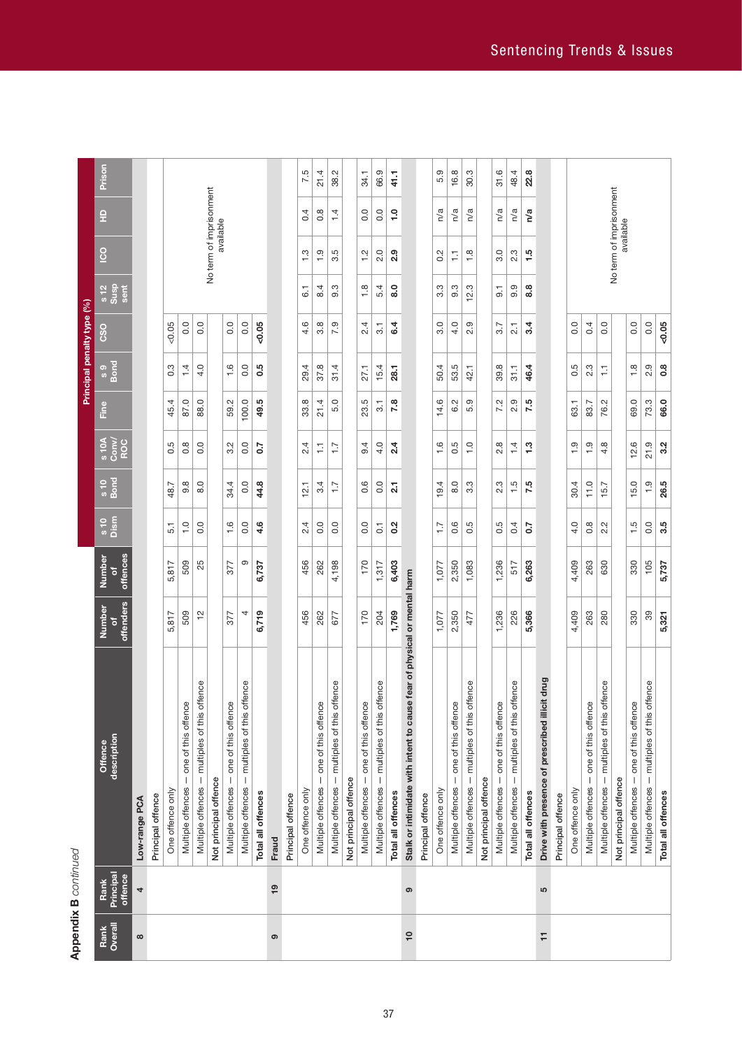**Appendix B** *continued*

| Rank Overall | Rank Principal offence | Offence description | Number of offenders | Number of offences | s 10 Dism | s 10 Bond | s 10A Conv/ROC | Fine | s 9 Bond | CSO | s 12 Susp sent | ICO | HD | Prison |
|---|---|---|---|---|---|---|---|---|---|---|---|---|---|---|
| | | | | | Principal penalty type (%) | | | | | | | | | |
| 8 | 4 | **Low-range PCA** | | | | | | | | | | | | |
| | | Principal offence | | | | | | | | | | | | |
| | | One offence only | 5,817 | 5,817 | 5.1 | 48.7 | 0.5 | 45.4 | 0.3 | <0.05 | No term of imprisonment available | | | |
| | | Multiple offences – one of this offence | 509 | 509 | 1.0 | 9.8 | 0.8 | 87.0 | 1.4 | 0.0 | | | | |
| | | Multiple offences – multiples of this offence | 12 | 25 | 0.0 | 8.0 | 0.0 | 88.0 | 4.0 | 0.0 | | | | |
| | | Not principal offence | | | | | | | | | | | | |
| | | Multiple offences – one of this offence | 377 | 377 | 1.6 | 34.4 | 3.2 | 59.2 | 1.6 | 0.0 | | | | |
| | | Multiple offences – multiples of this offence | 4 | 9 | 0.0 | 0.0 | 0.0 | 100.0 | 0.0 | 0.0 | | | | |
| | | **Total all offences** | **6,719** | **6,737** | **4.6** | **44.8** | **0.7** | **49.5** | **0.5** | **<0.05** | | | | |
| 9 | 19 | **Fraud** | | | | | | | | | | | | |
| | | Principal offence | | | | | | | | | | | | |
| | | One offence only | 456 | 456 | 2.4 | 12.1 | 2.4 | 33.8 | 29.4 | 4.6 | 6.1 | 1.3 | 0.4 | 7.5 |
| | | Multiple offences – one of this offence | 262 | 262 | 0.0 | 3.4 | 1.1 | 21.4 | 37.8 | 3.8 | 8.4 | 1.9 | 0.8 | 21.4 |
| | | Multiple offences – multiples of this offence | 677 | 4,198 | 0.0 | 1.7 | 1.7 | 5.0 | 31.4 | 7.9 | 9.3 | 3.5 | 1.4 | 38.2 |
| | | Not principal offence | | | | | | | | | | | | |
| | | Multiple offences – one of this offence | 170 | 170 | 0.0 | 0.6 | 9.4 | 23.5 | 27.1 | 2.4 | 1.8 | 1.2 | 0.0 | 34.1 |
| | | Multiple offences – multiples of this offence | 204 | 1,317 | 0.1 | 0.0 | 4.0 | 3.1 | 15.4 | 3.1 | 5.4 | 2.0 | 0.0 | 66.9 |
| | | **Total all offences** | **1,769** | **6,403** | **0.2** | **2.1** | **2.4** | **7.8** | **28.1** | **6.4** | **8.0** | **2.9** | **1.0** | **41.1** |
| 10 | 9 | **Stalk or intimidate with intent to cause fear of physical or mental harm** | | | | | | | | | | | | |
| | | Principal offence | | | | | | | | | | | | |
| | | One offence only | 1,077 | 1,077 | 1.7 | 19.4 | 1.6 | 14.6 | 50.4 | 3.0 | 3.3 | 0.2 | n/a | 5.9 |
| | | Multiple offences – one of this offence | 2,350 | 2,350 | 0.6 | 8.0 | 0.5 | 6.2 | 53.5 | 4.0 | 9.3 | 1.1 | n/a | 16.8 |
| | | Multiple offences – multiples of this offence | 477 | 1,083 | 0.5 | 3.3 | 1.0 | 5.9 | 42.1 | 2.9 | 12.3 | 1.8 | n/a | 30.3 |
| | | Not principal offence | | | | | | | | | | | | |
| | | Multiple offences – one of this offence | 1,236 | 1,236 | 0.5 | 2.3 | 2.8 | 7.2 | 39.8 | 3.7 | 9.1 | 3.0 | n/a | 31.6 |
| | | Multiple offences – multiples of this offence | 226 | 517 | 0.4 | 1.5 | 1.4 | 2.9 | 31.1 | 2.1 | 9.9 | 2.3 | n/a | 48.4 |
| | | **Total all offences** | **5,366** | **6,263** | **0.7** | **7.5** | **1.3** | **7.5** | **46.4** | **3.4** | **8.8** | **1.5** | **n/a** | **22.8** |
| 11 | 5 | **Drive with presence of prescribed illicit drug** | | | | | | | | | | | | |
| | | Principal offence | | | | | | | | | | | | |
| | | One offence only | 4,409 | 4,409 | 4.0 | 30.4 | 1.9 | 63.1 | 0.5 | 0.0 | No term of imprisonment available | | | |
| | | Multiple offences – one of this offence | 263 | 263 | 0.8 | 11.0 | 1.9 | 83.7 | 2.3 | 0.4 | | | | |
| | | Multiple offences – multiples of this offence | 280 | 630 | 2.2 | 15.7 | 4.8 | 76.2 | 1.1 | 0.0 | | | | |
| | | Not principal offence | | | | | | | | | | | | |
| | | Multiple offences – one of this offence | 330 | 330 | 1.5 | 15.0 | 12.6 | 69.0 | 1.8 | 0.0 | | | | |
| | | Multiple offences – multiples of this offence | 39 | 105 | 0.0 | 1.9 | 21.9 | 73.3 | 2.9 | 0.0 | | | | |
| | | **Total all offences** | **5,321** | **5,737** | **3.5** | **26.5** | **3.2** | **66.0** | **0.8** | **<0.05** | | | | |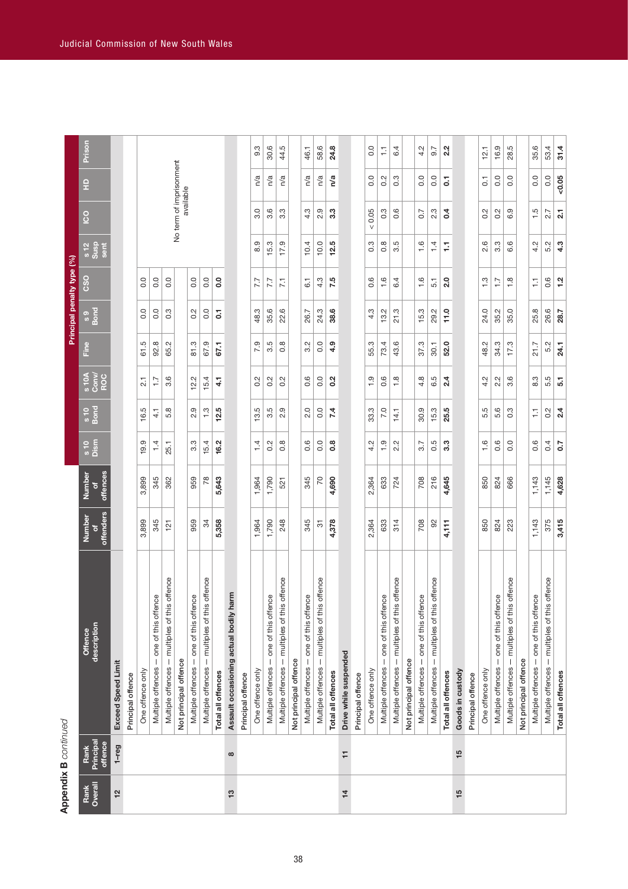Appendix B *continued*

| Rank Overall | Rank Principal offence | Offence description | Number of offenders | Number of offences | s 10 Dism | s 10 Bond | s 10A Conv/ROC | Fine | s 9 Bond | CSO | s 12 Susp sent | ICO | HD | Prison |
|---|---|---|---|---|---|---|---|---|---|---|---|---|---|---|
| | | | | | Principal penalty type (%) | | | | | | | | | |
| 12 | 1–reg | **Exceed Speed Limit** | | | | | | | | | | | | |
| | | Principal offence | | | | | | | | | | | | |
| | | One offence only | 3,899 | 3,899 | 19.9 | 16.5 | 2.1 | 61.5 | 0.0 | 0.0 | No term of imprisonment available | | | |
| | | Multiple offences – one of this offence | 345 | 345 | 1.4 | 4.1 | 1.7 | 92.8 | 0.0 | 0.0 | | | | |
| | | Multiple offences – multiples of this offence | 121 | 362 | 25.1 | 5.8 | 3.6 | 65.2 | 0.3 | 0.0 | | | | |
| | | Not principal offence | | | | | | | | | | | | |
| | | Multiple offences – one of this offence | 959 | 959 | 3.3 | 2.9 | 12.2 | 81.3 | 0.2 | 0.0 | | | | |
| | | Multiple offences – multiples of this offence | 34 | 78 | 15.4 | 1.3 | 15.4 | 67.9 | 0.0 | 0.0 | | | | |
| | | **Total all offences** | **5,358** | **5,643** | **16.2** | **12.5** | **4.1** | **67.1** | **0.1** | **0.0** | | | | |
| 13 | 8 | **Assault occasioning actual bodily harm** | | | | | | | | | | | | |
| | | Principal offence | | | | | | | | | | | | |
| | | One offence only | 1,964 | 1,964 | 1.4 | 13.5 | 0.2 | 7.9 | 48.3 | 7.7 | 8.9 | 3.0 | n/a | 9.3 |
| | | Multiple offences – one of this offence | 1,790 | 1,790 | 0.2 | 3.5 | 0.2 | 3.5 | 35.6 | 7.7 | 15.3 | 3.6 | n/a | 30.6 |
| | | Multiple offences – multiples of this offence | 248 | 521 | 0.8 | 2.9 | 0.2 | 0.8 | 22.6 | 7.1 | 17.9 | 3.3 | n/a | 44.5 |
| | | Not principal offence | | | | | | | | | | | | |
| | | Multiple offences – one of this offence | 345 | 345 | 0.6 | 2.0 | 0.6 | 3.2 | 26.7 | 6.1 | 10.4 | 4.3 | n/a | 46.1 |
| | | Multiple offences – multiples of this offence | 31 | 70 | 0.0 | 0.0 | 0.0 | 0.0 | 24.3 | 4.3 | 10.0 | 2.9 | n/a | 58.6 |
| | | **Total all offences** | **4,378** | **4,690** | **0.8** | **7.4** | **0.2** | **4.9** | **38.6** | **7.5** | **12.5** | **3.3** | **n/a** | **24.8** |
| 14 | 11 | **Drive while suspended** | | | | | | | | | | | | |
| | | Principal offence | | | | | | | | | | | | |
| | | One offence only | 2,364 | 2,364 | 4.2 | 33.3 | 1.9 | 55.3 | 4.3 | 0.6 | 0.3 | < 0.05 | 0.0 | 0.0 |
| | | Multiple offences – one of this offence | 633 | 633 | 1.9 | 7.0 | 0.6 | 73.4 | 13.2 | 1.6 | 0.8 | 0.3 | 0.2 | 1.1 |
| | | Multiple offences – multiples of this offence | 314 | 724 | 2.2 | 14.1 | 1.8 | 43.6 | 21.3 | 6.4 | 3.5 | 0.6 | 0.3 | 6.4 |
| | | Not principal offence | | | | | | | | | | | | |
| | | Multiple offences – one of this offence | 708 | 708 | 3.7 | 30.9 | 4.8 | 37.3 | 15.3 | 1.6 | 1.6 | 0.7 | 0.0 | 4.2 |
| | | Multiple offences – multiples of this offence | 92 | 216 | 0.5 | 15.3 | 6.5 | 30.1 | 29.2 | 5.1 | 1.4 | 2.3 | 0.0 | 9.7 |
| | | **Total all offences** | **4,111** | **4,645** | **3.3** | **25.5** | **2.4** | **52.0** | **11.0** | **2.0** | **1.1** | **0.4** | **0.1** | **2.2** |
| 15 | 15 | **Goods in custody** | | | | | | | | | | | | |
| | | Principal offence | | | | | | | | | | | | |
| | | One offence only | 850 | 850 | 1.6 | 5.5 | 4.2 | 48.2 | 24.0 | 1.3 | 2.6 | 0.2 | 0.1 | 12.1 |
| | | Multiple offences – one of this offence | 824 | 824 | 0.6 | 5.6 | 2.2 | 34.3 | 35.2 | 1.7 | 3.3 | 0.2 | 0.0 | 16.9 |
| | | Multiple offences – multiples of this offence | 223 | 666 | 0.0 | 0.3 | 3.6 | 17.3 | 35.0 | 1.8 | 6.6 | 6.9 | 0.0 | 28.5 |
| | | Not principal offence | | | | | | | | | | | | |
| | | Multiple offences – one of this offence | 1,143 | 1,143 | 0.6 | 1.1 | 8.3 | 21.7 | 25.8 | 1.1 | 4.2 | 1.5 | 0.0 | 35.6 |
| | | Multiple offences – multiples of this offence | 375 | 1,145 | 0.4 | 0.2 | 5.5 | 5.2 | 26.6 | 0.6 | 5.2 | 2.7 | 0.0 | 53.4 |
| | | **Total all offences** | **3,415** | **4,628** | **0.7** | **2.4** | **5.1** | **24.1** | **28.7** | **1.2** | **4.3** | **2.1** | **<0.05** | **31.4** |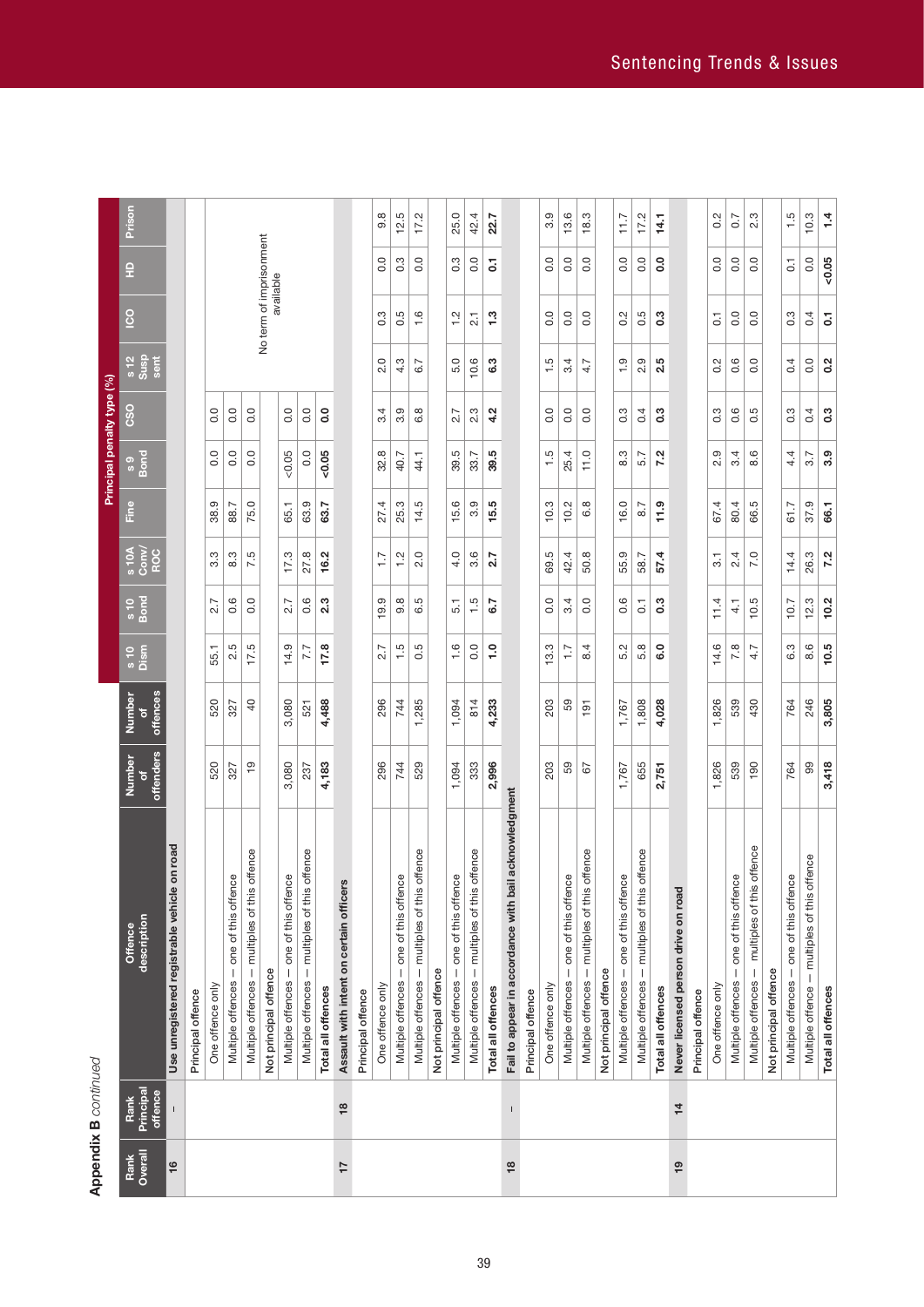**Appendix B** *continued*

| Rank Overall | Rank Principal offence | Offence description | Number of offenders | Number of offences | Principal penalty type (%) | | | | | | | | | | |
|---|---|---|---|---|---|---|---|---|---|---|---|---|---|---|---|
| | | | | | s 10 Dism | s 10 Bond | s 10A Conv/ROC | Fine | s 9 Bond | CSO | s 12 Susp sent | ICO | HD | Prison |
| **16** | **–** | **Use unregistered registrable vehicle on road** | | | | | | | | | | | | |
| | | Principal offence | | | | | | | | | | | | |
| | | One offence only | 520 | 520 | 55.1 | 2.7 | 3.3 | 38.9 | 0.0 | 0.0 | No term of imprisonment available | | | |
| | | Multiple offences – one of this offence | 327 | 327 | 2.5 | 0.6 | 8.3 | 88.7 | 0.0 | 0.0 | | | | |
| | | Multiple offences – multiples of this offence | 19 | 40 | 17.5 | 0.0 | 7.5 | 75.0 | 0.0 | 0.0 | | | | |
| | | Not principal offence | | | | | | | | | | | | |
| | | Multiple offences – one of this offence | 3,080 | 3,080 | 14.9 | 2.7 | 17.3 | 65.1 | <0.05 | 0.0 | | | | |
| | | Multiple offences – multiples of this offence | 237 | 521 | 7.7 | 0.6 | 27.8 | 63.9 | 0.0 | 0.0 | | | | |
| | | **Total all offences** | **4,183** | **4,488** | **17.8** | **2.3** | **16.2** | **63.7** | **<0.05** | **0.0** | | | | |
| **17** | **18** | **Assault with intent on certain officers** | | | | | | | | | | | | |
| | | Principal offence | | | | | | | | | | | | |
| | | One offence only | 296 | 296 | 2.7 | 19.9 | 1.7 | 27.4 | 32.8 | 3.4 | 2.0 | 0.3 | 0.0 | 9.8 |
| | | Multiple offences – one of this offence | 744 | 744 | 1.5 | 9.8 | 1.2 | 25.3 | 40.7 | 3.9 | 4.3 | 0.5 | 0.3 | 12.5 |
| | | Multiple offences – multiples of this offence | 529 | 1,285 | 0.5 | 6.5 | 2.0 | 14.5 | 44.1 | 6.8 | 6.7 | 1.6 | 0.0 | 17.2 |
| | | Not principal offence | | | | | | | | | | | | |
| | | Multiple offences – one of this offence | 1,094 | 1,094 | 1.6 | 5.1 | 4.0 | 15.6 | 39.5 | 2.7 | 5.0 | 1.2 | 0.3 | 25.0 |
| | | Multiple offences – multiples of this offence | 333 | 814 | 0.0 | 1.5 | 3.6 | 3.9 | 33.7 | 2.3 | 10.6 | 2.1 | 0.0 | 42.4 |
| | | **Total all offences** | **2,996** | **4,233** | **1.0** | **6.7** | **2.7** | **15.5** | **39.5** | **4.2** | **6.3** | **1.3** | **0.1** | **22.7** |
| **18** | **–** | **Fail to appear in accordance with bail acknowledgment** | | | | | | | | | | | | |
| | | Principal offence | | | | | | | | | | | | |
| | | One offence only | 203 | 203 | 13.3 | 0.0 | 69.5 | 10.3 | 1.5 | 0.0 | 1.5 | 0.0 | 0.0 | 3.9 |
| | | Multiple offences – one of this offence | 59 | 59 | 1.7 | 3.4 | 42.4 | 10.2 | 25.4 | 0.0 | 3.4 | 0.0 | 0.0 | 13.6 |
| | | Multiple offences – multiples of this offence | 67 | 191 | 8.4 | 0.0 | 50.8 | 6.8 | 11.0 | 0.0 | 4.7 | 0.0 | 0.0 | 18.3 |
| | | Not principal offence | | | | | | | | | | | | |
| | | Multiple offences – one of this offence | 1,767 | 1,767 | 5.2 | 0.6 | 55.9 | 16.0 | 8.3 | 0.3 | 1.9 | 0.2 | 0.0 | 11.7 |
| | | Multiple offences – multiples of this offence | 655 | 1,808 | 5.8 | 0.1 | 58.7 | 8.7 | 5.7 | 0.4 | 2.9 | 0.5 | 0.0 | 17.2 |
| | | **Total all offences** | **2,751** | **4,028** | **6.0** | **0.3** | **57.4** | **11.9** | **7.2** | **0.3** | **2.5** | **0.3** | **0.0** | **14.1** |
| **19** | **14** | **Never licensed person drive on road** | | | | | | | | | | | | |
| | | Principal offence | | | | | | | | | | | | |
| | | One offence only | 1,826 | 1,826 | 14.6 | 11.4 | 3.1 | 67.4 | 2.9 | 0.3 | 0.2 | 0.1 | 0.0 | 0.2 |
| | | Multiple offences – one of this offence | 539 | 539 | 7.8 | 4.1 | 2.4 | 80.4 | 3.4 | 0.6 | 0.6 | 0.0 | 0.0 | 0.7 |
| | | Multiple offences – multiples of this offence | 190 | 430 | 4.7 | 10.5 | 7.0 | 66.5 | 8.6 | 0.5 | 0.0 | 0.0 | 0.0 | 2.3 |
| | | Not principal offence | | | | | | | | | | | | |
| | | Multiple offences – one of this offence | 764 | 764 | 6.3 | 10.7 | 14.4 | 61.7 | 4.4 | 0.3 | 0.4 | 0.3 | 0.1 | 1.5 |
| | | Multiple offence – multiples of this offence | 99 | 246 | 8.6 | 12.3 | 26.3 | 37.9 | 3.7 | 0.4 | 0.0 | 0.4 | 0.0 | 10.3 |
| | | **Total all offences** | **3,418** | **3,805** | **10.5** | **10.2** | **7.2** | **66.1** | **3.9** | **0.3** | **0.2** | **0.1** | **<0.05** | **1.4** |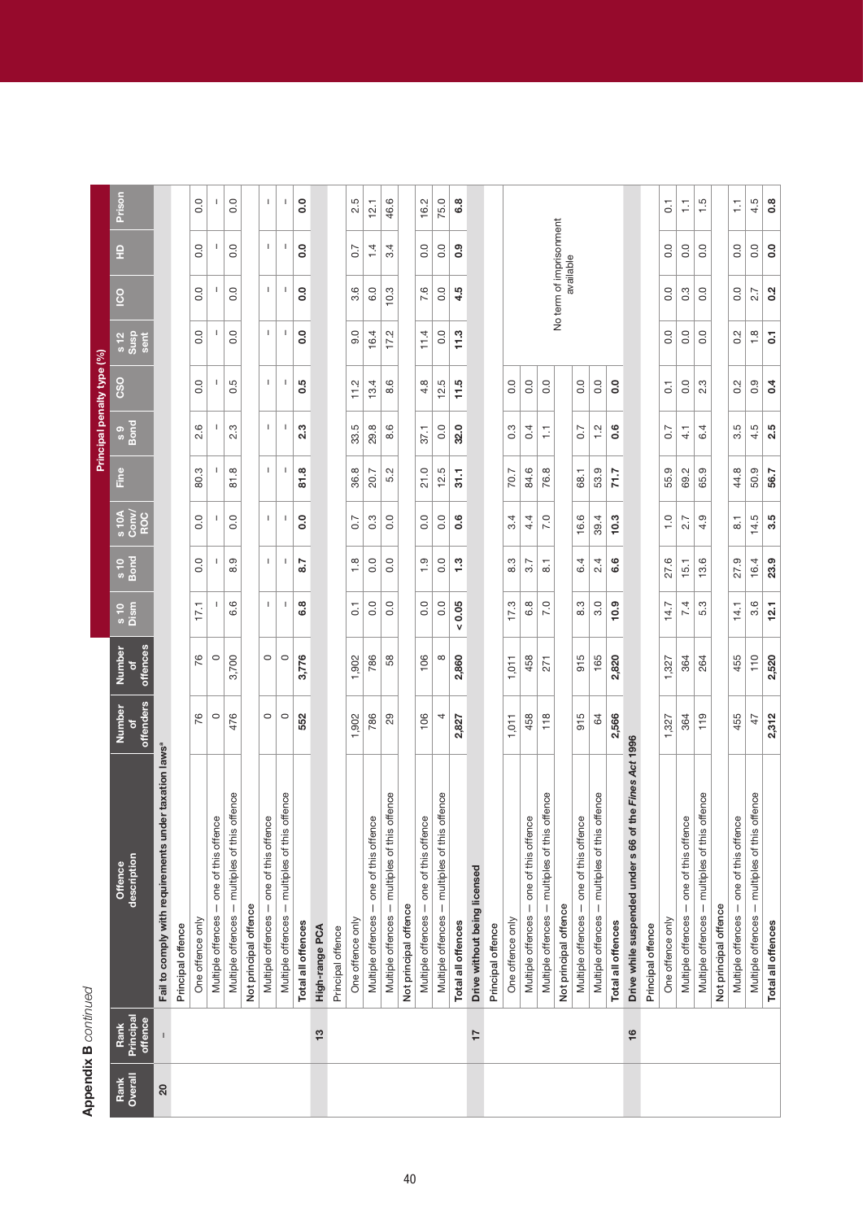**Appendix B** *continued*

| Rank Overall | Rank Principal offence | Offence description | Number of offenders | Number of offences | Principal penalty type (%) | | | | | | | | | | |
|---|---|---|---|---|---|---|---|---|---|---|---|---|---|---|---|
| | | | | | s 10 Dism | s 10 Bond | s 10A Conv/ROC | Fine | s 9 Bond | CSO | s 12 Susp sent | ICO | HD | Prison |
| **20** | **–** | **Fail to comply with requirements under taxation laws**[a] | | | | | | | | | | | | |
| | | Principal offence | | | | | | | | | | | | |
| | | One offence only | 76 | 76 | 17.1 | 0.0 | 0.0 | 80.3 | 2.6 | 0.0 | 0.0 | 0.0 | 0.0 | 0.0 |
| | | Multiple offences – one of this offence | 0 | 0 | – | – | – | – | – | – | – | – | – | – |
| | | Multiple offences – multiples of this offence | 476 | 3,700 | 6.6 | 8.9 | 0.0 | 81.8 | 2.3 | 0.5 | 0.0 | 0.0 | 0.0 | 0.0 |
| | | Not principal offence | | | | | | | | | | | | |
| | | Multiple offences – one of this offence | 0 | 0 | – | – | – | – | – | – | – | – | – | – |
| | | Multiple offences – multiples of this offence | 0 | 0 | – | – | – | – | – | – | – | – | – | – |
| | | **Total all offences** | **552** | **3,776** | **6.8** | **8.7** | **0.0** | **81.8** | **2.3** | **0.5** | **0.0** | **0.0** | **0.0** | **0.0** |
| | **13** | **High-range PCA** | | | | | | | | | | | | |
| | | Principal offence | | | | | | | | | | | | |
| | | One offence only | 1,902 | 1,902 | 0.1 | 1.8 | 0.7 | 36.8 | 33.5 | 11.2 | 9.0 | 3.6 | 0.7 | 2.5 |
| | | Multiple offences – one of this offence | 786 | 786 | 0.0 | 0.0 | 0.3 | 20.7 | 29.8 | 13.4 | 16.4 | 6.0 | 1.4 | 12.1 |
| | | Multiple offences – multiples of this offence | 29 | 58 | 0.0 | 0.0 | 0.0 | 5.2 | 8.6 | 8.6 | 17.2 | 10.3 | 3.4 | 46.6 |
| | | Not principal offence | | | | | | | | | | | | |
| | | Multiple offences – one of this offence | 106 | 106 | 0.0 | 1.9 | 0.0 | 21.0 | 37.1 | 4.8 | 11.4 | 7.6 | 0.0 | 16.2 |
| | | Multiple offences – multiples of this offence | 4 | 8 | 0.0 | 0.0 | 0.0 | 12.5 | 0.0 | 12.5 | 0.0 | 0.0 | 0.0 | 75.0 |
| | | **Total all offences** | **2,827** | **2,860** | **< 0.05** | **1.3** | **0.6** | **31.1** | **32.0** | **11.5** | **11.3** | **4.5** | **0.9** | **6.8** |
| | **17** | **Drive without being licensed** | | | | | | | | | | | | |
| | | Principal offence | | | | | | | | | | | | |
| | | One offence only | 1,011 | 1,011 | 17.3 | 8.3 | 3.4 | 70.7 | 0.3 | 0.0 | No term of imprisonment available | | | |
| | | Multiple offences – one of this offence | 458 | 458 | 6.8 | 3.7 | 4.4 | 84.6 | 0.4 | 0.0 | | | | |
| | | Multiple offences – multiples of this offence | 118 | 271 | 7.0 | 8.1 | 7.0 | 76.8 | 1.1 | 0.0 | | | | |
| | | Not principal offence | | | | | | | | | | | | |
| | | Multiple offences – one of this offence | 915 | 915 | 8.3 | 6.4 | 16.6 | 68.1 | 0.7 | 0.0 | | | | |
| | | Multiple offences – multiples of this offence | 64 | 165 | 3.0 | 2.4 | 39.4 | 53.9 | 1.2 | 0.0 | | | | |
| | | **Total all offences** | **2,566** | **2,820** | **10.9** | **6.6** | **10.3** | **71.7** | **0.6** | **0.0** | | | | |
| | **16** | **Drive while suspended under s 66 of the *Fines Act 1996*** | | | | | | | | | | | | |
| | | Principal offence | | | | | | | | | | | | |
| | | One offence only | 1,327 | 1,327 | 14.7 | 27.6 | 1.0 | 55.9 | 0.7 | 0.1 | 0.0 | 0.0 | 0.0 | 0.1 |
| | | Multiple offences – one of this offence | 364 | 364 | 7.4 | 15.1 | 2.7 | 69.2 | 4.1 | 0.0 | 0.0 | 0.3 | 0.0 | 1.1 |
| | | Multiple offences – multiples of this offence | 119 | 264 | 5.3 | 13.6 | 4.9 | 65.9 | 6.4 | 2.3 | 0.0 | 0.0 | 0.0 | 1.5 |
| | | Not principal offence | | | | | | | | | | | | |
| | | Multiple offences – one of this offence | 455 | 455 | 14.1 | 27.9 | 8.1 | 44.8 | 3.5 | 0.2 | 0.2 | 0.0 | 0.0 | 1.1 |
| | | Multiple offences – multiples of this offence | 47 | 110 | 3.6 | 16.4 | 14.5 | 50.9 | 4.5 | 0.9 | 1.8 | 2.7 | 0.0 | 4.5 |
| | | **Total all offences** | **2,312** | **2,520** | **12.1** | **23.9** | **3.5** | **56.7** | **2.5** | **0.4** | **0.1** | **0.2** | **0.0** | **0.8** |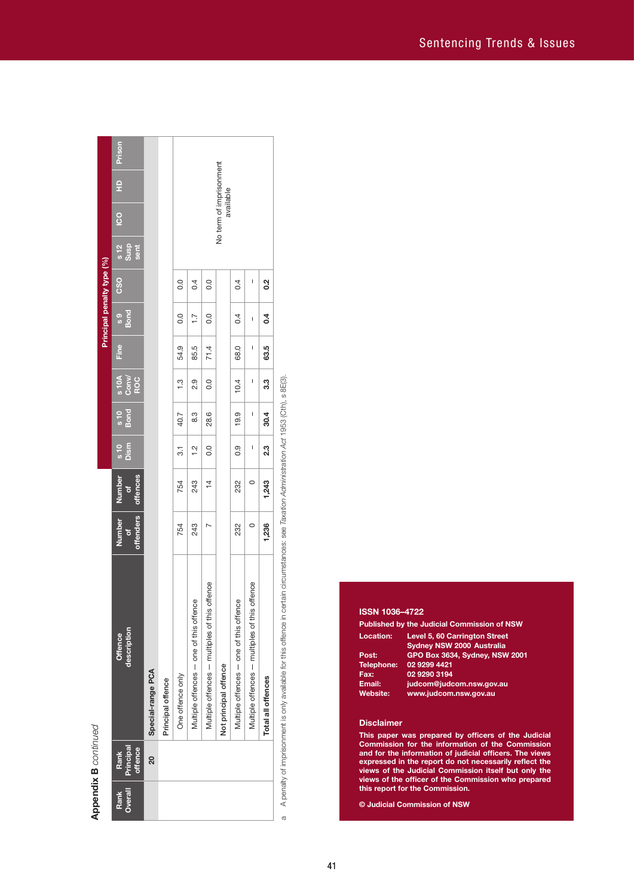## Appendix B *continued*

| Rank Overall | Rank Principal offence | Offence description | Number of offenders | Number of offences | s 10 Dism | s 10 Bond | s 10A Conv/ ROC | Fine | s 9 Bond | CSO | s 12 Susp sent | ICO | HD | Prison |
|---|---|---|---|---|---|---|---|---|---|---|---|---|---|---|
| | | | | | Principal penalty type (%) | | | | | | | | | |
| | 20 | Special-range PCA | | | | | | | | | | | | |
| | | Principal offence | | | | | | | | | | | | |
| | | One offence only | 754 | 754 | 3.1 | 40.7 | 1.3 | 54.9 | 0.0 | 0.0 | No term of imprisonment available | | | |
| | | Multiple offences — one of this offence | 243 | 243 | 1.2 | 8.3 | 2.9 | 85.5 | 1.7 | 0.4 | | | | |
| | | Multiple offences — multiples of this offence | 7 | 14 | 0.0 | 28.6 | 0.0 | 71.4 | 0.0 | 0.0 | | | | |
| | | Not principal offence | | | | | | | | | | | | |
| | | Multiple offences — one of this offence | 232 | 232 | 0.9 | 19.9 | 10.4 | 68.0 | 0.4 | 0.4 | | | | |
| | | Multiple offences — multiples of this offence | 0 | 0 | – | – | – | – | – | – | | | | |
| | | **Total all offences** | **1,236** | **1,243** | **2.3** | **30.4** | **3.3** | **63.5** | **0.4** | **0.2** | | | | |

a A penalty of imprisonment is only available for this offence in certain circumstances: see *Taxation Administration Act* 1953 (Cth), s 8E(3).

**ISSN 1036–4722**

**Published by the Judicial Commission of NSW**

**Location:** Level 5, 60 Carrington Street, Sydney NSW 2000 Australia
**Post:** GPO Box 3634, Sydney, NSW 2001
**Telephone:** 02 9299 4421
**Fax:** 02 9290 3194
**Email:** judcom@judcom.nsw.gov.au
**Website:** www.judcom.nsw.gov.au

### Disclaimer

**This paper was prepared by officers of the Judicial Commission for the information of the Commission and for the information of judicial officers. The views expressed in the report do not necessarily reflect the views of the Judicial Commission itself but only the views of the officer of the Commission who prepared this report for the Commission.**

**© Judicial Commission of NSW**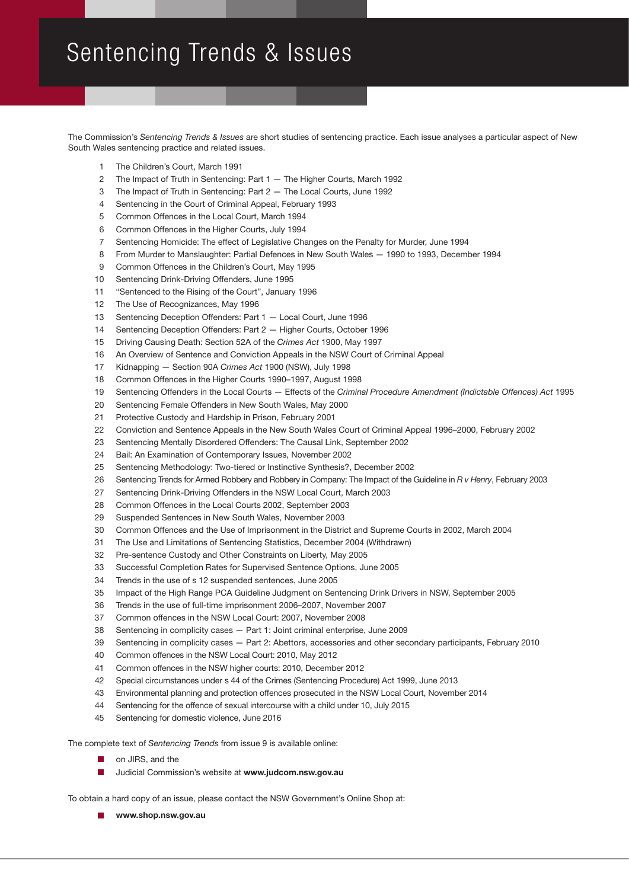# Sentencing Trends & Issues

The Commission's *Sentencing Trends & Issues* are short studies of sentencing practice. Each issue analyses a particular aspect of New South Wales sentencing practice and related issues.

1. The Children's Court, March 1991
2. The Impact of Truth in Sentencing: Part 1 — The Higher Courts, March 1992
3. The Impact of Truth in Sentencing: Part 2 — The Local Courts, June 1992
4. Sentencing in the Court of Criminal Appeal, February 1993
5. Common Offences in the Local Court, March 1994
6. Common Offences in the Higher Courts, July 1994
7. Sentencing Homicide: The effect of Legislative Changes on the Penalty for Murder, June 1994
8. From Murder to Manslaughter: Partial Defences in New South Wales — 1990 to 1993, December 1994
9. Common Offences in the Children's Court, May 1995
10. Sentencing Drink-Driving Offenders, June 1995
11. "Sentenced to the Rising of the Court", January 1996
12. The Use of Recognizances, May 1996
13. Sentencing Deception Offenders: Part 1 — Local Court, June 1996
14. Sentencing Deception Offenders: Part 2 — Higher Courts, October 1996
15. Driving Causing Death: Section 52A of the *Crimes Act* 1900, May 1997
16. An Overview of Sentence and Conviction Appeals in the NSW Court of Criminal Appeal
17. Kidnapping — Section 90A *Crimes Act* 1900 (NSW), July 1998
18. Common Offences in the Higher Courts 1990–1997, August 1998
19. Sentencing Offenders in the Local Courts — Effects of the *Criminal Procedure Amendment (Indictable Offences) Act* 1995
20. Sentencing Female Offenders in New South Wales, May 2000
21. Protective Custody and Hardship in Prison, February 2001
22. Conviction and Sentence Appeals in the New South Wales Court of Criminal Appeal 1996–2000, February 2002
23. Sentencing Mentally Disordered Offenders: The Causal Link, September 2002
24. Bail: An Examination of Contemporary Issues, November 2002
25. Sentencing Methodology: Two-tiered or Instinctive Synthesis?, December 2002
26. Sentencing Trends for Armed Robbery and Robbery in Company: The Impact of the Guideline in *R v Henry*, February 2003
27. Sentencing Drink-Driving Offenders in the NSW Local Court, March 2003
28. Common Offences in the Local Courts 2002, September 2003
29. Suspended Sentences in New South Wales, November 2003
30. Common Offences and the Use of Imprisonment in the District and Supreme Courts in 2002, March 2004
31. The Use and Limitations of Sentencing Statistics, December 2004 (Withdrawn)
32. Pre-sentence Custody and Other Constraints on Liberty, May 2005
33. Successful Completion Rates for Supervised Sentence Options, June 2005
34. Trends in the use of s 12 suspended sentences, June 2005
35. Impact of the High Range PCA Guideline Judgment on Sentencing Drink Drivers in NSW, September 2005
36. Trends in the use of full-time imprisonment 2006–2007, November 2007
37. Common offences in the NSW Local Court: 2007, November 2008
38. Sentencing in complicity cases — Part 1: Joint criminal enterprise, June 2009
39. Sentencing in complicity cases — Part 2: Abettors, accessories and other secondary participants, February 2010
40. Common offences in the NSW Local Court: 2010, May 2012
41. Common offences in the NSW higher courts: 2010, December 2012
42. Special circumstances under s 44 of the Crimes (Sentencing Procedure) Act 1999, June 2013
43. Environmental planning and protection offences prosecuted in the NSW Local Court, November 2014
44. Sentencing for the offence of sexual intercourse with a child under 10, July 2015
45. Sentencing for domestic violence, June 2016

The complete text of *Sentencing Trends* from issue 9 is available online:

- on JIRS, and the
- Judicial Commission's website at **www.judcom.nsw.gov.au**

To obtain a hard copy of an issue, please contact the NSW Government's Online Shop at:

- **www.shop.nsw.gov.au**